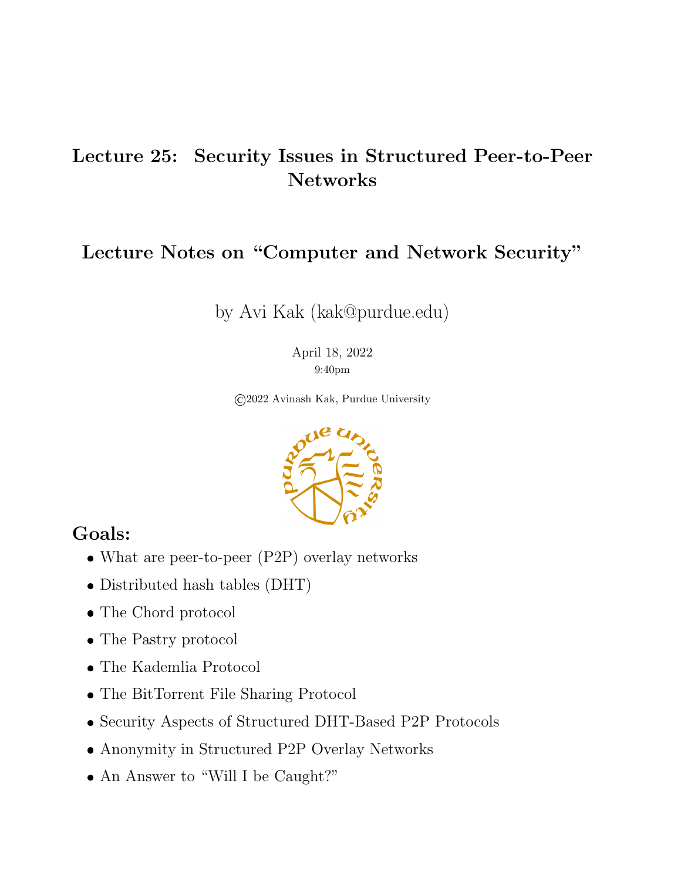# Lecture 25: Security Issues in Structured Peer-to-Peer Networks

## Lecture Notes on "Computer and Network Security"

by Avi Kak (kak@purdue.edu)

April 18, 2022
9:40pm

©2022 Avinash Kak, Purdue University

## Goals:

- What are peer-to-peer (P2P) overlay networks
- Distributed hash tables (DHT)
- The Chord protocol
- The Pastry protocol
- The Kademlia Protocol
- The BitTorrent File Sharing Protocol
- Security Aspects of Structured DHT-Based P2P Protocols
- Anonymity in Structured P2P Overlay Networks
- An Answer to "Will I be Caught?"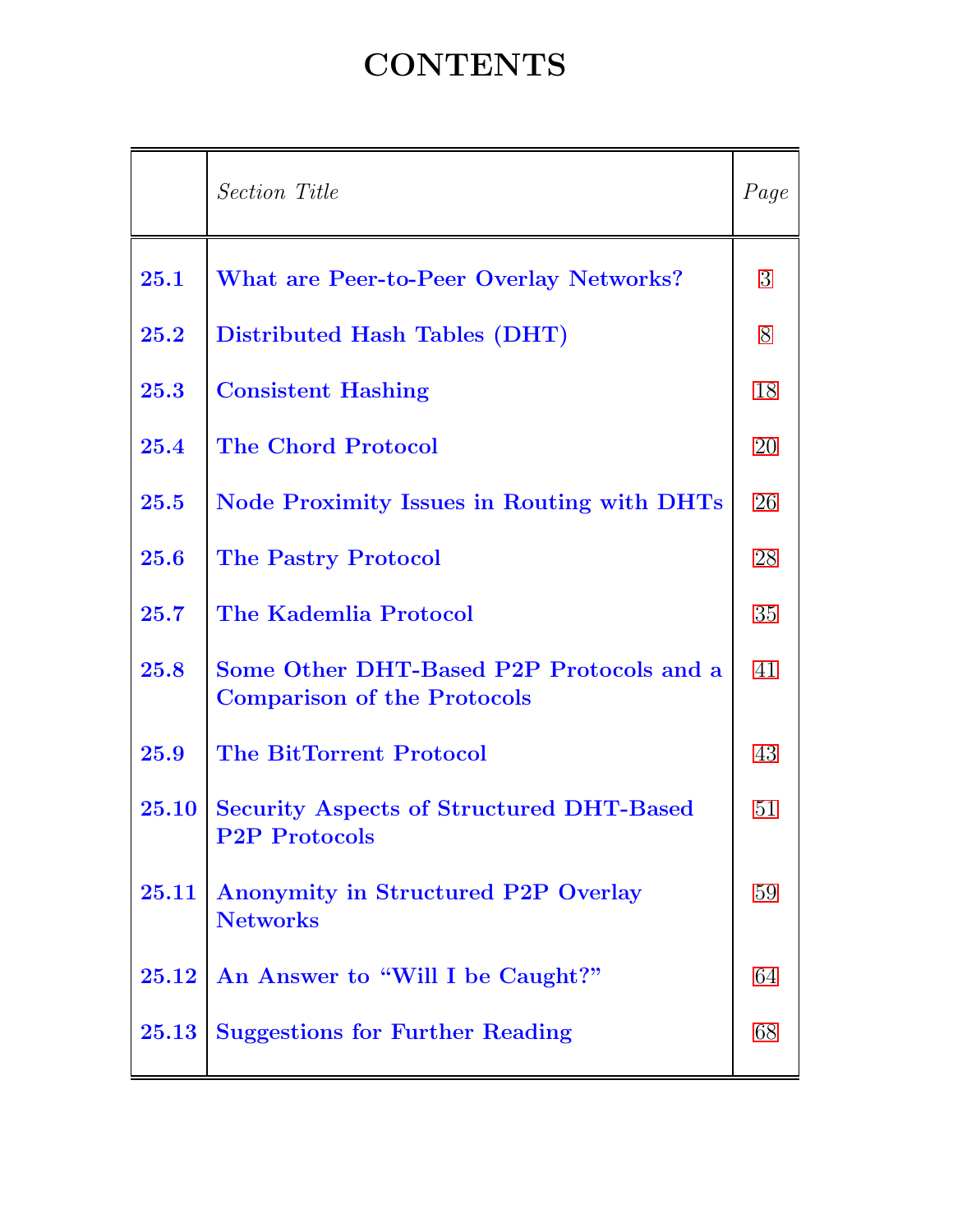# CONTENTS

| | *Section Title* | *Page* |
|---|---|---|
| **25.1** | **What are Peer-to-Peer Overlay Networks?** | 3 |
| **25.2** | **Distributed Hash Tables (DHT)** | 8 |
| **25.3** | **Consistent Hashing** | 18 |
| **25.4** | **The Chord Protocol** | 20 |
| **25.5** | **Node Proximity Issues in Routing with DHTs** | 26 |
| **25.6** | **The Pastry Protocol** | 28 |
| **25.7** | **The Kademlia Protocol** | 35 |
| **25.8** | **Some Other DHT-Based P2P Protocols and a Comparison of the Protocols** | 41 |
| **25.9** | **The BitTorrent Protocol** | 43 |
| **25.10** | **Security Aspects of Structured DHT-Based P2P Protocols** | 51 |
| **25.11** | **Anonymity in Structured P2P Overlay Networks** | 59 |
| **25.12** | **An Answer to "Will I be Caught?"** | 64 |
| **25.13** | **Suggestions for Further Reading** | 68 |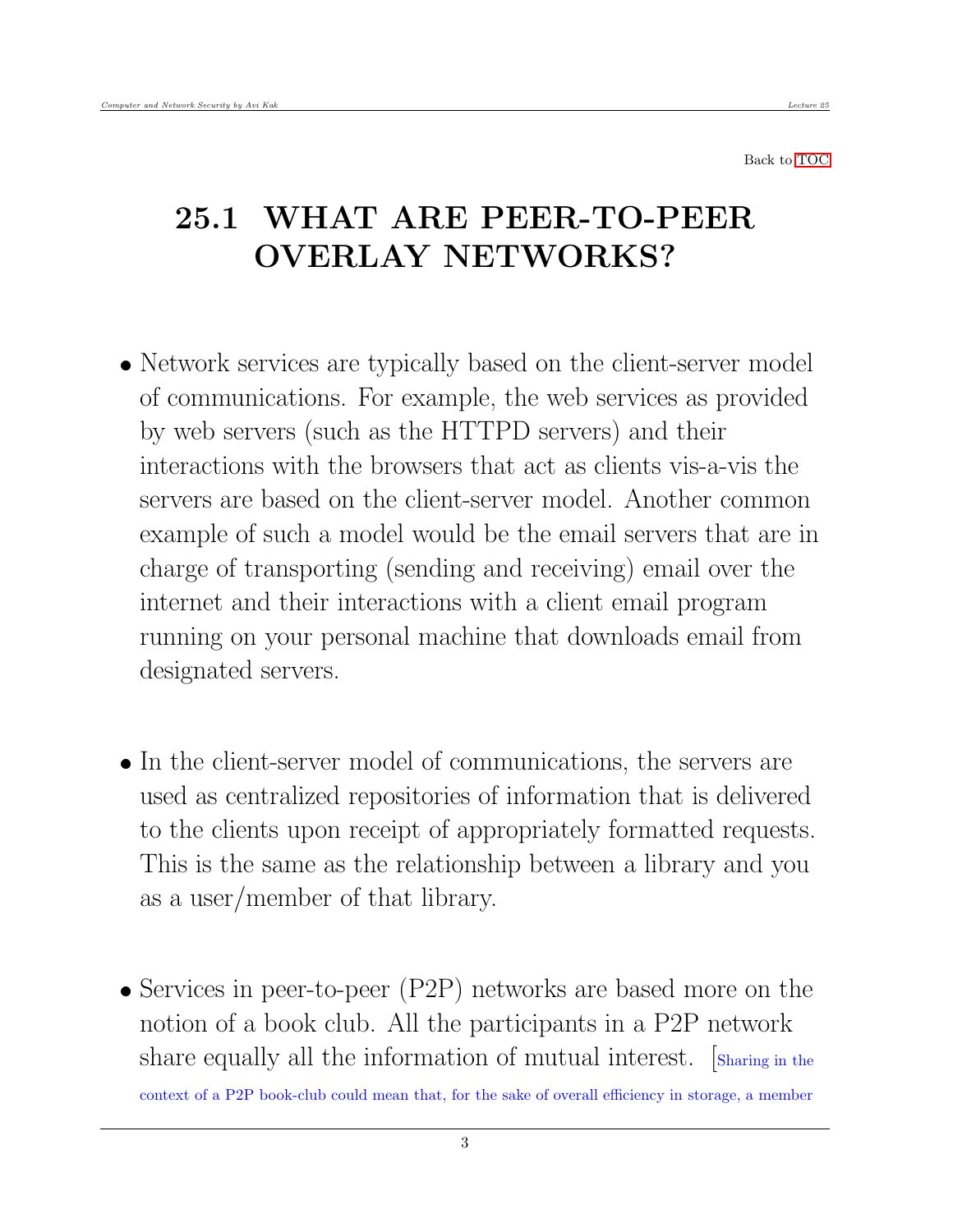Back to TOC

# 25.1 WHAT ARE PEER-TO-PEER OVERLAY NETWORKS?

- Network services are typically based on the client-server model of communications. For example, the web services as provided by web servers (such as the HTTPD servers) and their interactions with the browsers that act as clients vis-a-vis the servers are based on the client-server model. Another common example of such a model would be the email servers that are in charge of transporting (sending and receiving) email over the internet and their interactions with a client email program running on your personal machine that downloads email from designated servers.

- In the client-server model of communications, the servers are used as centralized repositories of information that is delivered to the clients upon receipt of appropriately formatted requests. This is the same as the relationship between a library and you as a user/member of that library.

- Services in peer-to-peer (P2P) networks are based more on the notion of a book club. All the participants in a P2P network share equally all the information of mutual interest. [Sharing in the context of a P2P book-club could mean that, for the sake of overall efficiency in storage, a member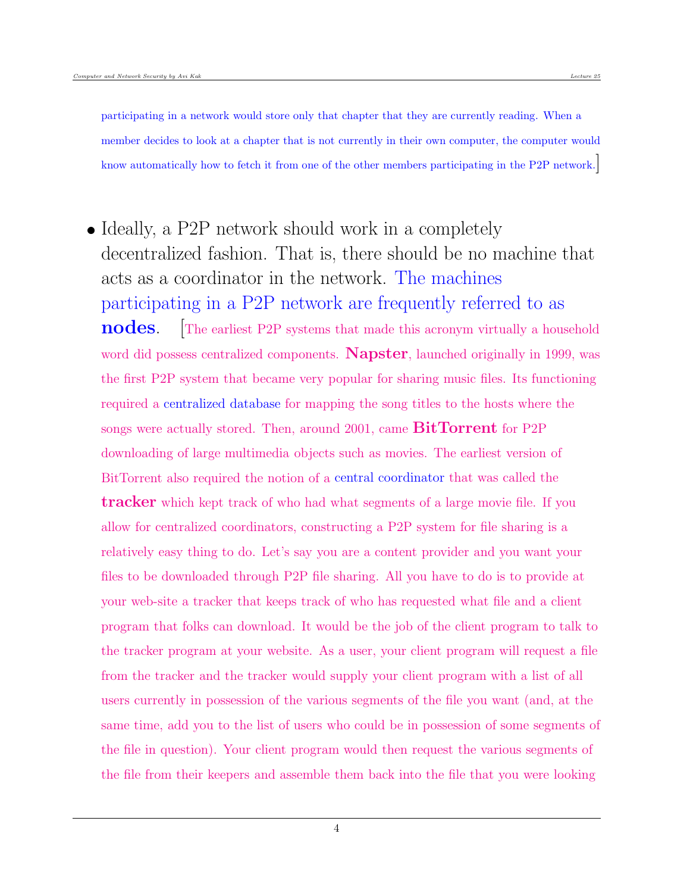participating in a network would store only that chapter that they are currently reading. When a member decides to look at a chapter that is not currently in their own computer, the computer would know automatically how to fetch it from one of the other members participating in the P2P network.]

- Ideally, a P2P network should work in a completely decentralized fashion. That is, there should be no machine that acts as a coordinator in the network. The machines participating in a P2P network are frequently referred to as **nodes**. [The earliest P2P systems that made this acronym virtually a household word did possess centralized components. **Napster**, launched originally in 1999, was the first P2P system that became very popular for sharing music files. Its functioning required a centralized database for mapping the song titles to the hosts where the songs were actually stored. Then, around 2001, came **BitTorrent** for P2P downloading of large multimedia objects such as movies. The earliest version of BitTorrent also required the notion of a central coordinator that was called the **tracker** which kept track of who had what segments of a large movie file. If you allow for centralized coordinators, constructing a P2P system for file sharing is a relatively easy thing to do. Let's say you are a content provider and you want your files to be downloaded through P2P file sharing. All you have to do is to provide at your web-site a tracker that keeps track of who has requested what file and a client program that folks can download. It would be the job of the client program to talk to the tracker program at your website. As a user, your client program will request a file from the tracker and the tracker would supply your client program with a list of all users currently in possession of the various segments of the file you want (and, at the same time, add you to the list of users who could be in possession of some segments of the file in question). Your client program would then request the various segments of the file from their keepers and assemble them back into the file that you were looking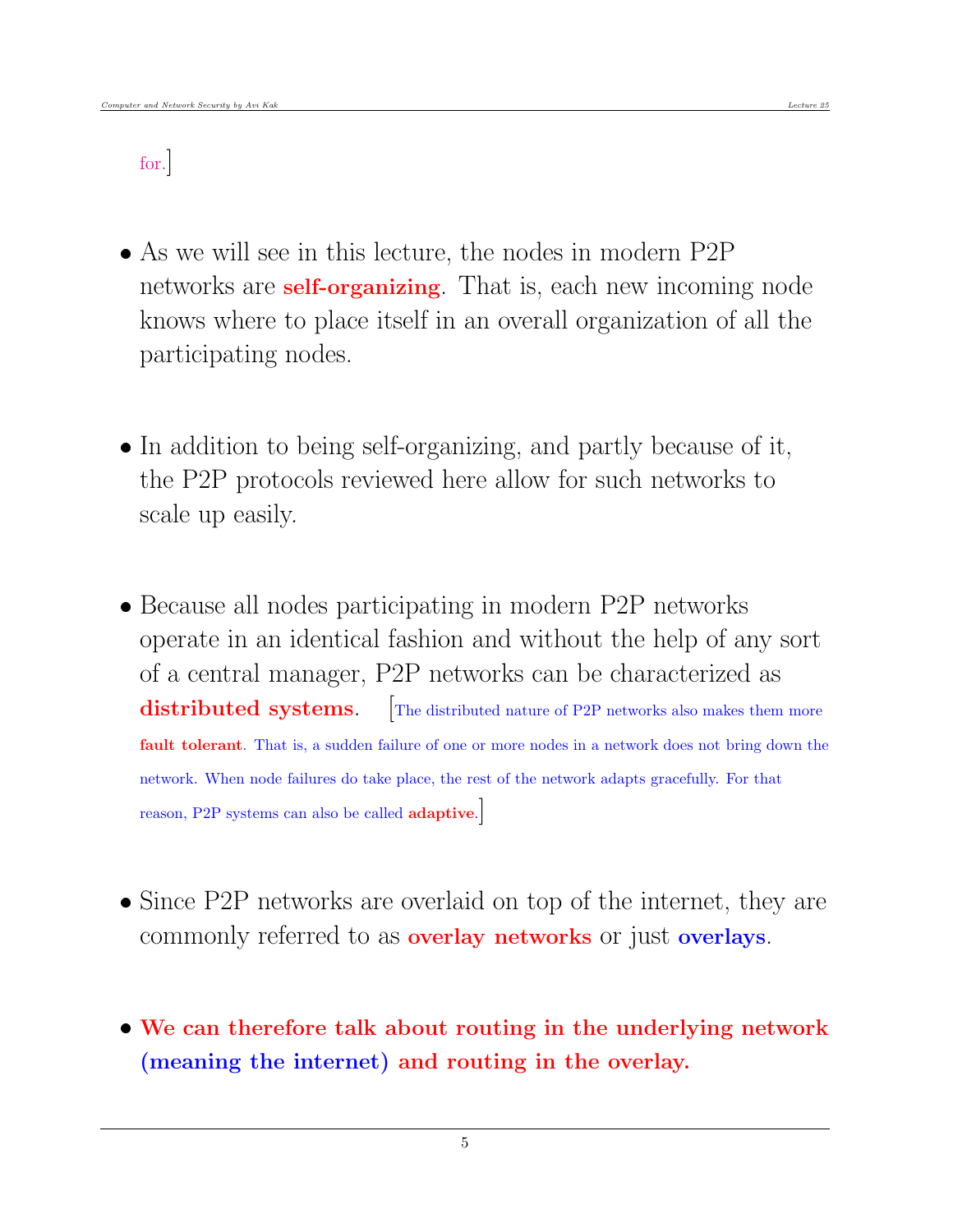for.]

- As we will see in this lecture, the nodes in modern P2P networks are **self-organizing**. That is, each new incoming node knows where to place itself in an overall organization of all the participating nodes.

- In addition to being self-organizing, and partly because of it, the P2P protocols reviewed here allow for such networks to scale up easily.

- Because all nodes participating in modern P2P networks operate in an identical fashion and without the help of any sort of a central manager, P2P networks can be characterized as **distributed systems**. [The distributed nature of P2P networks also makes them more **fault tolerant**. That is, a sudden failure of one or more nodes in a network does not bring down the network. When node failures do take place, the rest of the network adapts gracefully. For that reason, P2P systems can also be called **adaptive**.]

- Since P2P networks are overlaid on top of the internet, they are commonly referred to as **overlay networks** or just **overlays**.

- **We can therefore talk about routing in the underlying network (meaning the internet) and routing in the overlay.**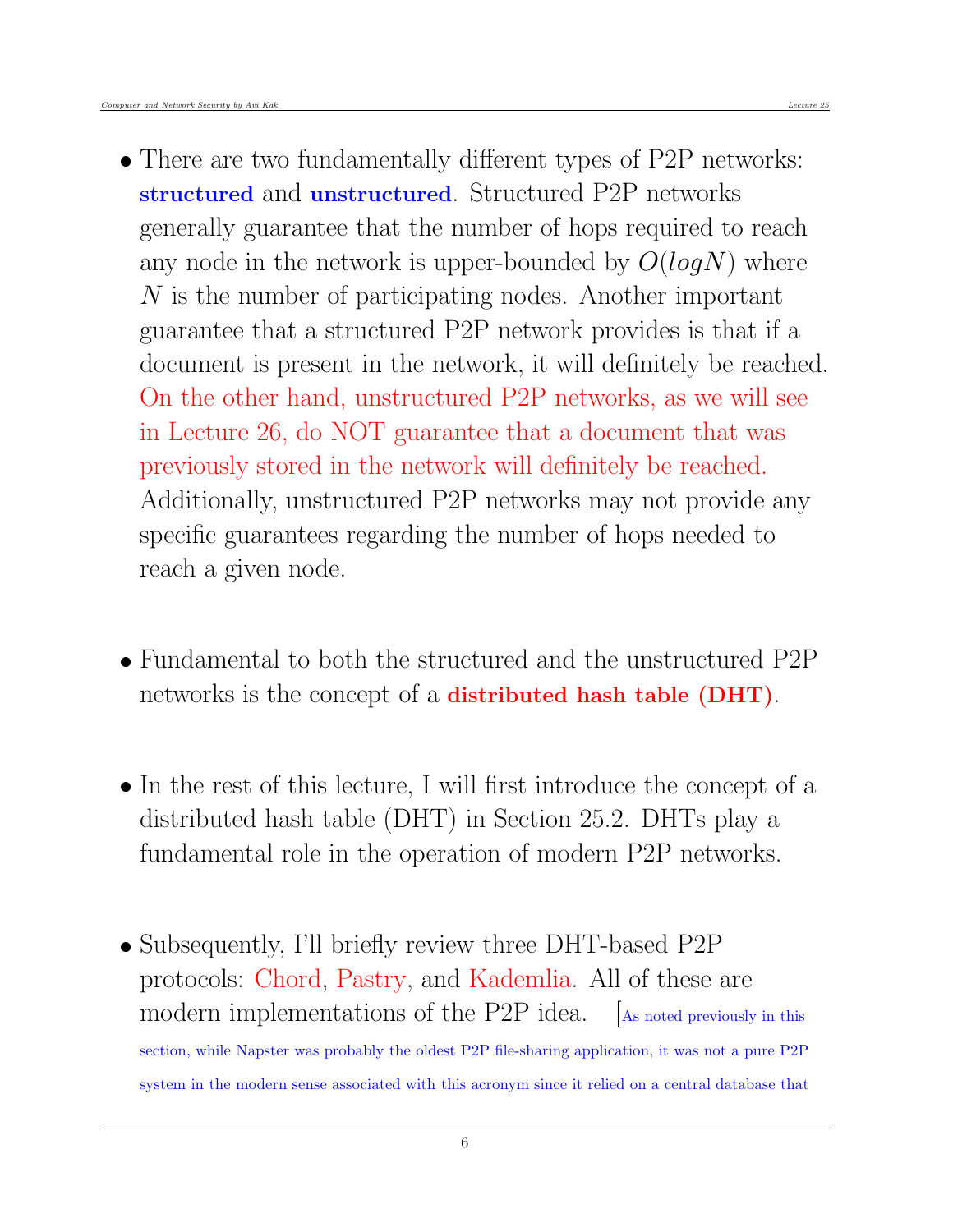- There are two fundamentally different types of P2P networks: **structured** and **unstructured**. Structured P2P networks generally guarantee that the number of hops required to reach any node in the network is upper-bounded by $O(logN)$ where $N$ is the number of participating nodes. Another important guarantee that a structured P2P network provides is that if a document is present in the network, it will definitely be reached. On the other hand, unstructured P2P networks, as we will see in Lecture 26, do NOT guarantee that a document that was previously stored in the network will definitely be reached. Additionally, unstructured P2P networks may not provide any specific guarantees regarding the number of hops needed to reach a given node.

- Fundamental to both the structured and the unstructured P2P networks is the concept of a **distributed hash table (DHT)**.

- In the rest of this lecture, I will first introduce the concept of a distributed hash table (DHT) in Section 25.2. DHTs play a fundamental role in the operation of modern P2P networks.

- Subsequently, I'll briefly review three DHT-based P2P protocols: Chord, Pastry, and Kademlia. All of these are modern implementations of the P2P idea. [As noted previously in this section, while Napster was probably the oldest P2P file-sharing application, it was not a pure P2P system in the modern sense associated with this acronym since it relied on a central database that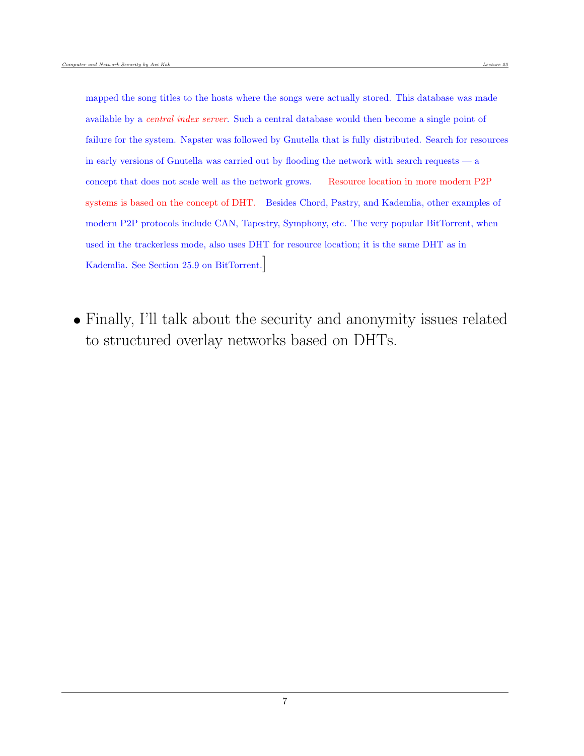mapped the song titles to the hosts where the songs were actually stored. This database was made available by a *central index server*. Such a central database would then become a single point of failure for the system. Napster was followed by Gnutella that is fully distributed. Search for resources in early versions of Gnutella was carried out by flooding the network with search requests — a concept that does not scale well as the network grows. Resource location in more modern P2P systems is based on the concept of DHT. Besides Chord, Pastry, and Kademlia, other examples of modern P2P protocols include CAN, Tapestry, Symphony, etc. The very popular BitTorrent, when used in the trackerless mode, also uses DHT for resource location; it is the same DHT as in Kademlia. See Section 25.9 on BitTorrent.]

- Finally, I'll talk about the security and anonymity issues related to structured overlay networks based on DHTs.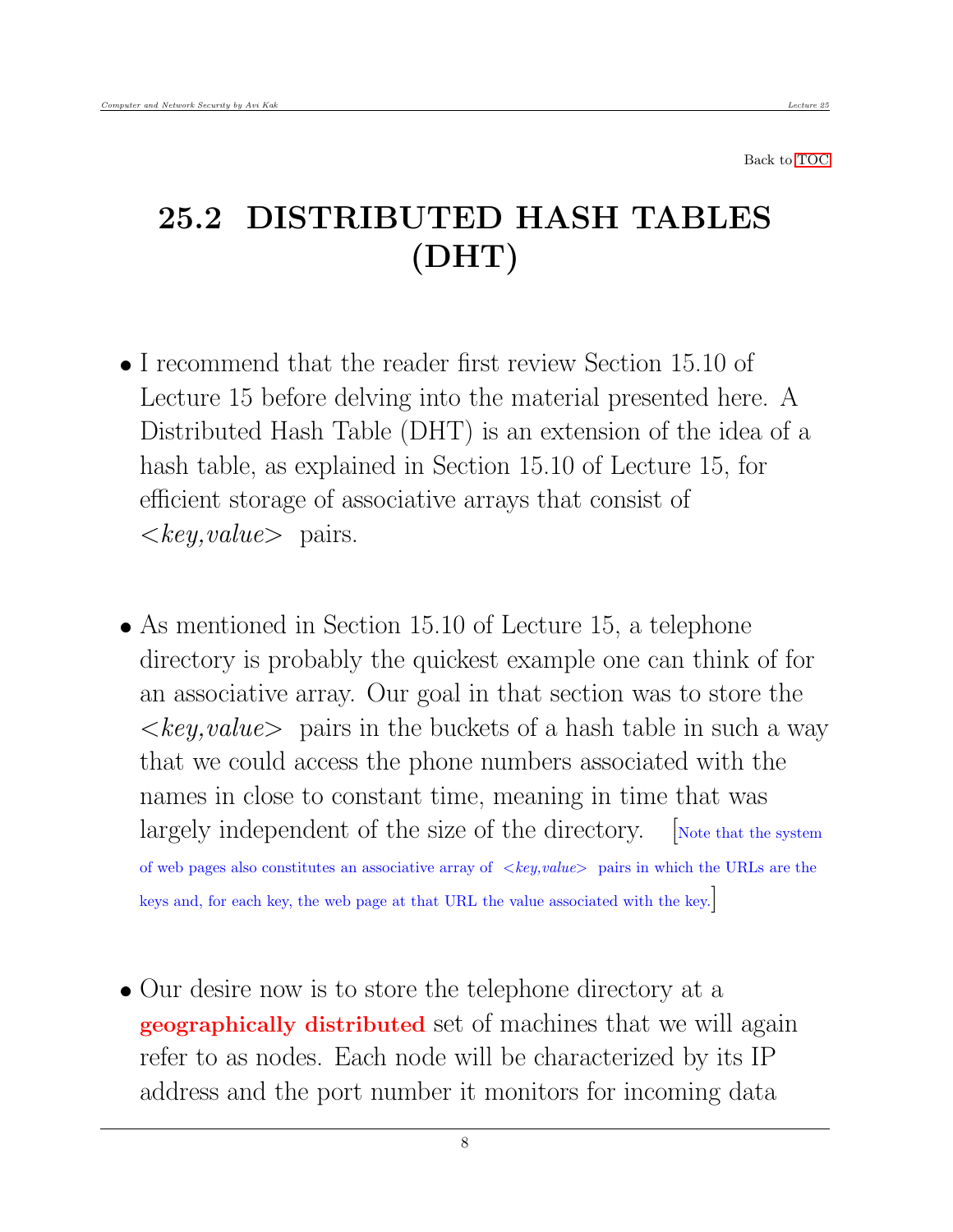Back to TOC

# 25.2 DISTRIBUTED HASH TABLES (DHT)

- I recommend that the reader first review Section 15.10 of Lecture 15 before delving into the material presented here. A Distributed Hash Table (DHT) is an extension of the idea of a hash table, as explained in Section 15.10 of Lecture 15, for efficient storage of associative arrays that consist of *<key,value>* pairs.

- As mentioned in Section 15.10 of Lecture 15, a telephone directory is probably the quickest example one can think of for an associative array. Our goal in that section was to store the *<key,value>* pairs in the buckets of a hash table in such a way that we could access the phone numbers associated with the names in close to constant time, meaning in time that was largely independent of the size of the directory. [Note that the system of web pages also constitutes an associative array of *<key,value>* pairs in which the URLs are the keys and, for each key, the web page at that URL the value associated with the key.]

- Our desire now is to store the telephone directory at a **geographically distributed** set of machines that we will again refer to as nodes. Each node will be characterized by its IP address and the port number it monitors for incoming data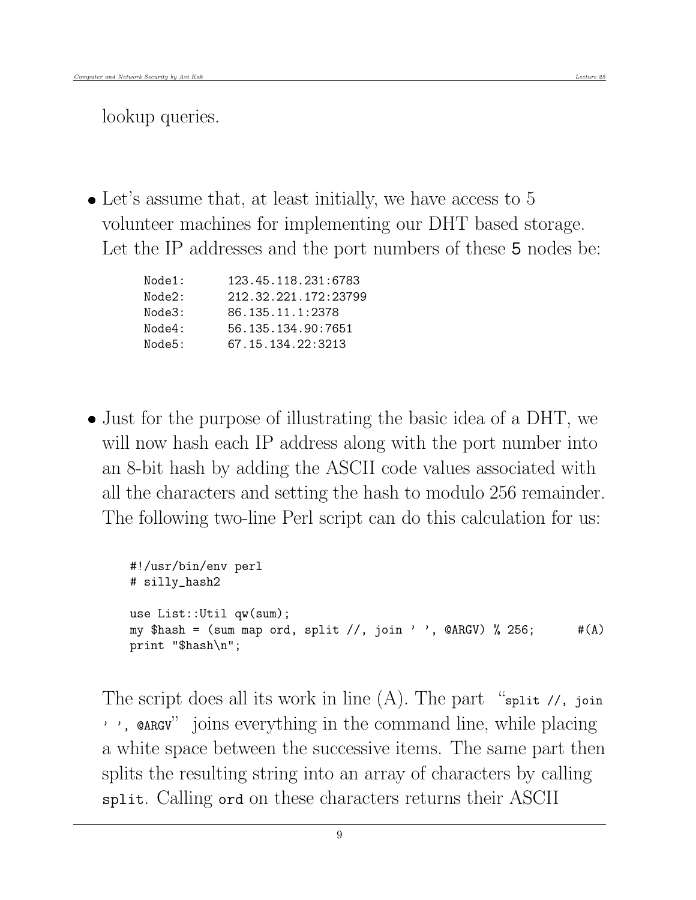lookup queries.

- Let's assume that, at least initially, we have access to 5 volunteer machines for implementing our DHT based storage. Let the IP addresses and the port numbers of these `5` nodes be:

```
Node1:      123.45.118.231:6783
Node2:      212.32.221.172:23799
Node3:      86.135.11.1:2378
Node4:      56.135.134.90:7651
Node5:      67.15.134.22:3213
```

- Just for the purpose of illustrating the basic idea of a DHT, we will now hash each IP address along with the port number into an 8-bit hash by adding the ASCII code values associated with all the characters and setting the hash to modulo 256 remainder. The following two-line Perl script can do this calculation for us:

```
#!/usr/bin/env perl
# silly_hash2

use List::Util qw(sum);
my $hash = (sum map ord, split //, join ' ', @ARGV) % 256;      #(A)
print "$hash\n";
```

  The script does all its work in line (A). The part "`split //, join ' ', @ARGV`" joins everything in the command line, while placing a white space between the successive items. The same part then splits the resulting string into an array of characters by calling `split`. Calling `ord` on these characters returns their ASCII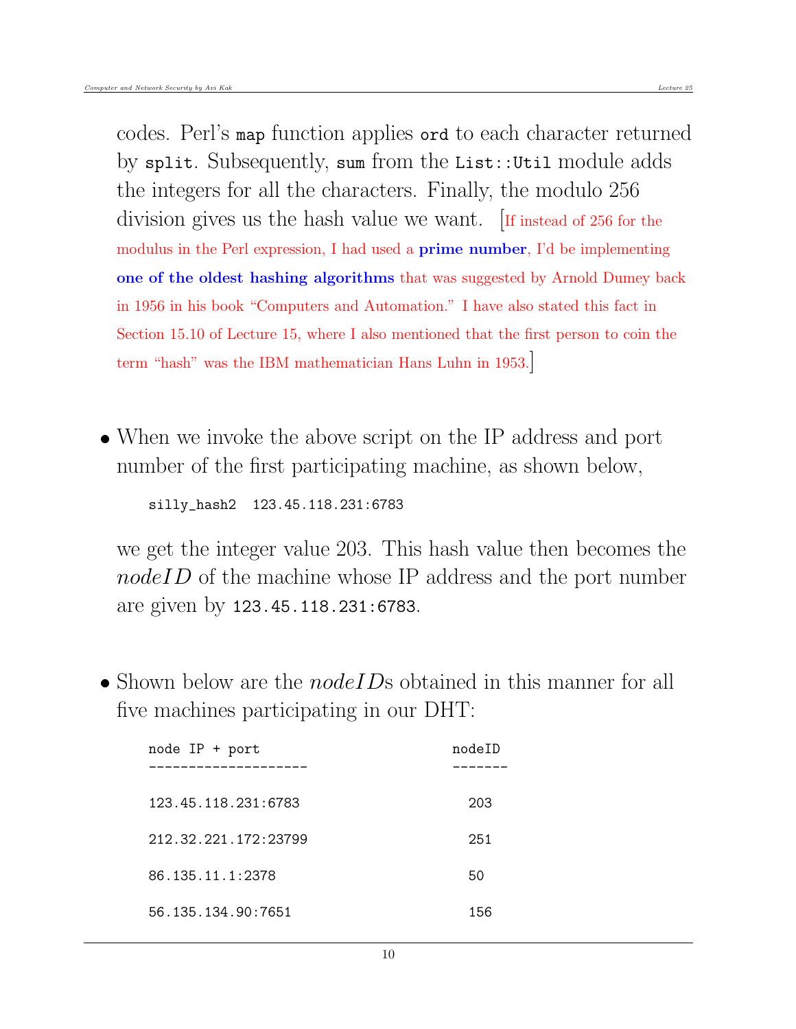codes. Perl's `map` function applies `ord` to each character returned by `split`. Subsequently, `sum` from the `List::Util` module adds the integers for all the characters. Finally, the modulo 256 division gives us the hash value we want. [If instead of 256 for the modulus in the Perl expression, I had used a **prime number**, I'd be implementing **one of the oldest hashing algorithms** that was suggested by Arnold Dumey back in 1956 in his book "Computers and Automation." I have also stated this fact in Section 15.10 of Lecture 15, where I also mentioned that the first person to coin the term "hash" was the IBM mathematician Hans Luhn in 1953.]

- When we invoke the above script on the IP address and port number of the first participating machine, as shown below,

```
silly_hash2  123.45.118.231:6783
```

we get the integer value 203. This hash value then becomes the *nodeID* of the machine whose IP address and the port number are given by `123.45.118.231:6783`.

- Shown below are the *nodeID*s obtained in this manner for all five machines participating in our DHT:

```
node IP + port                     nodeID
--------------------               -------

123.45.118.231:6783                  203

212.32.221.172:23799                 251

86.135.11.1:2378                     50

56.135.134.90:7651                   156
```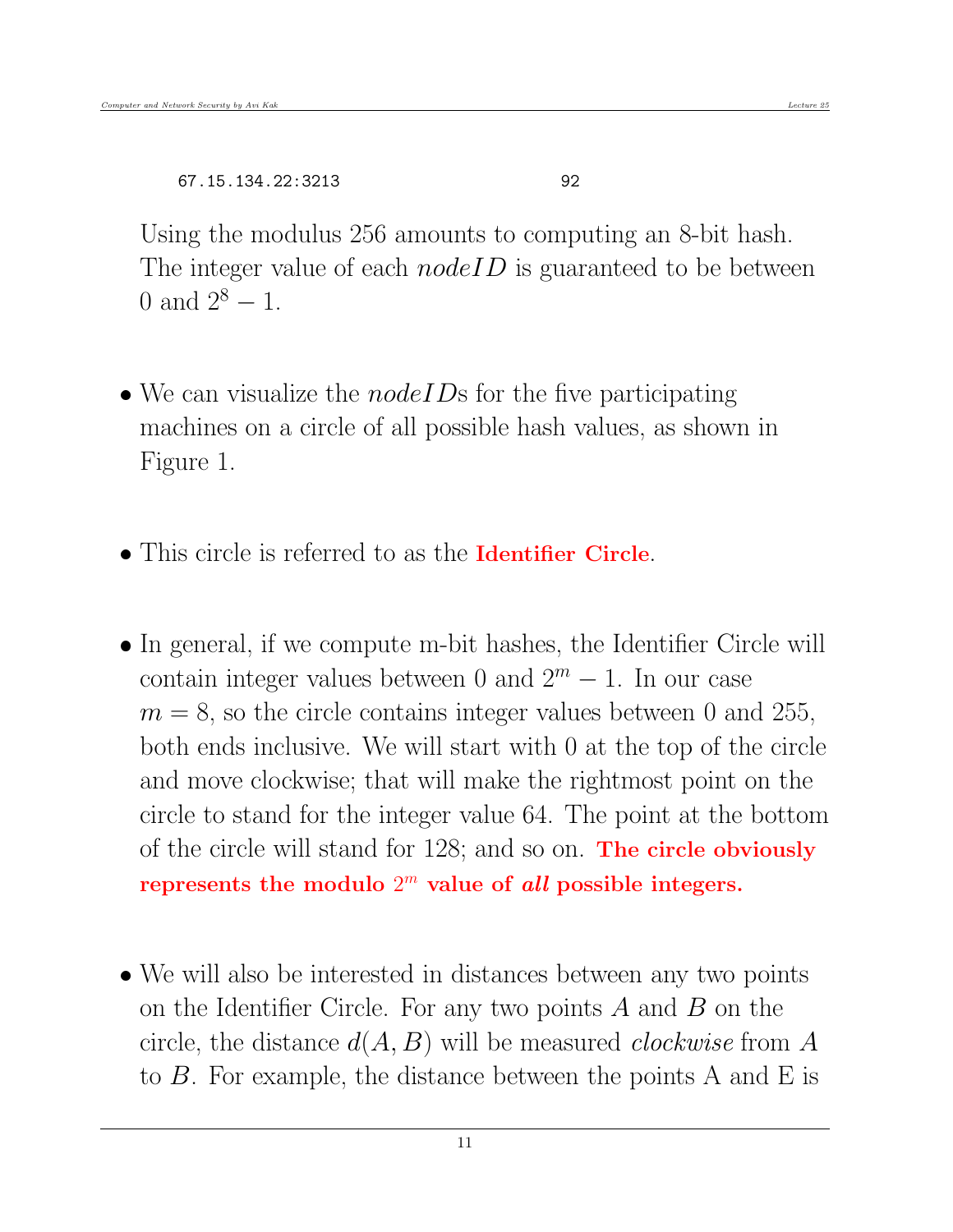```
67.15.134.22:3213                      92
```

Using the modulus 256 amounts to computing an 8-bit hash. The integer value of each *nodeID* is guaranteed to be between 0 and $2^8 - 1$.

- We can visualize the *nodeID*s for the five participating machines on a circle of all possible hash values, as shown in Figure 1.

- This circle is referred to as the **Identifier Circle**.

- In general, if we compute m-bit hashes, the Identifier Circle will contain integer values between 0 and $2^m - 1$. In our case $m = 8$, so the circle contains integer values between 0 and 255, both ends inclusive. We will start with 0 at the top of the circle and move clockwise; that will make the rightmost point on the circle to stand for the integer value 64. The point at the bottom of the circle will stand for 128; and so on. **The circle obviously represents the modulo $2^m$ value of *all* possible integers.**

- We will also be interested in distances between any two points on the Identifier Circle. For any two points $A$ and $B$ on the circle, the distance $d(A, B)$ will be measured *clockwise* from $A$ to $B$. For example, the distance between the points A and E is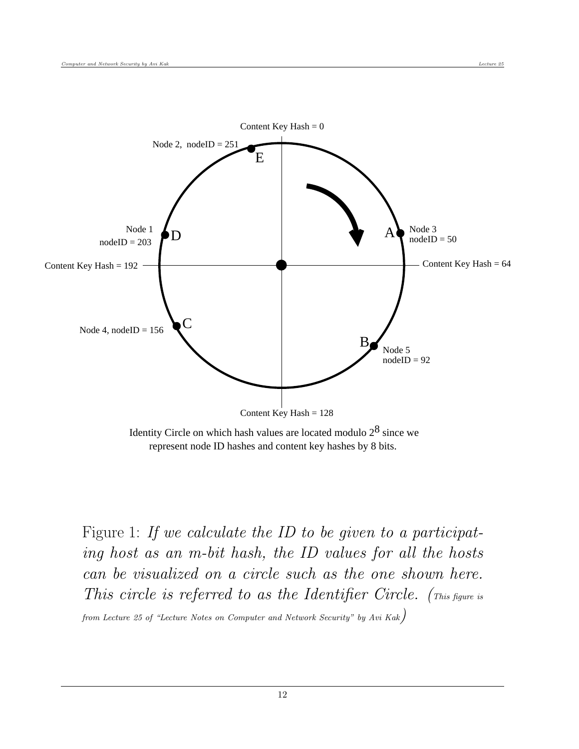Content Key Hash = 0

Node 2, nodeID = 251

E

Node 1
nodeID = 203

D

A

Node 3
nodeID = 50

Content Key Hash = 192

Content Key Hash = 64

Node 4, nodeID = 156

C

B

Node 5
nodeID = 92

Content Key Hash = 128

Identity Circle on which hash values are located modulo $2^8$ since we represent node ID hashes and content key hashes by 8 bits.

Figure 1: *If we calculate the ID to be given to a participating host as an m-bit hash, the ID values for all the hosts can be visualized on a circle such as the one shown here. This circle is referred to as the Identifier Circle.* (*This figure is from Lecture 25 of "Lecture Notes on Computer and Network Security" by Avi Kak*)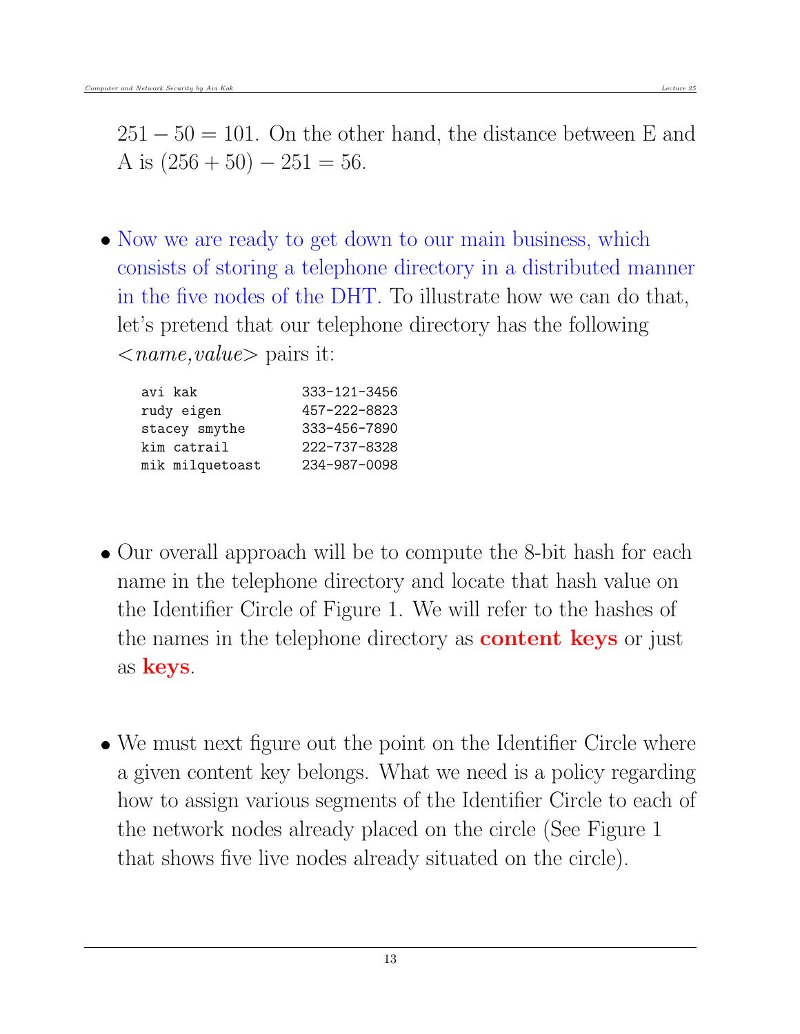$251 - 50 = 101$. On the other hand, the distance between E and A is $(256 + 50) - 251 = 56$.

- Now we are ready to get down to our main business, which consists of storing a telephone directory in a distributed manner in the five nodes of the DHT. To illustrate how we can do that, let's pretend that our telephone directory has the following <*name,value*> pairs it:

```
avi kak            333-121-3456
rudy eigen         457-222-8823
stacey smythe      333-456-7890
kim catrail        222-737-8328
mik milquetoast    234-987-0098
```

- Our overall approach will be to compute the 8-bit hash for each name in the telephone directory and locate that hash value on the Identifier Circle of Figure 1. We will refer to the hashes of the names in the telephone directory as **content keys** or just as **keys**.

- We must next figure out the point on the Identifier Circle where a given content key belongs. What we need is a policy regarding how to assign various segments of the Identifier Circle to each of the network nodes already placed on the circle (See Figure 1 that shows five live nodes already situated on the circle).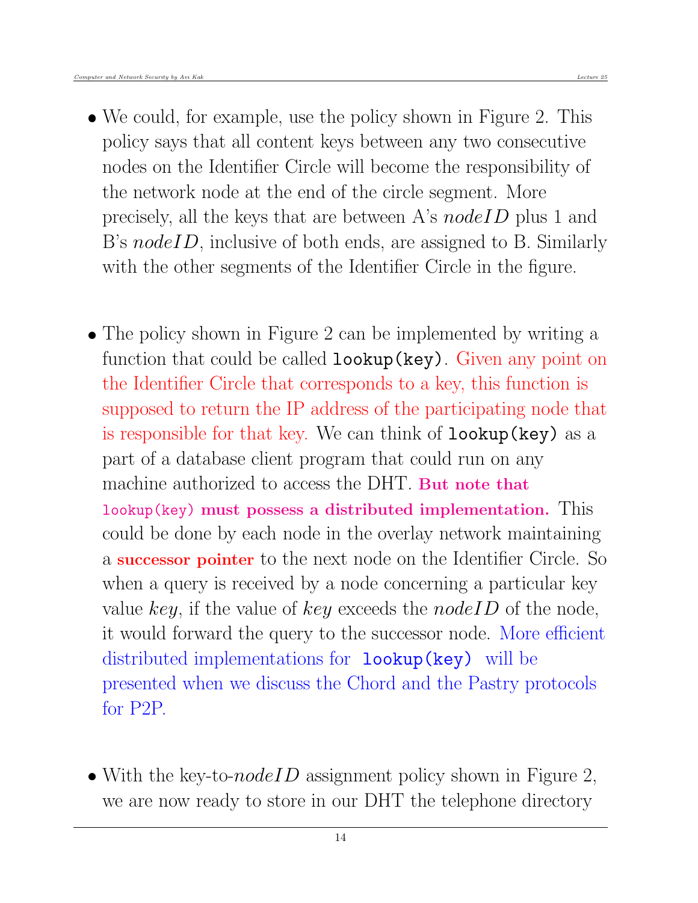- We could, for example, use the policy shown in Figure 2. This policy says that all content keys between any two consecutive nodes on the Identifier Circle will become the responsibility of the network node at the end of the circle segment. More precisely, all the keys that are between A's *nodeID* plus 1 and B's *nodeID*, inclusive of both ends, are assigned to B. Similarly with the other segments of the Identifier Circle in the figure.

- The policy shown in Figure 2 can be implemented by writing a function that could be called `lookup(key)`. Given any point on the Identifier Circle that corresponds to a key, this function is supposed to return the IP address of the participating node that is responsible for that key. We can think of `lookup(key)` as a part of a database client program that could run on any machine authorized to access the DHT. **But note that `lookup(key)` must possess a distributed implementation.** This could be done by each node in the overlay network maintaining a **successor pointer** to the next node on the Identifier Circle. So when a query is received by a node concerning a particular key value *key*, if the value of *key* exceeds the *nodeID* of the node, it would forward the query to the successor node. More efficient distributed implementations for `lookup(key)` will be presented when we discuss the Chord and the Pastry protocols for P2P.

- With the key-to-*nodeID* assignment policy shown in Figure 2, we are now ready to store in our DHT the telephone directory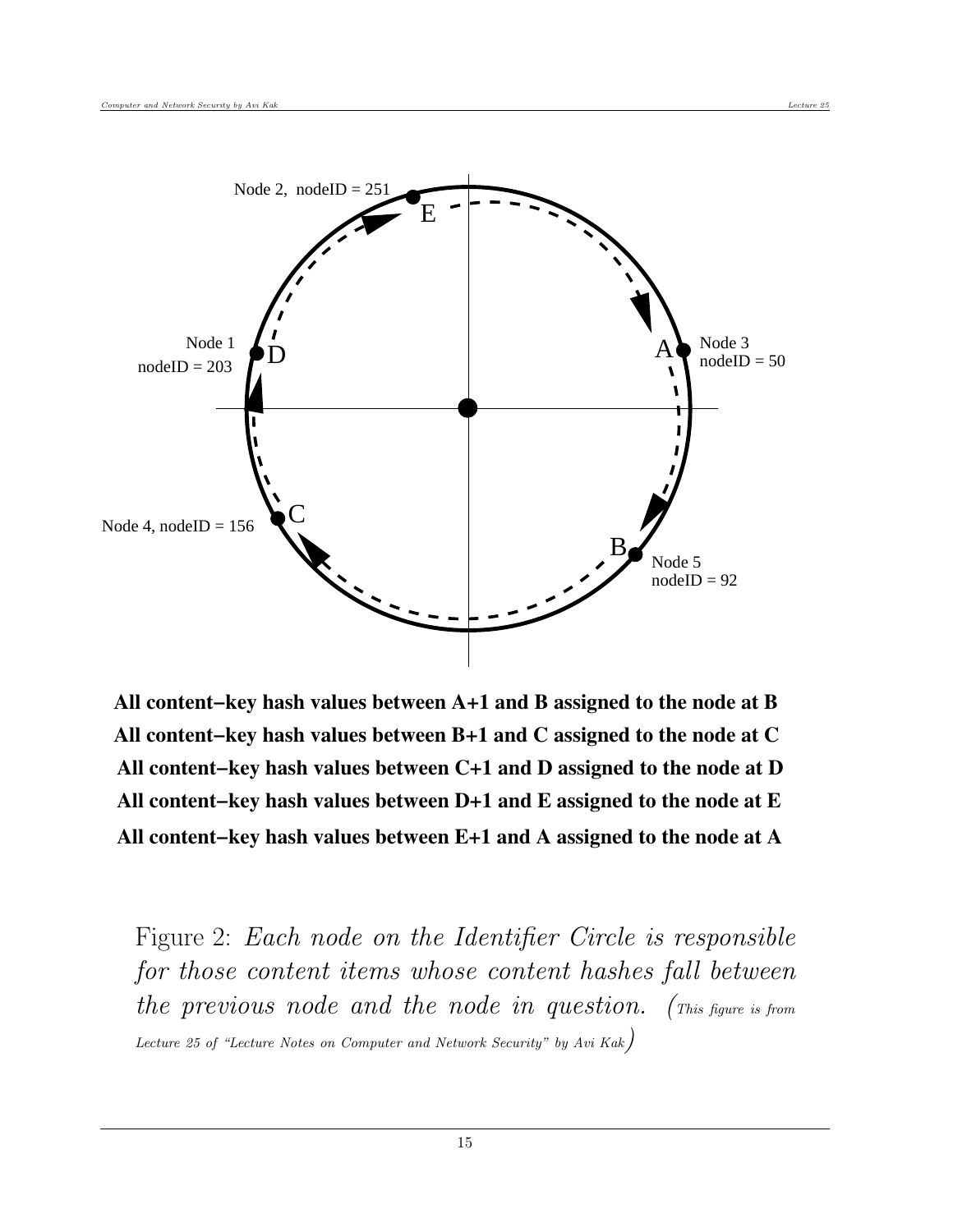Node 2, nodeID = 251

E

Node 1
nodeID = 203

D

A

Node 3
nodeID = 50

Node 4, nodeID = 156

C

B

Node 5
nodeID = 92

**All content−key hash values between A+1 and B assigned to the node at B**

**All content−key hash values between B+1 and C assigned to the node at C**

**All content−key hash values between C+1 and D assigned to the node at D**

**All content−key hash values between D+1 and E assigned to the node at E**

**All content−key hash values between E+1 and A assigned to the node at A**

Figure 2: *Each node on the Identifier Circle is responsible for those content items whose content hashes fall between the previous node and the node in question.* (*This figure is from Lecture 25 of "Lecture Notes on Computer and Network Security" by Avi Kak*)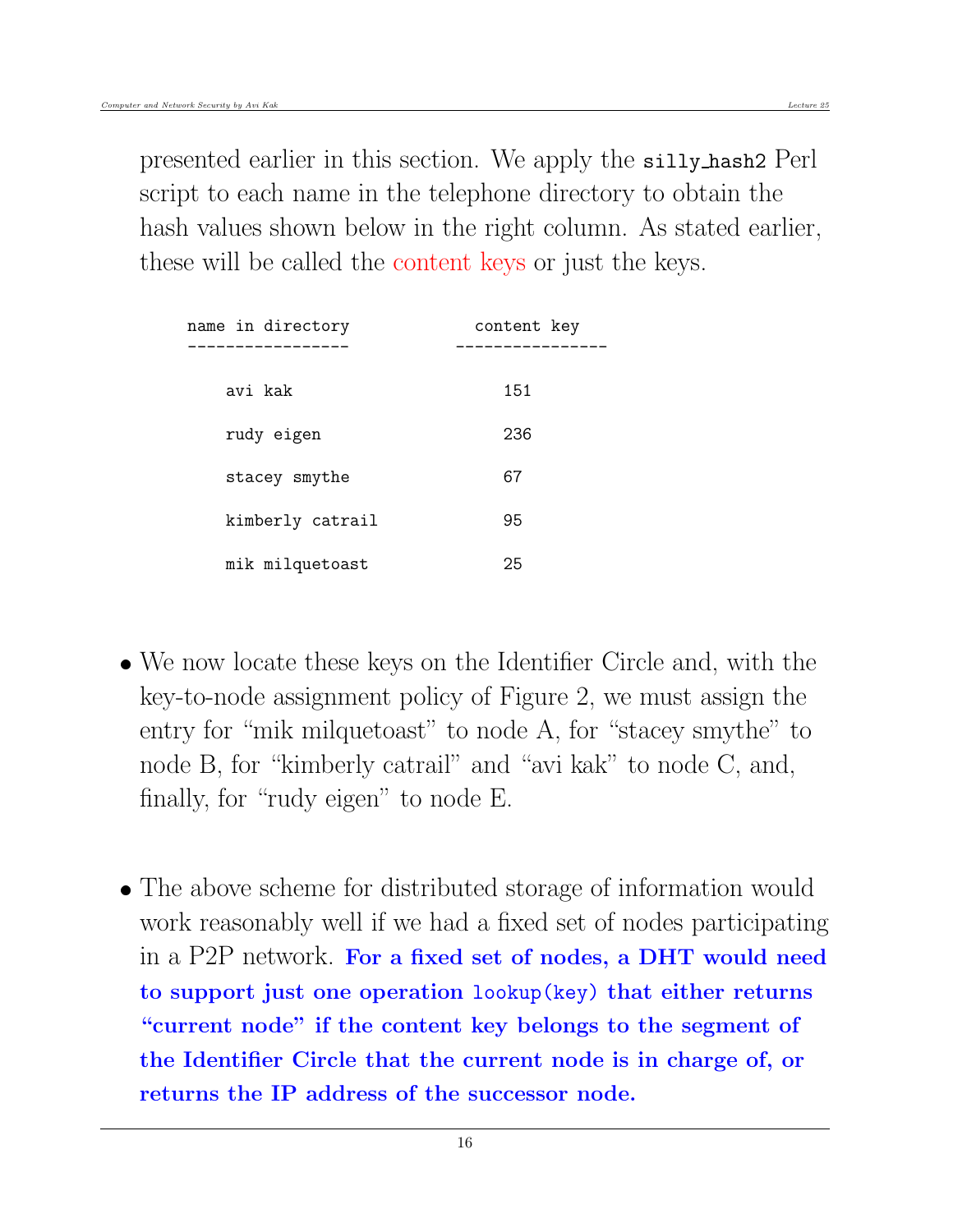presented earlier in this section. We apply the `silly_hash2` Perl script to each name in the telephone directory to obtain the hash values shown below in the right column. As stated earlier, these will be called the content keys or just the keys.

| name in directory | content key |
|---|---|
| avi kak | 151 |
| rudy eigen | 236 |
| stacey smythe | 67 |
| kimberly catrail | 95 |
| mik milquetoast | 25 |

- We now locate these keys on the Identifier Circle and, with the key-to-node assignment policy of Figure 2, we must assign the entry for "mik milquetoast" to node A, for "stacey smythe" to node B, for "kimberly catrail" and "avi kak" to node C, and, finally, for "rudy eigen" to node E.

- The above scheme for distributed storage of information would work reasonably well if we had a fixed set of nodes participating in a P2P network. **For a fixed set of nodes, a DHT would need to support just one operation `lookup(key)` that either returns "current node" if the content key belongs to the segment of the Identifier Circle that the current node is in charge of, or returns the IP address of the successor node.**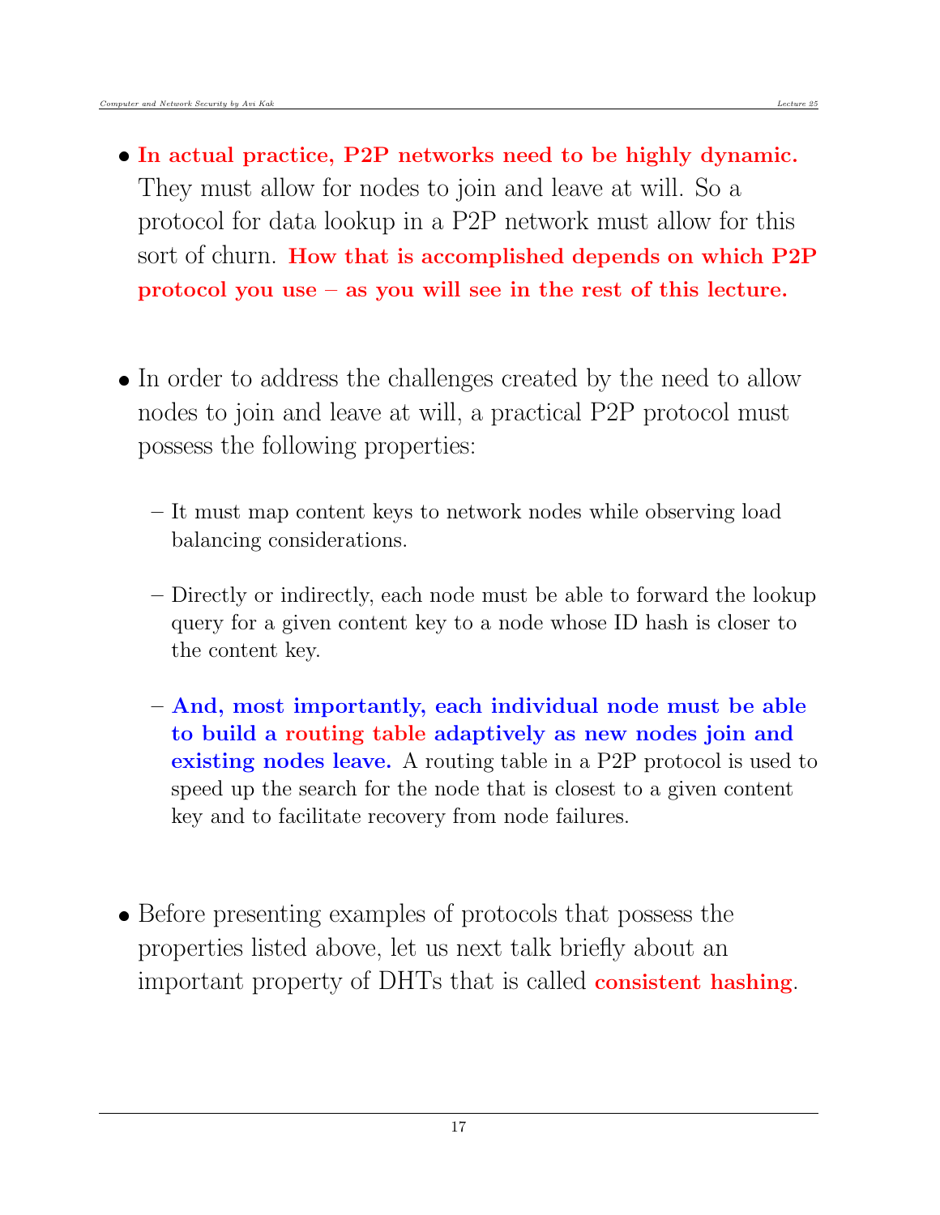- **In actual practice, P2P networks need to be highly dynamic.** They must allow for nodes to join and leave at will. So a protocol for data lookup in a P2P network must allow for this sort of churn. **How that is accomplished depends on which P2P protocol you use – as you will see in the rest of this lecture.**

- In order to address the challenges created by the need to allow nodes to join and leave at will, a practical P2P protocol must possess the following properties:

  - It must map content keys to network nodes while observing load balancing considerations.

  - Directly or indirectly, each node must be able to forward the lookup query for a given content key to a node whose ID hash is closer to the content key.

  - **And, most importantly, each individual node must be able to build a routing table adaptively as new nodes join and existing nodes leave.** A routing table in a P2P protocol is used to speed up the search for the node that is closest to a given content key and to facilitate recovery from node failures.

- Before presenting examples of protocols that possess the properties listed above, let us next talk briefly about an important property of DHTs that is called **consistent hashing**.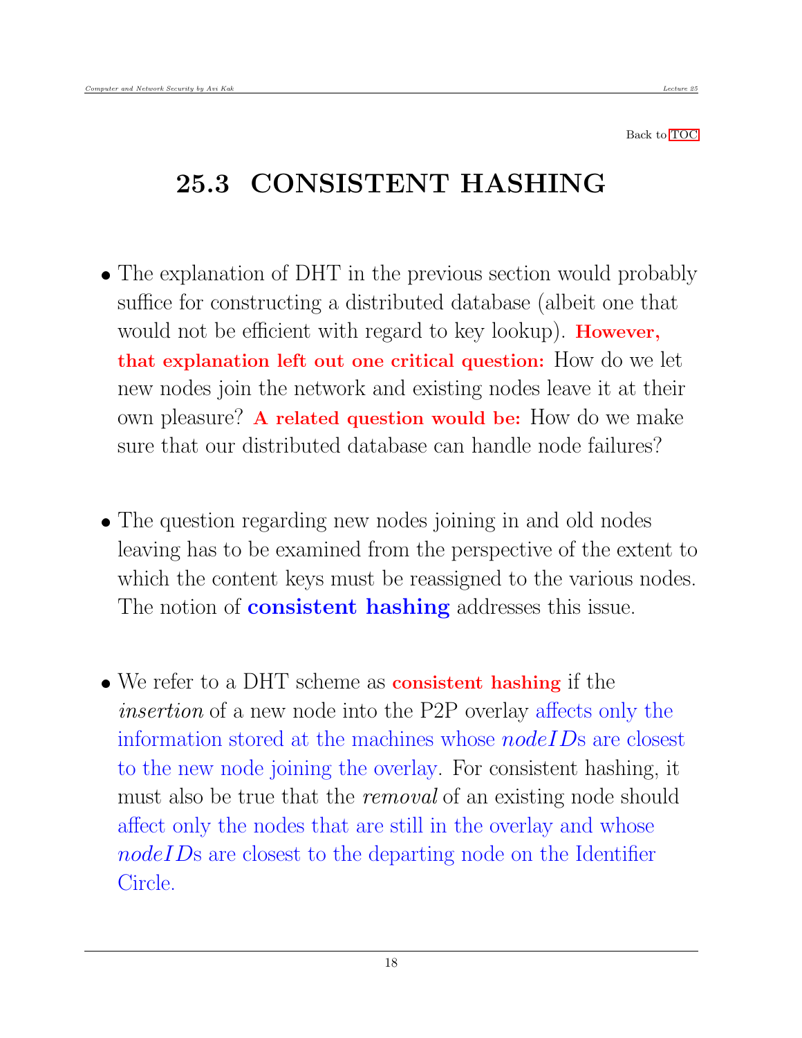Back to TOC

## 25.3 CONSISTENT HASHING

- The explanation of DHT in the previous section would probably suffice for constructing a distributed database (albeit one that would not be efficient with regard to key lookup). **However, that explanation left out one critical question:** How do we let new nodes join the network and existing nodes leave it at their own pleasure? **A related question would be:** How do we make sure that our distributed database can handle node failures?

- The question regarding new nodes joining in and old nodes leaving has to be examined from the perspective of the extent to which the content keys must be reassigned to the various nodes. The notion of **consistent hashing** addresses this issue.

- We refer to a DHT scheme as **consistent hashing** if the *insertion* of a new node into the P2P overlay affects only the information stored at the machines whose *nodeID*s are closest to the new node joining the overlay. For consistent hashing, it must also be true that the *removal* of an existing node should affect only the nodes that are still in the overlay and whose *nodeID*s are closest to the departing node on the Identifier Circle.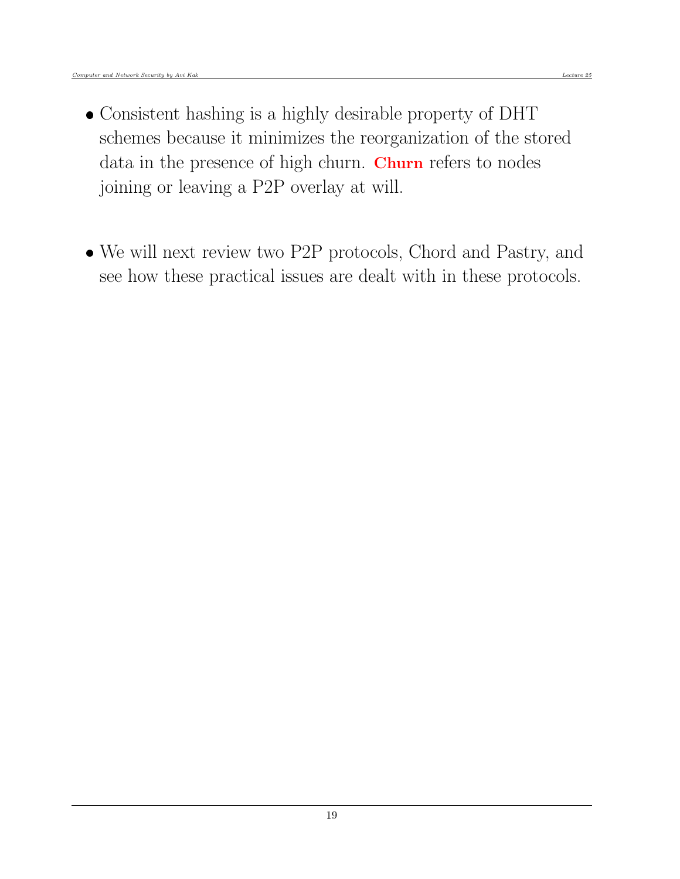- Consistent hashing is a highly desirable property of DHT schemes because it minimizes the reorganization of the stored data in the presence of high churn. **Churn** refers to nodes joining or leaving a P2P overlay at will.

- We will next review two P2P protocols, Chord and Pastry, and see how these practical issues are dealt with in these protocols.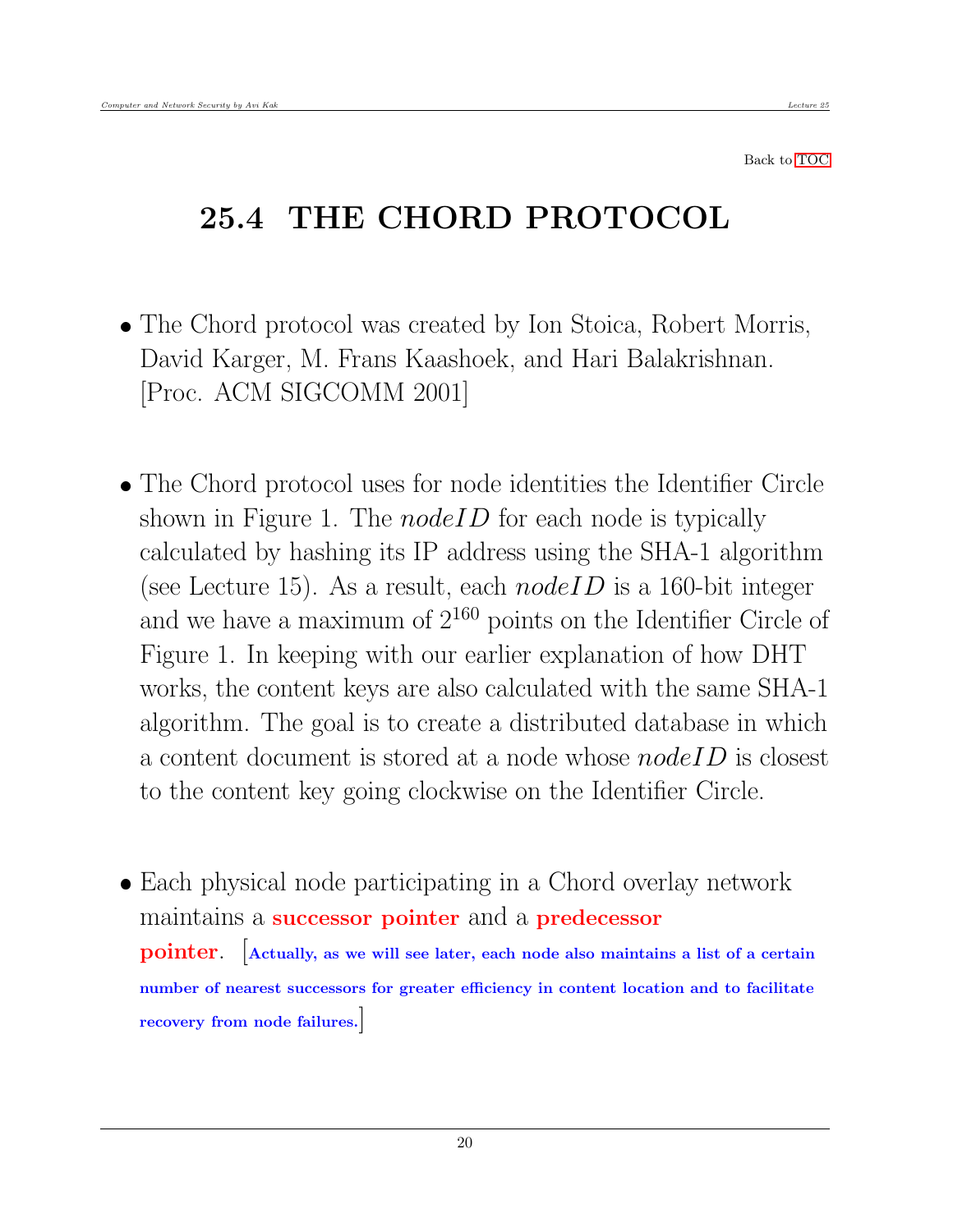Back to TOC

## 25.4 THE CHORD PROTOCOL

- The Chord protocol was created by Ion Stoica, Robert Morris, David Karger, M. Frans Kaashoek, and Hari Balakrishnan. [Proc. ACM SIGCOMM 2001]

- The Chord protocol uses for node identities the Identifier Circle shown in Figure 1. The *nodeID* for each node is typically calculated by hashing its IP address using the SHA-1 algorithm (see Lecture 15). As a result, each *nodeID* is a 160-bit integer and we have a maximum of $2^{160}$ points on the Identifier Circle of Figure 1. In keeping with our earlier explanation of how DHT works, the content keys are also calculated with the same SHA-1 algorithm. The goal is to create a distributed database in which a content document is stored at a node whose *nodeID* is closest to the content key going clockwise on the Identifier Circle.

- Each physical node participating in a Chord overlay network maintains a **successor pointer** and a **predecessor pointer**. [**Actually, as we will see later, each node also maintains a list of a certain number of nearest successors for greater efficiency in content location and to facilitate recovery from node failures.**]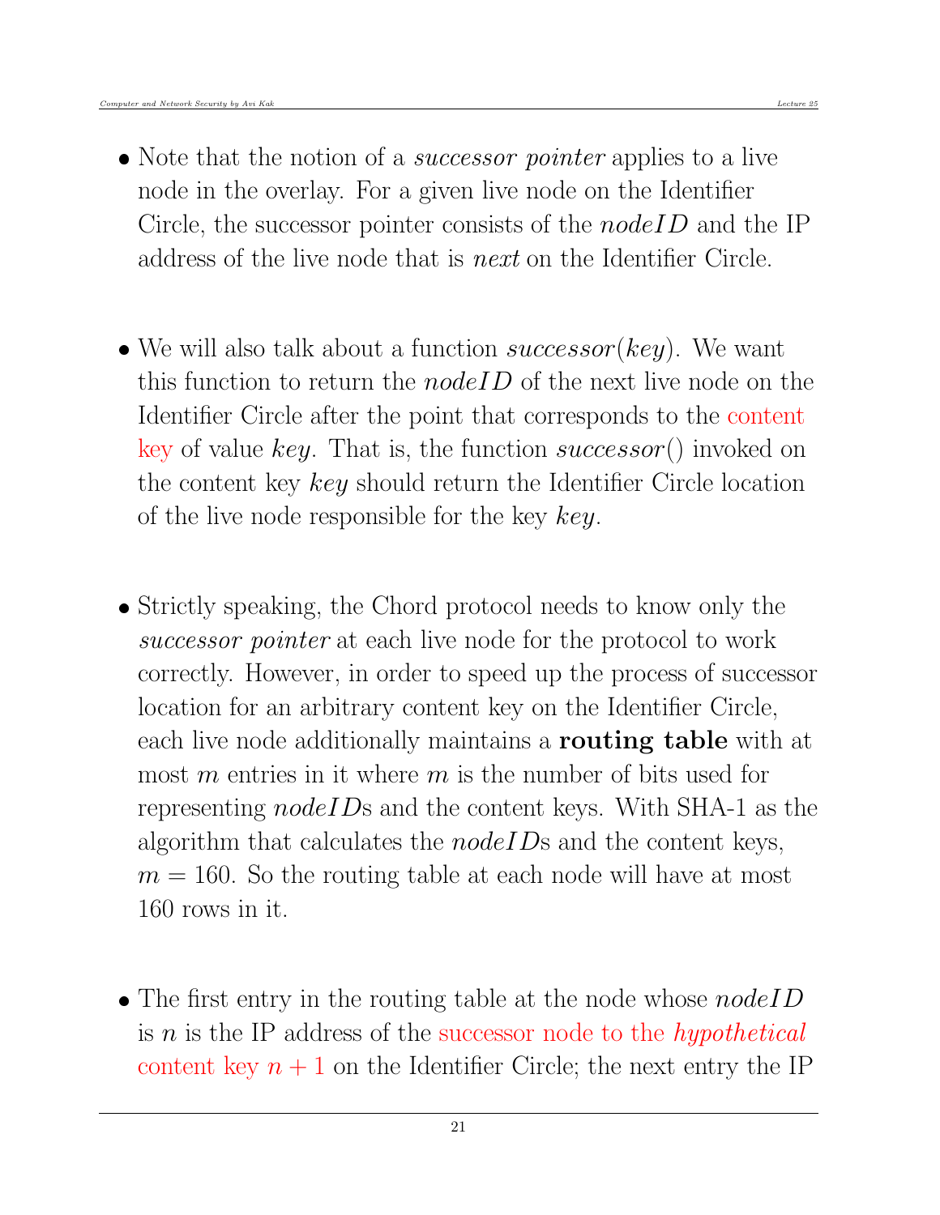- Note that the notion of a *successor pointer* applies to a live node in the overlay. For a given live node on the Identifier Circle, the successor pointer consists of the *nodeID* and the IP address of the live node that is *next* on the Identifier Circle.

- We will also talk about a function *successor*(*key*). We want this function to return the *nodeID* of the next live node on the Identifier Circle after the point that corresponds to the content key of value *key*. That is, the function *successor*() invoked on the content key *key* should return the Identifier Circle location of the live node responsible for the key *key*.

- Strictly speaking, the Chord protocol needs to know only the *successor pointer* at each live node for the protocol to work correctly. However, in order to speed up the process of successor location for an arbitrary content key on the Identifier Circle, each live node additionally maintains a **routing table** with at most $m$ entries in it where $m$ is the number of bits used for representing *nodeID*s and the content keys. With SHA-1 as the algorithm that calculates the *nodeID*s and the content keys, $m = 160$. So the routing table at each node will have at most 160 rows in it.

- The first entry in the routing table at the node whose *nodeID* is $n$ is the IP address of the successor node to the *hypothetical* content key $n + 1$ on the Identifier Circle; the next entry the IP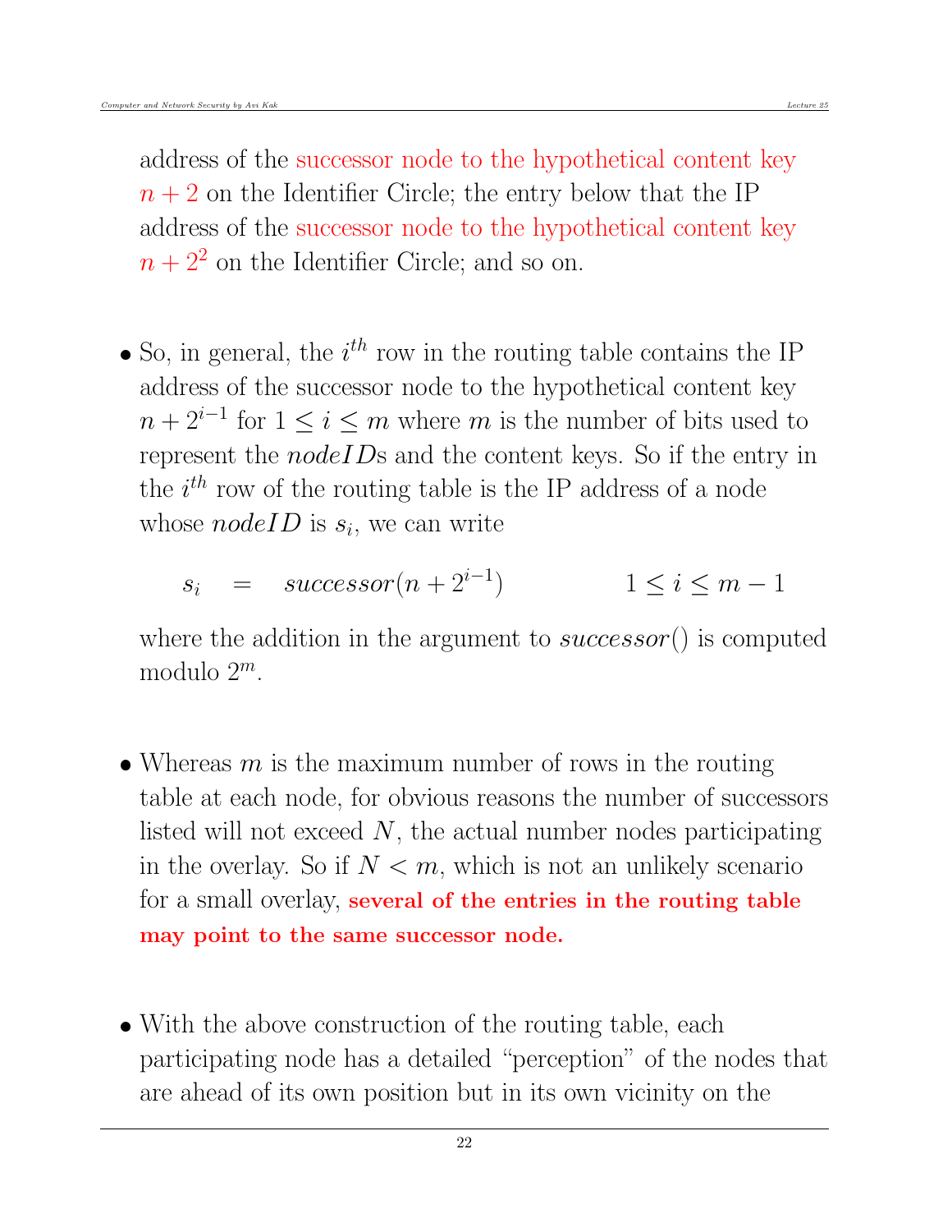address of the successor node to the hypothetical content key $n + 2$ on the Identifier Circle; the entry below that the IP address of the successor node to the hypothetical content key $n + 2^2$ on the Identifier Circle; and so on.

- So, in general, the $i^{th}$ row in the routing table contains the IP address of the successor node to the hypothetical content key $n + 2^{i-1}$ for $1 \leq i \leq m$ where $m$ is the number of bits used to represent the *nodeID*s and the content keys. So if the entry in the $i^{th}$ row of the routing table is the IP address of a node whose *nodeID* is $s_i$, we can write

$$s_i \quad = \quad successor(n + 2^{i-1}) \qquad\qquad 1 \leq i \leq m - 1$$

where the addition in the argument to $successor()$ is computed modulo $2^m$.

- Whereas $m$ is the maximum number of rows in the routing table at each node, for obvious reasons the number of successors listed will not exceed $N$, the actual number nodes participating in the overlay. So if $N < m$, which is not an unlikely scenario for a small overlay, **several of the entries in the routing table may point to the same successor node.**

- With the above construction of the routing table, each participating node has a detailed "perception" of the nodes that are ahead of its own position but in its own vicinity on the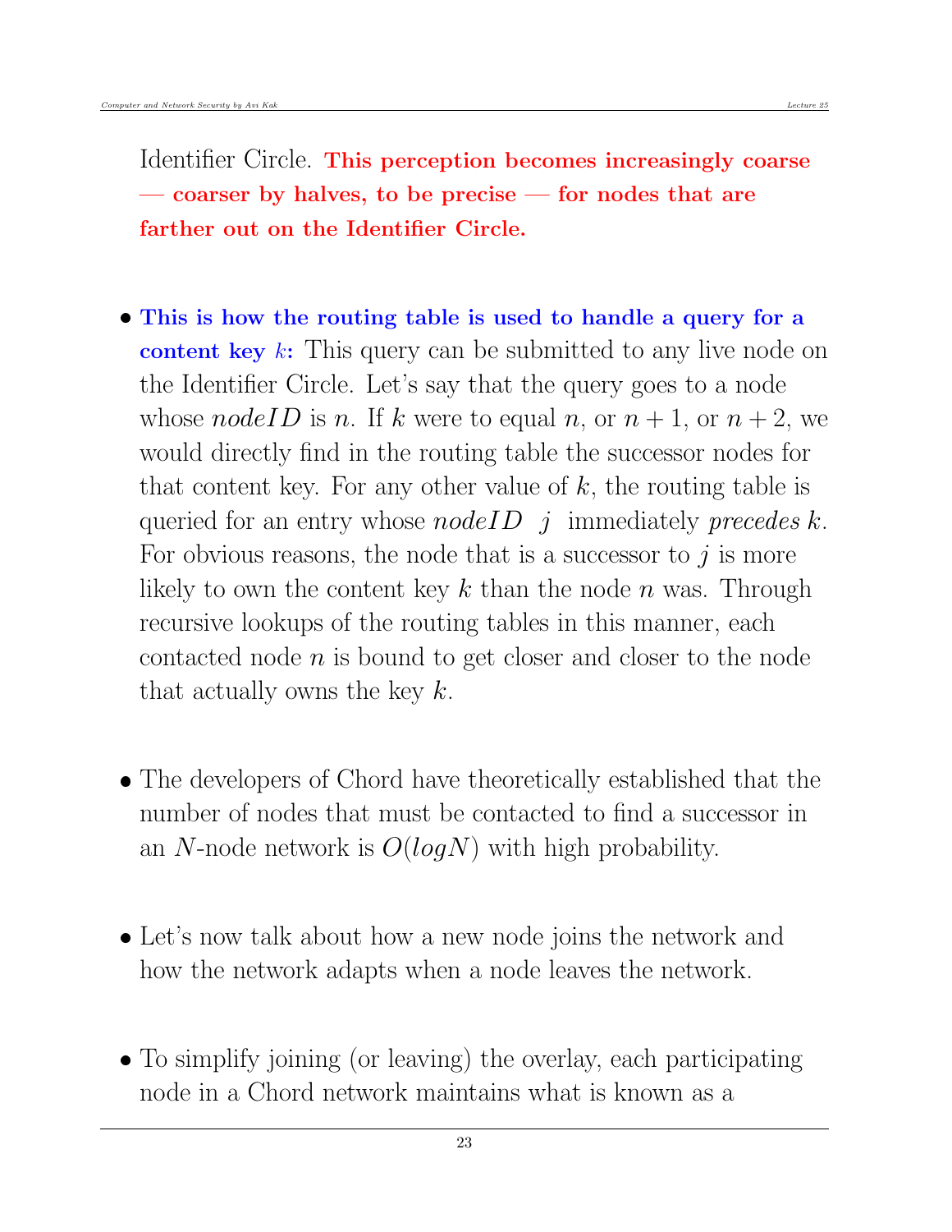Identifier Circle. **This perception becomes increasingly coarse — coarser by halves, to be precise — for nodes that are farther out on the Identifier Circle.**

- **This is how the routing table is used to handle a query for a content key $k$:** This query can be submitted to any live node on the Identifier Circle. Let's say that the query goes to a node whose *nodeID* is $n$. If $k$ were to equal $n$, or $n+1$, or $n+2$, we would directly find in the routing table the successor nodes for that content key. For any other value of $k$, the routing table is queried for an entry whose *nodeID* $j$ immediately *precedes* $k$. For obvious reasons, the node that is a successor to $j$ is more likely to own the content key $k$ than the node $n$ was. Through recursive lookups of the routing tables in this manner, each contacted node $n$ is bound to get closer and closer to the node that actually owns the key $k$.

- The developers of Chord have theoretically established that the number of nodes that must be contacted to find a successor in an $N$-node network is $O(logN)$ with high probability.

- Let's now talk about how a new node joins the network and how the network adapts when a node leaves the network.

- To simplify joining (or leaving) the overlay, each participating node in a Chord network maintains what is known as a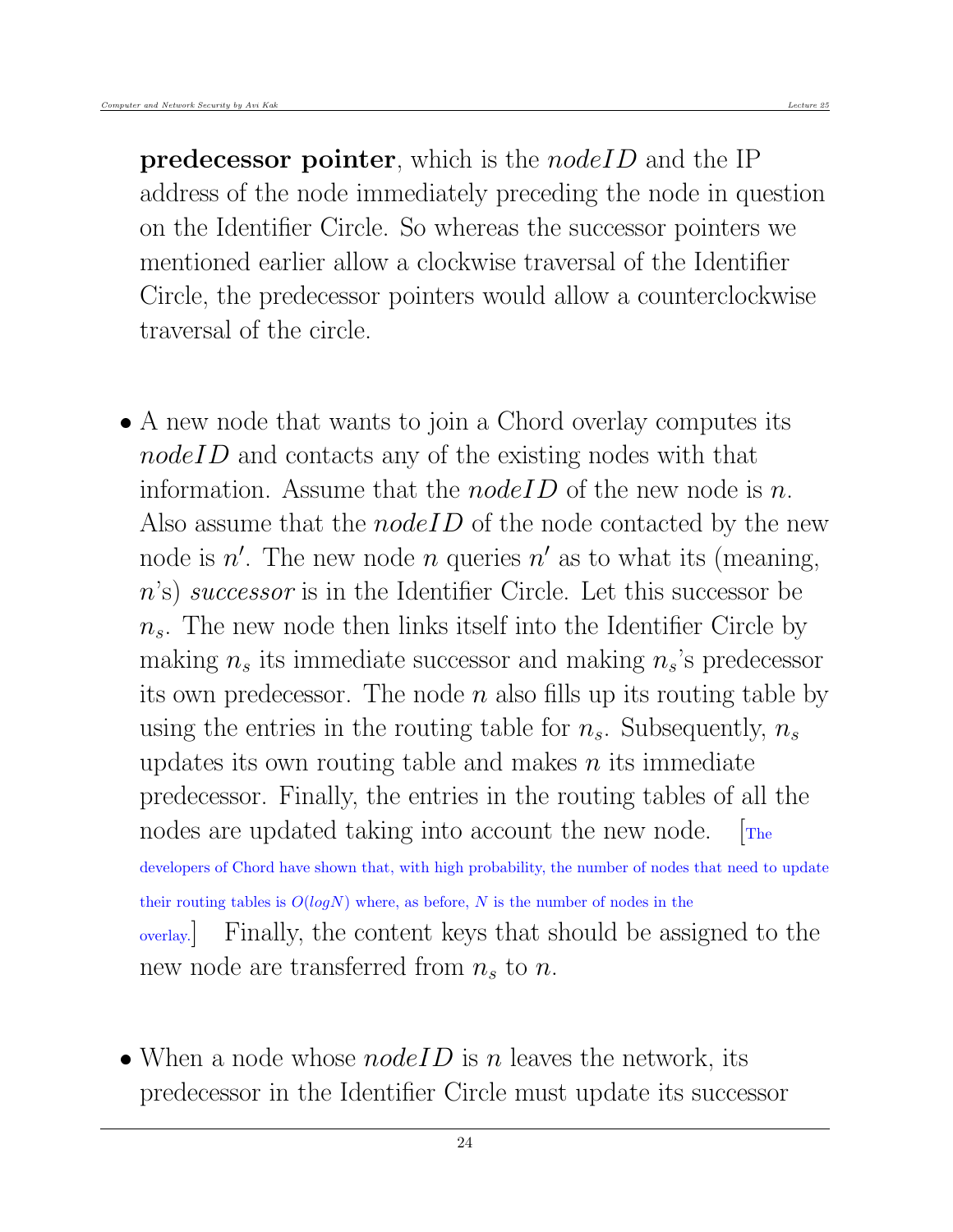**predecessor pointer**, which is the *nodeID* and the IP address of the node immediately preceding the node in question on the Identifier Circle. So whereas the successor pointers we mentioned earlier allow a clockwise traversal of the Identifier Circle, the predecessor pointers would allow a counterclockwise traversal of the circle.

- A new node that wants to join a Chord overlay computes its *nodeID* and contacts any of the existing nodes with that information. Assume that the *nodeID* of the new node is $n$. Also assume that the *nodeID* of the node contacted by the new node is $n'$. The new node $n$ queries $n'$ as to what its (meaning, $n$'s) *successor* is in the Identifier Circle. Let this successor be $n_s$. The new node then links itself into the Identifier Circle by making $n_s$ its immediate successor and making $n_s$'s predecessor its own predecessor. The node $n$ also fills up its routing table by using the entries in the routing table for $n_s$. Subsequently, $n_s$ updates its own routing table and makes $n$ its immediate predecessor. Finally, the entries in the routing tables of all the nodes are updated taking into account the new node. [The developers of Chord have shown that, with high probability, the number of nodes that need to update their routing tables is $O(logN)$ where, as before, $N$ is the number of nodes in the overlay.] Finally, the content keys that should be assigned to the new node are transferred from $n_s$ to $n$.

- When a node whose *nodeID* is $n$ leaves the network, its predecessor in the Identifier Circle must update its successor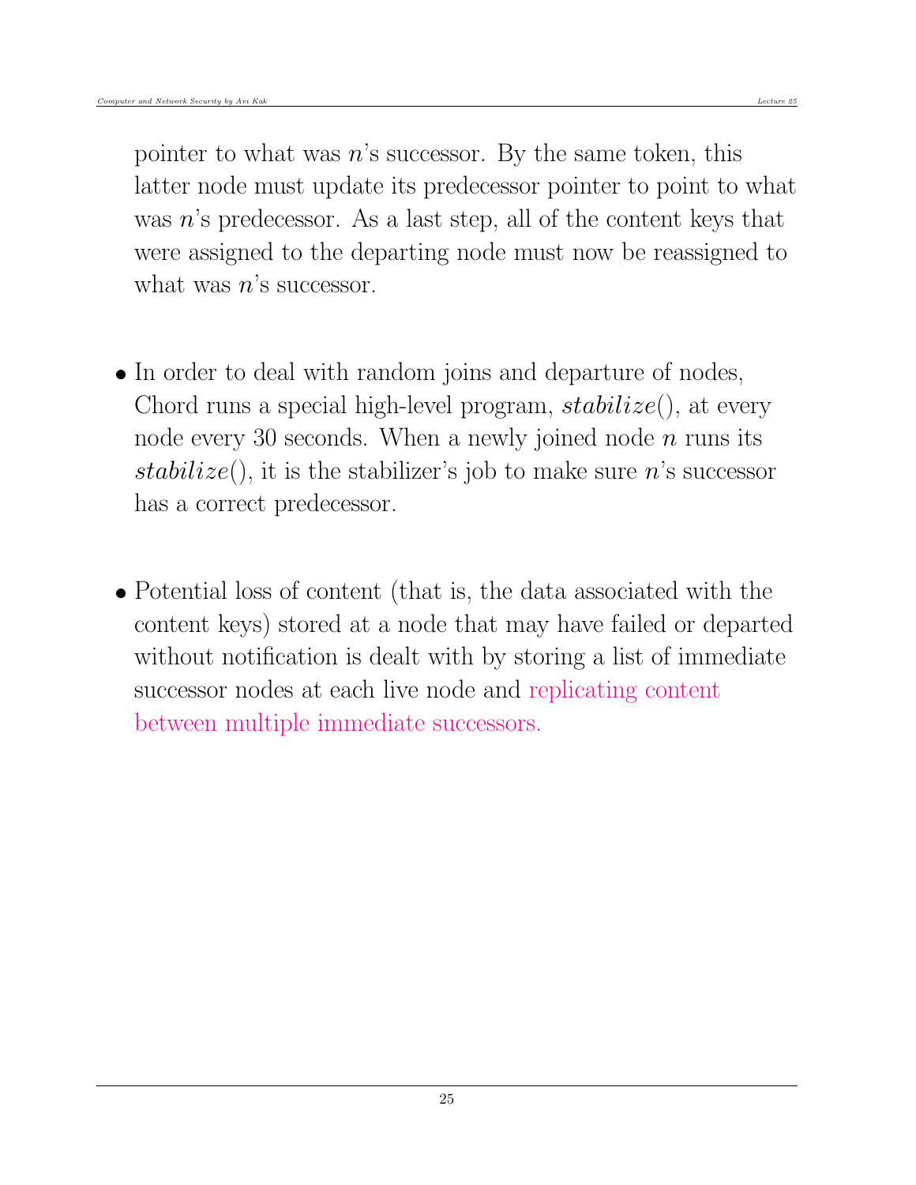pointer to what was $n$'s successor. By the same token, this latter node must update its predecessor pointer to point to what was $n$'s predecessor. As a last step, all of the content keys that were assigned to the departing node must now be reassigned to what was $n$'s successor.

- In order to deal with random joins and departure of nodes, Chord runs a special high-level program, *stabilize*(), at every node every 30 seconds. When a newly joined node $n$ runs its *stabilize*(), it is the stabilizer's job to make sure $n$'s successor has a correct predecessor.

- Potential loss of content (that is, the data associated with the content keys) stored at a node that may have failed or departed without notification is dealt with by storing a list of immediate successor nodes at each live node and replicating content between multiple immediate successors.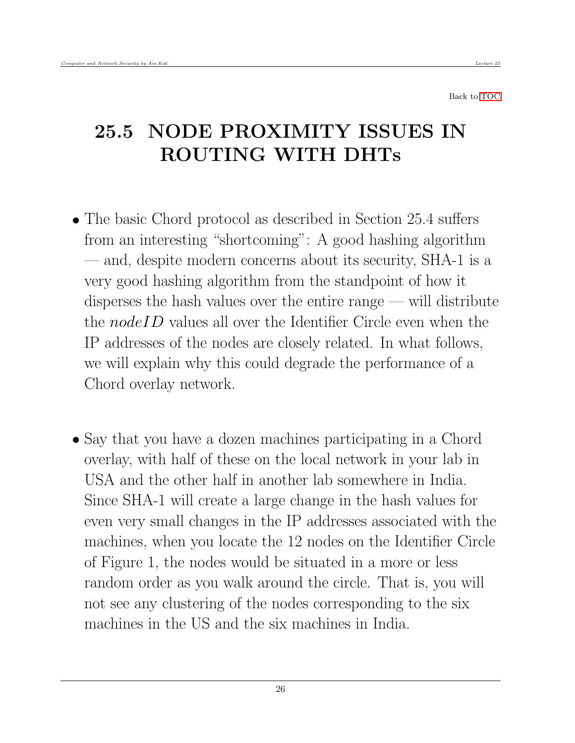Back to TOC

## 25.5 NODE PROXIMITY ISSUES IN ROUTING WITH DHTs

- The basic Chord protocol as described in Section 25.4 suffers from an interesting "shortcoming": A good hashing algorithm — and, despite modern concerns about its security, SHA-1 is a very good hashing algorithm from the standpoint of how it disperses the hash values over the entire range — will distribute the *nodeID* values all over the Identifier Circle even when the IP addresses of the nodes are closely related. In what follows, we will explain why this could degrade the performance of a Chord overlay network.

- Say that you have a dozen machines participating in a Chord overlay, with half of these on the local network in your lab in USA and the other half in another lab somewhere in India. Since SHA-1 will create a large change in the hash values for even very small changes in the IP addresses associated with the machines, when you locate the 12 nodes on the Identifier Circle of Figure 1, the nodes would be situated in a more or less random order as you walk around the circle. That is, you will not see any clustering of the nodes corresponding to the six machines in the US and the six machines in India.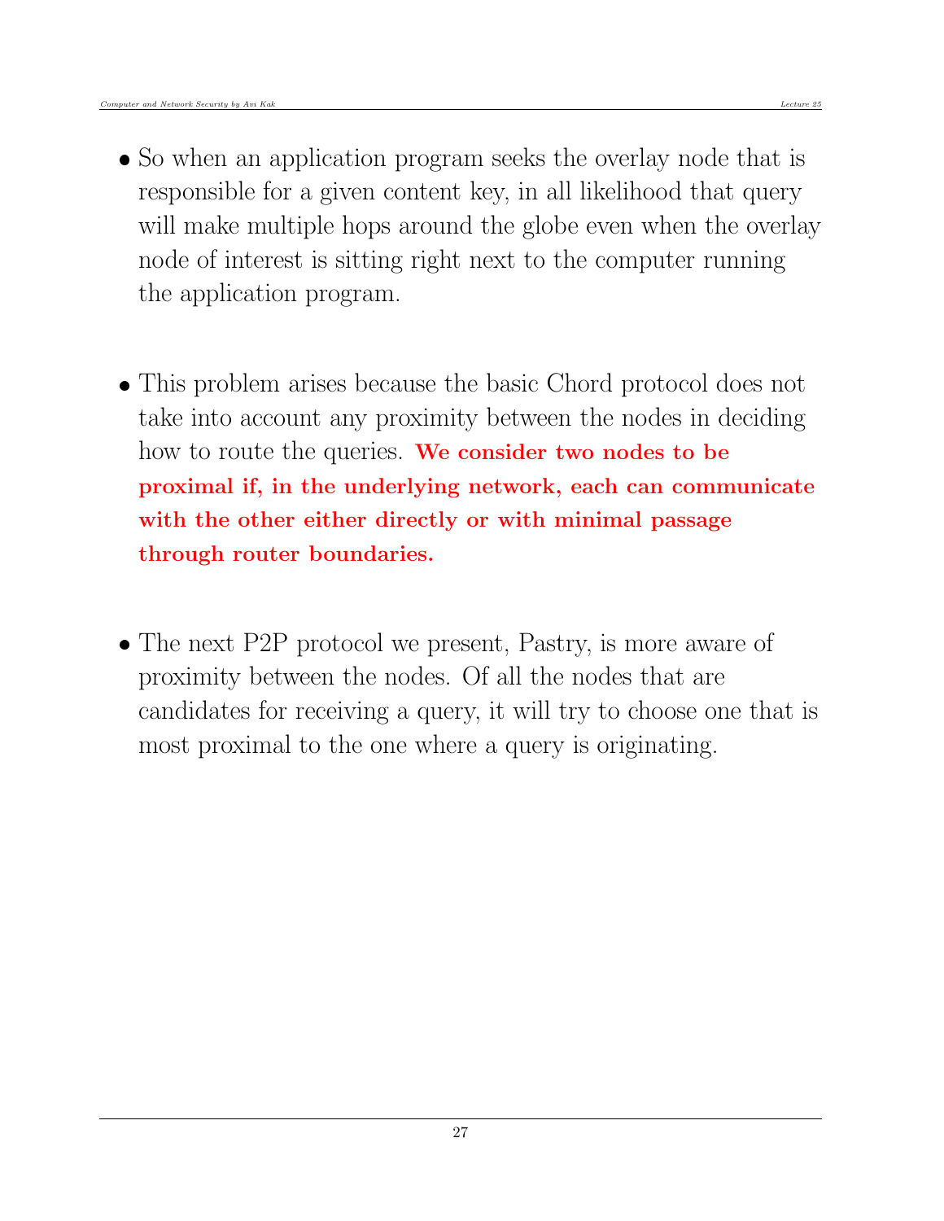- So when an application program seeks the overlay node that is responsible for a given content key, in all likelihood that query will make multiple hops around the globe even when the overlay node of interest is sitting right next to the computer running the application program.

- This problem arises because the basic Chord protocol does not take into account any proximity between the nodes in deciding how to route the queries. **We consider two nodes to be proximal if, in the underlying network, each can communicate with the other either directly or with minimal passage through router boundaries.**

- The next P2P protocol we present, Pastry, is more aware of proximity between the nodes. Of all the nodes that are candidates for receiving a query, it will try to choose one that is most proximal to the one where a query is originating.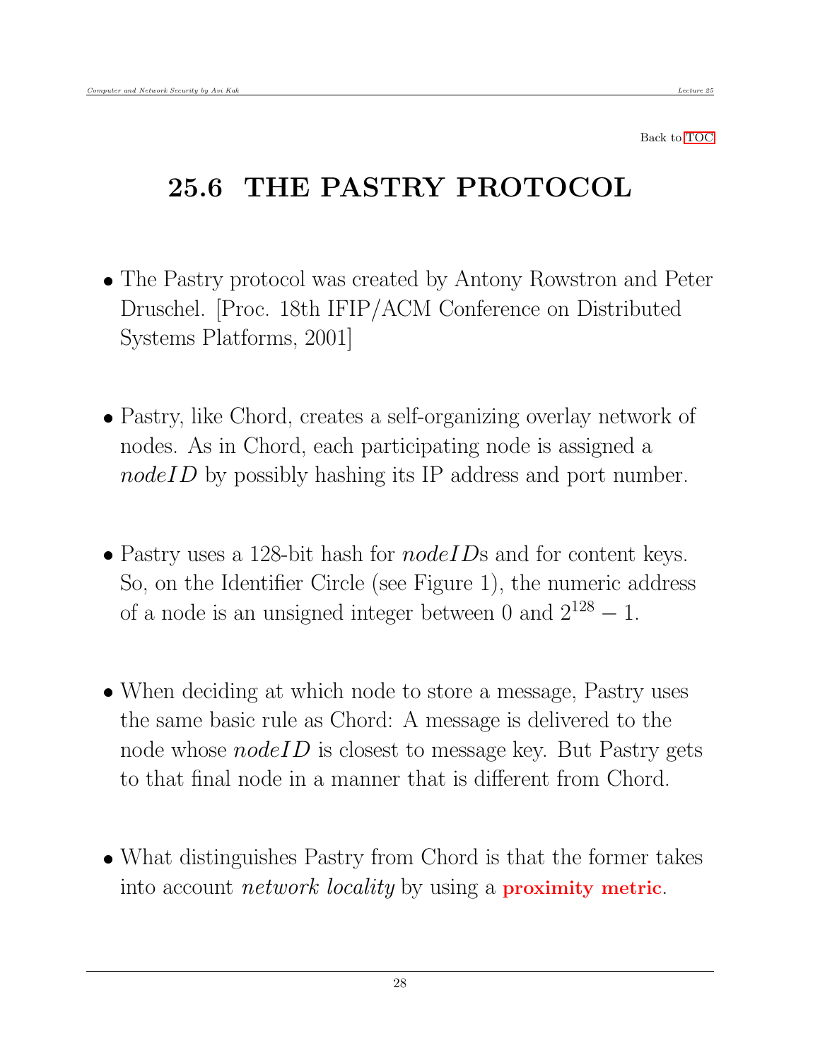Back to TOC

# 25.6 THE PASTRY PROTOCOL

- The Pastry protocol was created by Antony Rowstron and Peter Druschel. [Proc. 18th IFIP/ACM Conference on Distributed Systems Platforms, 2001]

- Pastry, like Chord, creates a self-organizing overlay network of nodes. As in Chord, each participating node is assigned a *nodeID* by possibly hashing its IP address and port number.

- Pastry uses a 128-bit hash for *nodeID*s and for content keys. So, on the Identifier Circle (see Figure 1), the numeric address of a node is an unsigned integer between 0 and $2^{128} - 1$.

- When deciding at which node to store a message, Pastry uses the same basic rule as Chord: A message is delivered to the node whose *nodeID* is closest to message key. But Pastry gets to that final node in a manner that is different from Chord.

- What distinguishes Pastry from Chord is that the former takes into account *network locality* by using a **proximity metric**.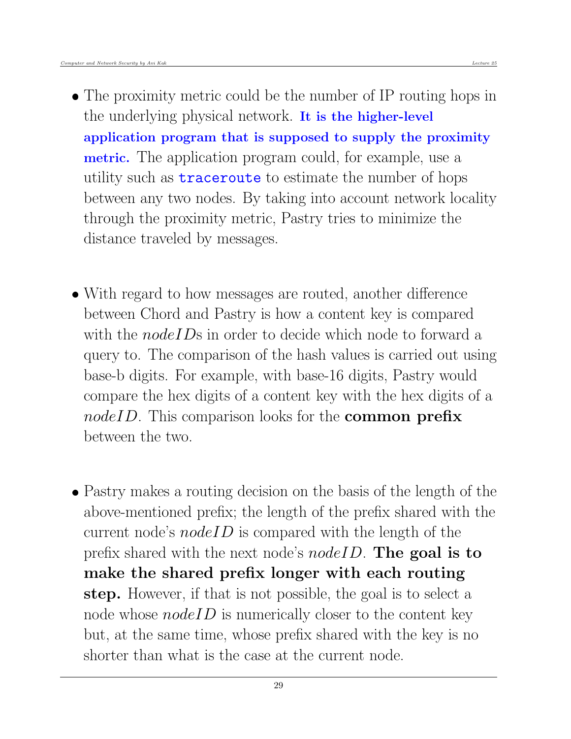- The proximity metric could be the number of IP routing hops in the underlying physical network. **It is the higher-level application program that is supposed to supply the proximity metric.** The application program could, for example, use a utility such as `traceroute` to estimate the number of hops between any two nodes. By taking into account network locality through the proximity metric, Pastry tries to minimize the distance traveled by messages.

- With regard to how messages are routed, another difference between Chord and Pastry is how a content key is compared with the *nodeID*s in order to decide which node to forward a query to. The comparison of the hash values is carried out using base-b digits. For example, with base-16 digits, Pastry would compare the hex digits of a content key with the hex digits of a *nodeID*. This comparison looks for the **common prefix** between the two.

- Pastry makes a routing decision on the basis of the length of the above-mentioned prefix; the length of the prefix shared with the current node's *nodeID* is compared with the length of the prefix shared with the next node's *nodeID*. **The goal is to make the shared prefix longer with each routing step.** However, if that is not possible, the goal is to select a node whose *nodeID* is numerically closer to the content key but, at the same time, whose prefix shared with the key is no shorter than what is the case at the current node.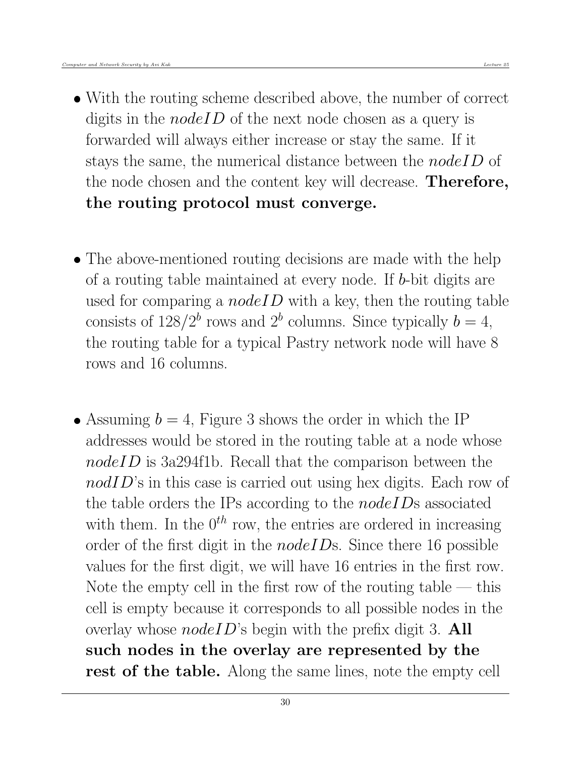- With the routing scheme described above, the number of correct digits in the *nodeID* of the next node chosen as a query is forwarded will always either increase or stay the same. If it stays the same, the numerical distance between the *nodeID* of the node chosen and the content key will decrease. **Therefore, the routing protocol must converge.**

- The above-mentioned routing decisions are made with the help of a routing table maintained at every node. If $b$-bit digits are used for comparing a *nodeID* with a key, then the routing table consists of $128/2^b$ rows and $2^b$ columns. Since typically $b = 4$, the routing table for a typical Pastry network node will have 8 rows and 16 columns.

- Assuming $b = 4$, Figure 3 shows the order in which the IP addresses would be stored in the routing table at a node whose *nodeID* is 3a294f1b. Recall that the comparison between the *nodID*'s in this case is carried out using hex digits. Each row of the table orders the IPs according to the *nodeID*s associated with them. In the $0^{th}$ row, the entries are ordered in increasing order of the first digit in the *nodeID*s. Since there 16 possible values for the first digit, we will have 16 entries in the first row. Note the empty cell in the first row of the routing table — this cell is empty because it corresponds to all possible nodes in the overlay whose *nodeID*'s begin with the prefix digit 3. **All such nodes in the overlay are represented by the rest of the table.** Along the same lines, note the empty cell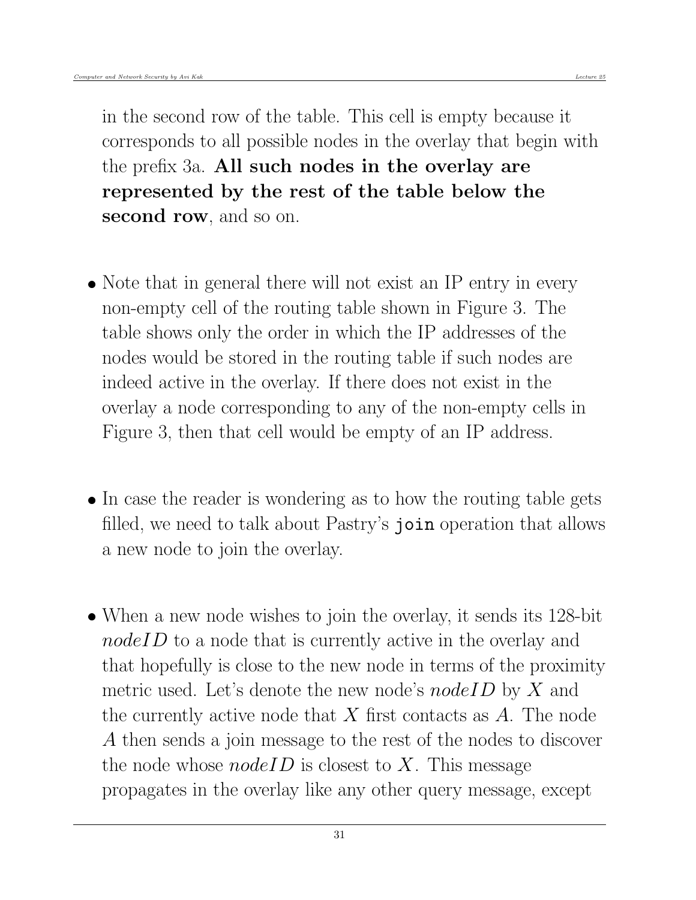in the second row of the table. This cell is empty because it corresponds to all possible nodes in the overlay that begin with the prefix 3a. **All such nodes in the overlay are represented by the rest of the table below the second row**, and so on.

- Note that in general there will not exist an IP entry in every non-empty cell of the routing table shown in Figure 3. The table shows only the order in which the IP addresses of the nodes would be stored in the routing table if such nodes are indeed active in the overlay. If there does not exist in the overlay a node corresponding to any of the non-empty cells in Figure 3, then that cell would be empty of an IP address.

- In case the reader is wondering as to how the routing table gets filled, we need to talk about Pastry's `join` operation that allows a new node to join the overlay.

- When a new node wishes to join the overlay, it sends its 128-bit $nodeID$ to a node that is currently active in the overlay and that hopefully is close to the new node in terms of the proximity metric used. Let's denote the new node's $nodeID$ by $X$ and the currently active node that $X$ first contacts as $A$. The node $A$ then sends a join message to the rest of the nodes to discover the node whose $nodeID$ is closest to $X$. This message propagates in the overlay like any other query message, except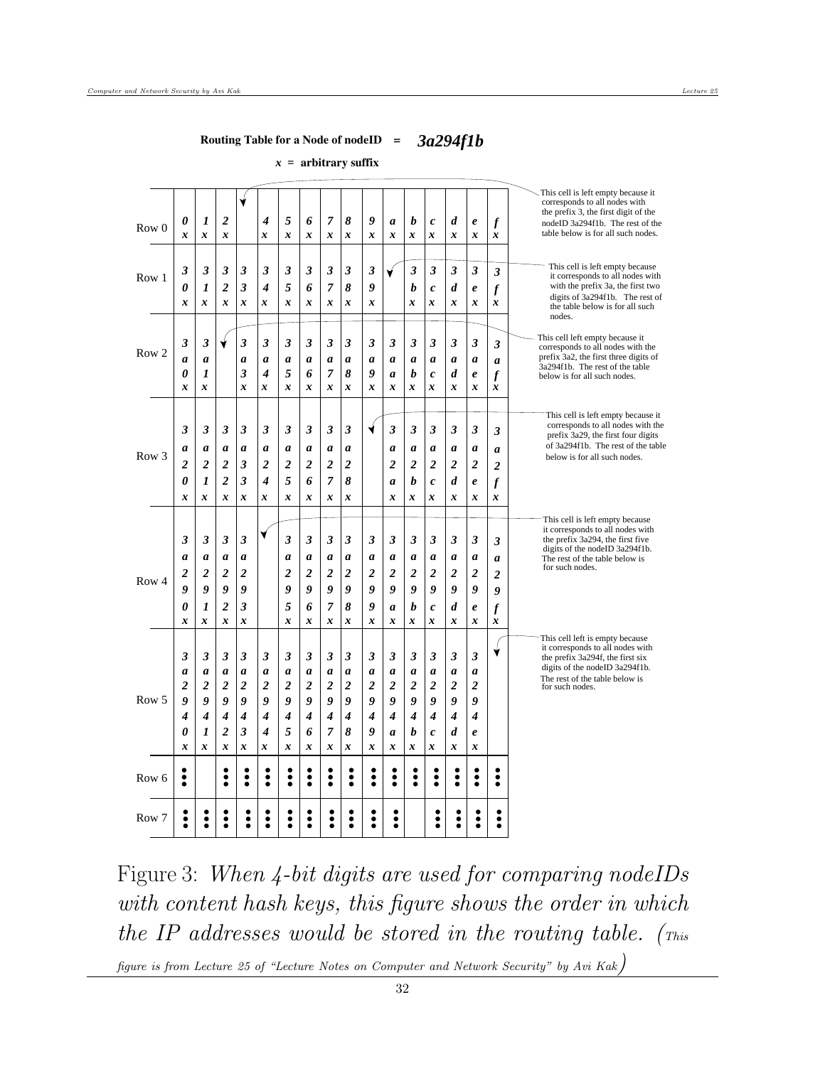**Routing Table for a Node of nodeID = *3a294f1b***

*x* = **arbitrary suffix**

| | 0 | 1 | 2 | 3 | 4 | 5 | 6 | 7 | 8 | 9 | a | b | c | d | e | f |
|---|---|---|---|---|---|---|---|---|---|---|---|---|---|---|---|---|
| Row 0 | 0x | 1x | 2x | | 4x | 5x | 6x | 7x | 8x | 9x | ax | bx | cx | dx | ex | fx |
| Row 1 | 30x | 31x | 32x | 33x | 34x | 35x | 36x | 37x | 38x | 39x | | 3bx | 3cx | 3dx | 3ex | 3fx |
| Row 2 | 3a0x | 3a1x | | 3a3x | 3a4x | 3a5x | 3a6x | 3a7x | 3a8x | 3a9x | 3aax | 3abx | 3acx | 3adx | 3aex | 3afx |
| Row 3 | 3a20x | 3a21x | 3a22x | 3a23x | 3a24x | 3a25x | 3a26x | 3a27x | 3a28x | | 3a2ax | 3a2bx | 3a2cx | 3a2dx | 3a2ex | 3a2fx |
| Row 4 | 3a290x | 3a291x | 3a292x | 3a293x | | 3a295x | 3a296x | 3a297x | 3a298x | 3a299x | 3a29ax | 3a29bx | 3a29cx | 3a29dx | 3a29ex | 3a29fx |
| Row 5 | 3a2940x | 3a2941x | 3a2942x | 3a2943x | 3a2944x | 3a2945x | 3a2946x | 3a2947x | 3a2948x | 3a2949x | 3a294ax | 3a294bx | 3a294cx | 3a294dx | 3a294ex | |
| Row 6 | ⋮ | | ⋮ | ⋮ | ⋮ | ⋮ | ⋮ | ⋮ | ⋮ | ⋮ | ⋮ | ⋮ | ⋮ | ⋮ | ⋮ | ⋮ |
| Row 7 | ⋮ | ⋮ | ⋮ | ⋮ | ⋮ | ⋮ | ⋮ | ⋮ | ⋮ | ⋮ | ⋮ | | ⋮ | ⋮ | ⋮ | ⋮ |

Row 0: This cell is left empty because it corresponds to all nodes with the prefix 3, the first digit of the nodeID 3a294f1b. The rest of the table below is for all such nodes.

Row 1: This cell is left empty because it corresponds to all nodes with with the prefix 3a, the first two digits of 3a294f1b. The rest of the table below is for all such nodes.

Row 2: This cell left empty because it corresponds to all nodes with the prefix 3a2, the first three digits of 3a294f1b. The rest of the table below is for all such nodes.

Row 3: This cell is left empty because it corresponds to all nodes with the prefix 3a29, the first four digits of 3a294f1b. The rest of the table below is for all such nodes.

Row 4: This cell is left empty because it corresponds to all nodes with the prefix 3a294, the first five digits of the nodeID 3a294f1b. The rest of the table below is for such nodes.

Row 5: This cell left is empty because it corresponds to all nodes with the prefix 3a294f, the first six digits of the nodeID 3a294f1b. The rest of the table below is for such nodes.

Figure 3: *When 4-bit digits are used for comparing nodeIDs with content hash keys, this figure shows the order in which the IP addresses would be stored in the routing table.* (*This figure is from Lecture 25 of "Lecture Notes on Computer and Network Security" by Avi Kak*)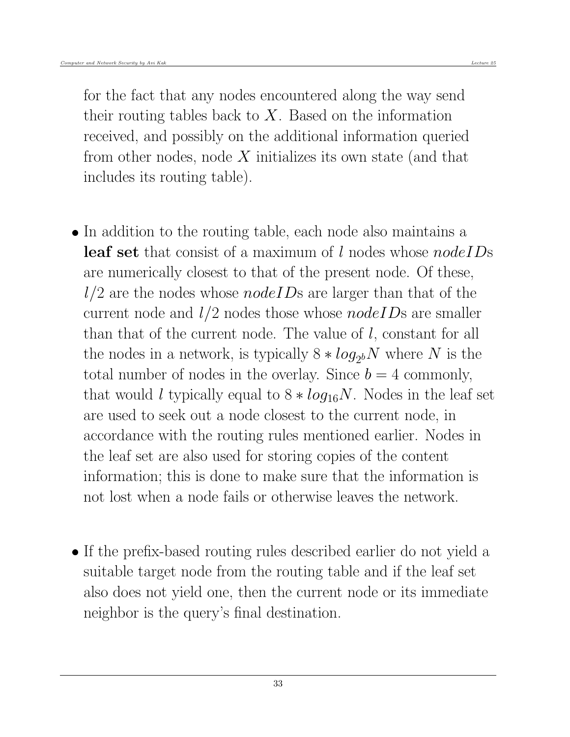for the fact that any nodes encountered along the way send their routing tables back to $X$. Based on the information received, and possibly on the additional information queried from other nodes, node $X$ initializes its own state (and that includes its routing table).

- In addition to the routing table, each node also maintains a **leaf set** that consist of a maximum of $l$ nodes whose *nodeID*s are numerically closest to that of the present node. Of these, $l/2$ are the nodes whose *nodeID*s are larger than that of the current node and $l/2$ nodes those whose *nodeID*s are smaller than that of the current node. The value of $l$, constant for all the nodes in a network, is typically $8 * log_{2^b}N$ where $N$ is the total number of nodes in the overlay. Since $b = 4$ commonly, that would $l$ typically equal to $8 * log_{16}N$. Nodes in the leaf set are used to seek out a node closest to the current node, in accordance with the routing rules mentioned earlier. Nodes in the leaf set are also used for storing copies of the content information; this is done to make sure that the information is not lost when a node fails or otherwise leaves the network.

- If the prefix-based routing rules described earlier do not yield a suitable target node from the routing table and if the leaf set also does not yield one, then the current node or its immediate neighbor is the query's final destination.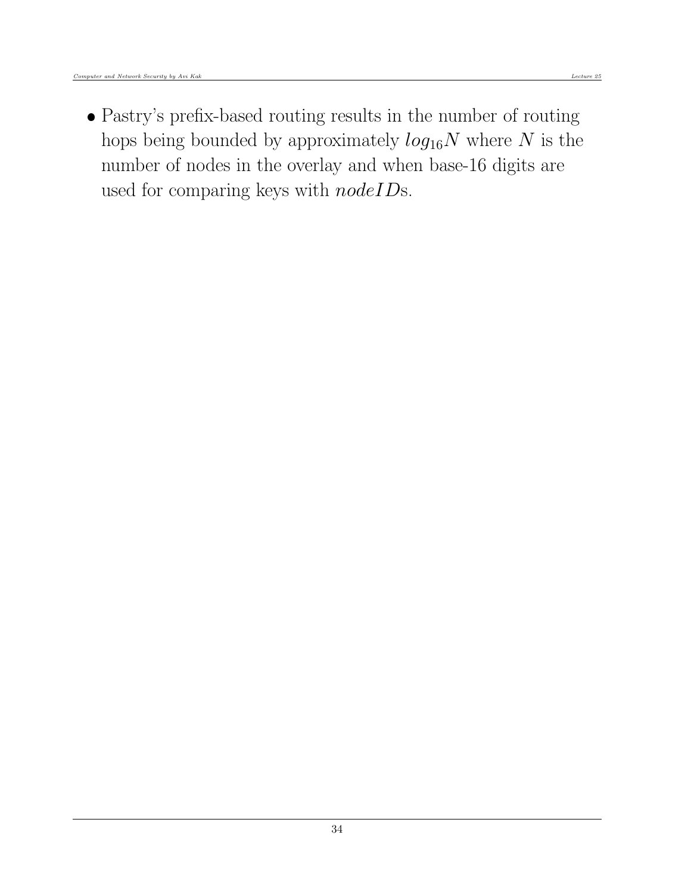- Pastry's prefix-based routing results in the number of routing hops being bounded by approximately $log_{16}N$ where $N$ is the number of nodes in the overlay and when base-16 digits are used for comparing keys with *nodeID*s.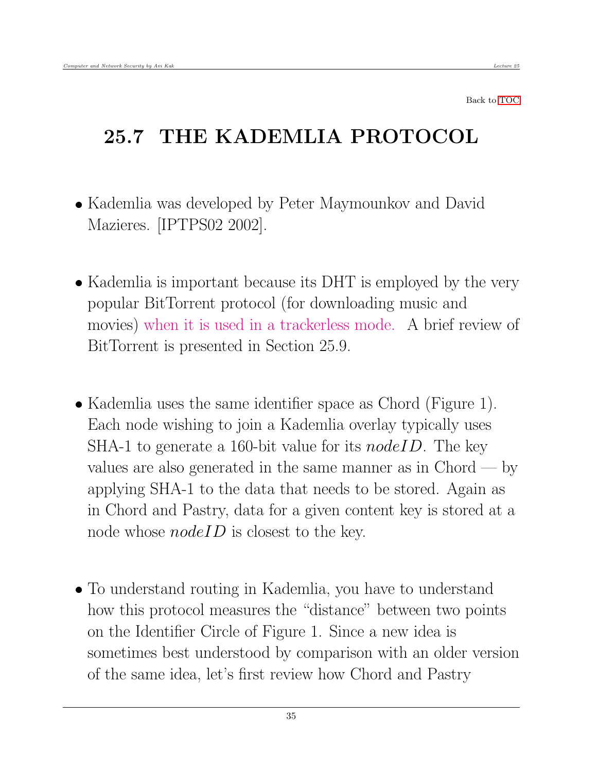Back to TOC

## 25.7 THE KADEMLIA PROTOCOL

- Kademlia was developed by Peter Maymounkov and David Mazieres. [IPTPS02 2002].

- Kademlia is important because its DHT is employed by the very popular BitTorrent protocol (for downloading music and movies) when it is used in a trackerless mode. A brief review of BitTorrent is presented in Section 25.9.

- Kademlia uses the same identifier space as Chord (Figure 1). Each node wishing to join a Kademlia overlay typically uses SHA-1 to generate a 160-bit value for its *nodeID*. The key values are also generated in the same manner as in Chord — by applying SHA-1 to the data that needs to be stored. Again as in Chord and Pastry, data for a given content key is stored at a node whose *nodeID* is closest to the key.

- To understand routing in Kademlia, you have to understand how this protocol measures the "distance" between two points on the Identifier Circle of Figure 1. Since a new idea is sometimes best understood by comparison with an older version of the same idea, let's first review how Chord and Pastry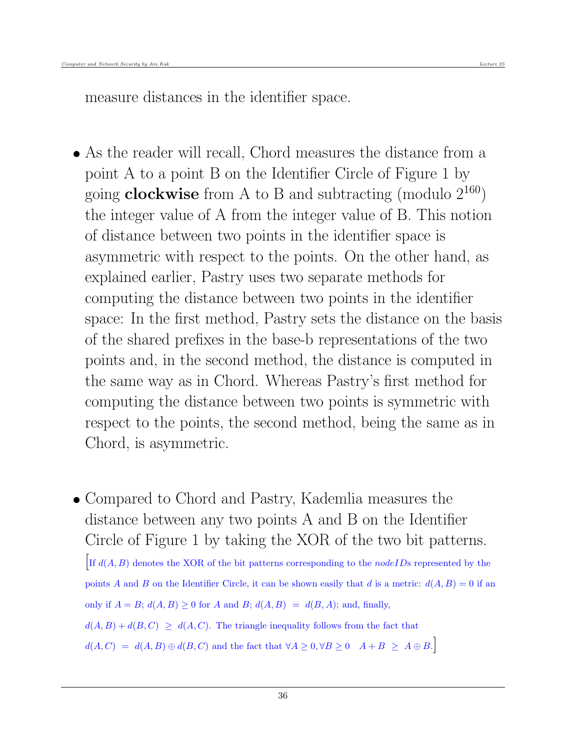measure distances in the identifier space.

- As the reader will recall, Chord measures the distance from a point A to a point B on the Identifier Circle of Figure 1 by going **clockwise** from A to B and subtracting (modulo $2^{160}$) the integer value of A from the integer value of B. This notion of distance between two points in the identifier space is asymmetric with respect to the points. On the other hand, as explained earlier, Pastry uses two separate methods for computing the distance between two points in the identifier space: In the first method, Pastry sets the distance on the basis of the shared prefixes in the base-b representations of the two points and, in the second method, the distance is computed in the same way as in Chord. Whereas Pastry's first method for computing the distance between two points is symmetric with respect to the points, the second method, being the same as in Chord, is asymmetric.

- Compared to Chord and Pastry, Kademlia measures the distance between any two points A and B on the Identifier Circle of Figure 1 by taking the XOR of the two bit patterns. [If $d(A, B)$ denotes the XOR of the bit patterns corresponding to the *nodeIDs* represented by the points $A$ and $B$ on the Identifier Circle, it can be shown easily that $d$ is a metric: $d(A, B) = 0$ if an only if $A = B$; $d(A, B) \geq 0$ for $A$ and $B$; $d(A, B) = d(B, A)$; and, finally, $d(A, B) + d(B, C) \geq d(A, C)$. The triangle inequality follows from the fact that $d(A, C) = d(A, B) \oplus d(B, C)$ and the fact that $\forall A \geq 0, \forall B \geq 0 \quad A + B \geq A \oplus B$.]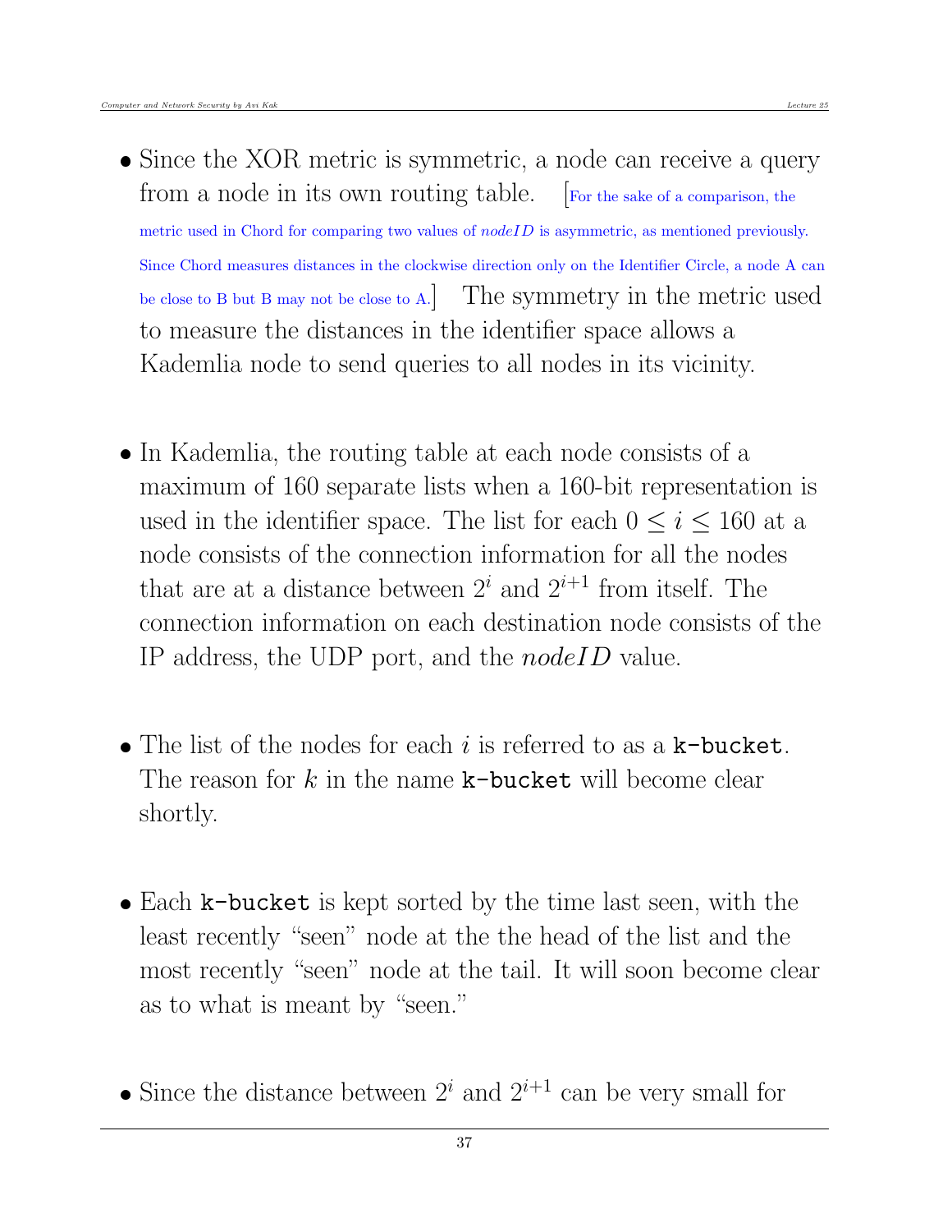- Since the XOR metric is symmetric, a node can receive a query from a node in its own routing table. [For the sake of a comparison, the metric used in Chord for comparing two values of *nodeID* is asymmetric, as mentioned previously. Since Chord measures distances in the clockwise direction only on the Identifier Circle, a node A can be close to B but B may not be close to A.] The symmetry in the metric used to measure the distances in the identifier space allows a Kademlia node to send queries to all nodes in its vicinity.

- In Kademlia, the routing table at each node consists of a maximum of 160 separate lists when a 160-bit representation is used in the identifier space. The list for each $0 \leq i \leq 160$ at a node consists of the connection information for all the nodes that are at a distance between $2^i$ and $2^{i+1}$ from itself. The connection information on each destination node consists of the IP address, the UDP port, and the *nodeID* value.

- The list of the nodes for each $i$ is referred to as a `k-bucket`. The reason for $k$ in the name `k-bucket` will become clear shortly.

- Each `k-bucket` is kept sorted by the time last seen, with the least recently "seen" node at the the head of the list and the most recently "seen" node at the tail. It will soon become clear as to what is meant by "seen."

- Since the distance between $2^i$ and $2^{i+1}$ can be very small for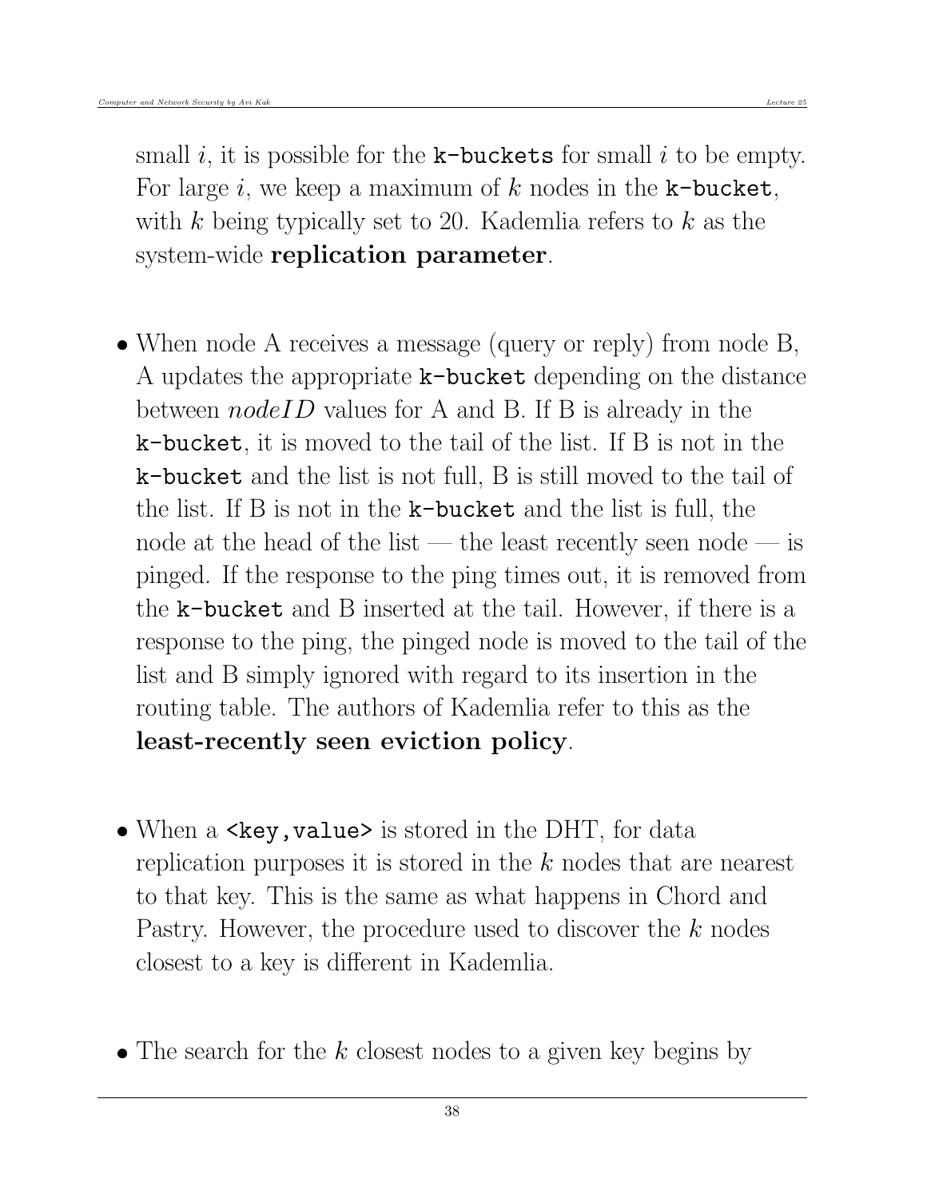small $i$, it is possible for the `k-buckets` for small $i$ to be empty. For large $i$, we keep a maximum of $k$ nodes in the `k-bucket`, with $k$ being typically set to 20. Kademlia refers to $k$ as the system-wide **replication parameter**.

- When node A receives a message (query or reply) from node B, A updates the appropriate `k-bucket` depending on the distance between *nodeID* values for A and B. If B is already in the `k-bucket`, it is moved to the tail of the list. If B is not in the `k-bucket` and the list is not full, B is still moved to the tail of the list. If B is not in the `k-bucket` and the list is full, the node at the head of the list — the least recently seen node — is pinged. If the response to the ping times out, it is removed from the `k-bucket` and B inserted at the tail. However, if there is a response to the ping, the pinged node is moved to the tail of the list and B simply ignored with regard to its insertion in the routing table. The authors of Kademlia refer to this as the **least-recently seen eviction policy**.

- When a `<key,value>` is stored in the DHT, for data replication purposes it is stored in the $k$ nodes that are nearest to that key. This is the same as what happens in Chord and Pastry. However, the procedure used to discover the $k$ nodes closest to a key is different in Kademlia.

- The search for the $k$ closest nodes to a given key begins by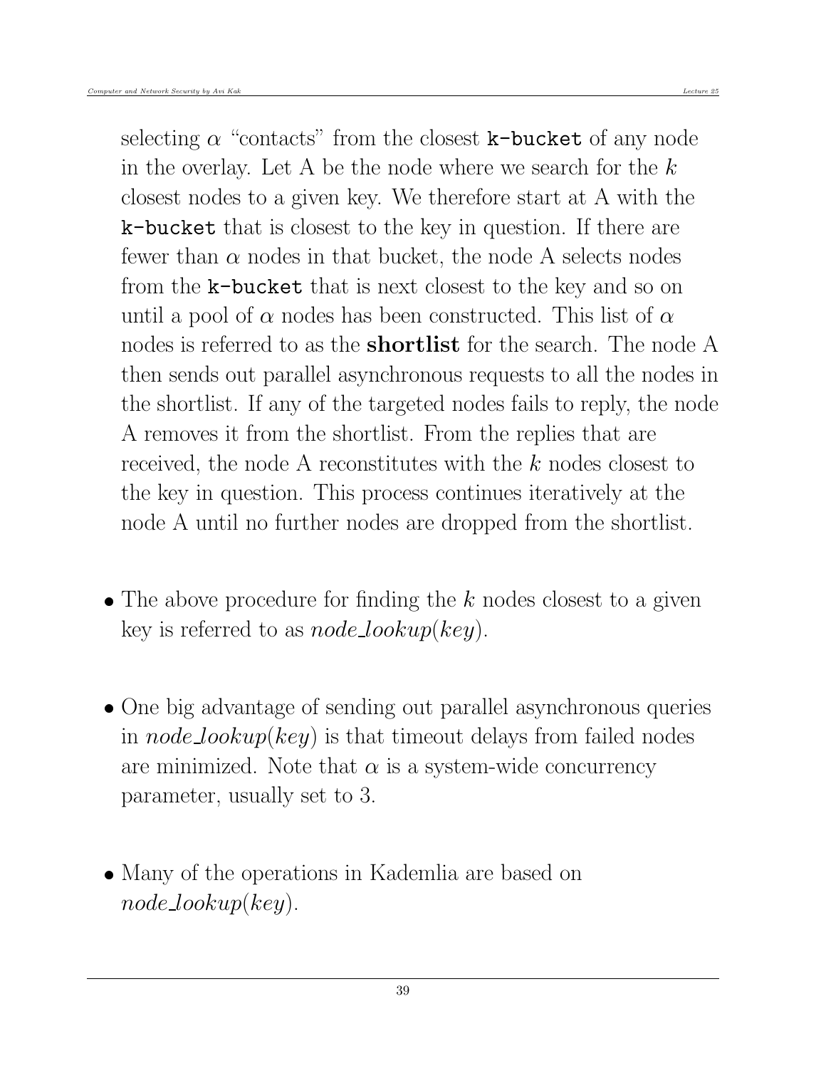selecting $\alpha$ "contacts" from the closest `k-bucket` of any node in the overlay. Let A be the node where we search for the $k$ closest nodes to a given key. We therefore start at A with the `k-bucket` that is closest to the key in question. If there are fewer than $\alpha$ nodes in that bucket, the node A selects nodes from the `k-bucket` that is next closest to the key and so on until a pool of $\alpha$ nodes has been constructed. This list of $\alpha$ nodes is referred to as the **shortlist** for the search. The node A then sends out parallel asynchronous requests to all the nodes in the shortlist. If any of the targeted nodes fails to reply, the node A removes it from the shortlist. From the replies that are received, the node A reconstitutes with the $k$ nodes closest to the key in question. This process continues iteratively at the node A until no further nodes are dropped from the shortlist.

- The above procedure for finding the $k$ nodes closest to a given key is referred to as $node\_lookup(key)$.

- One big advantage of sending out parallel asynchronous queries in $node\_lookup(key)$ is that timeout delays from failed nodes are minimized. Note that $\alpha$ is a system-wide concurrency parameter, usually set to 3.

- Many of the operations in Kademlia are based on $node\_lookup(key)$.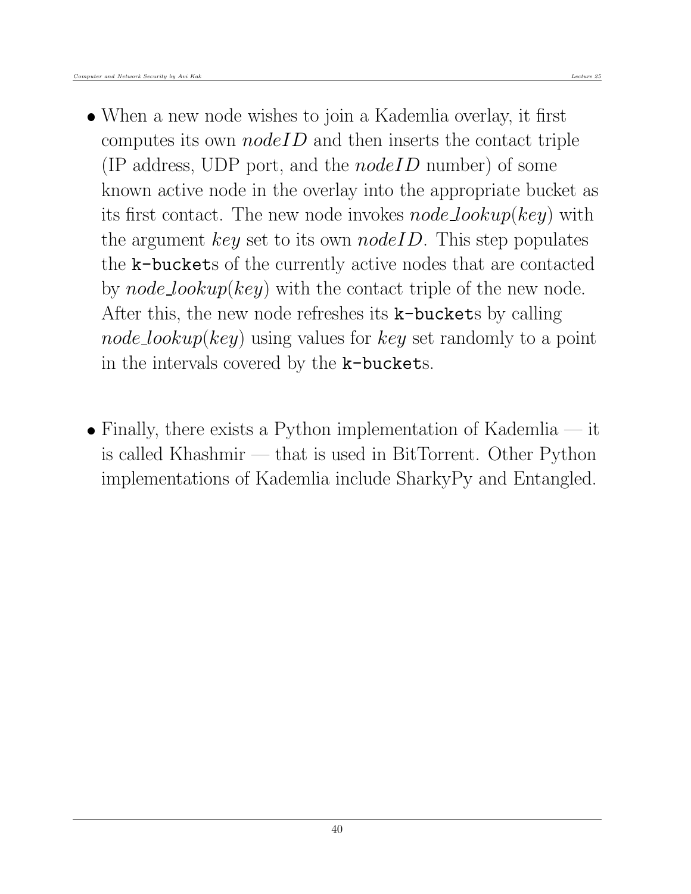- When a new node wishes to join a Kademlia overlay, it first computes its own *nodeID* and then inserts the contact triple (IP address, UDP port, and the *nodeID* number) of some known active node in the overlay into the appropriate bucket as its first contact. The new node invokes *node_lookup*(*key*) with the argument *key* set to its own *nodeID*. This step populates the `k-bucket`s of the currently active nodes that are contacted by *node_lookup*(*key*) with the contact triple of the new node. After this, the new node refreshes its `k-bucket`s by calling *node_lookup*(*key*) using values for *key* set randomly to a point in the intervals covered by the `k-bucket`s.

- Finally, there exists a Python implementation of Kademlia — it is called Khashmir — that is used in BitTorrent. Other Python implementations of Kademlia include SharkyPy and Entangled.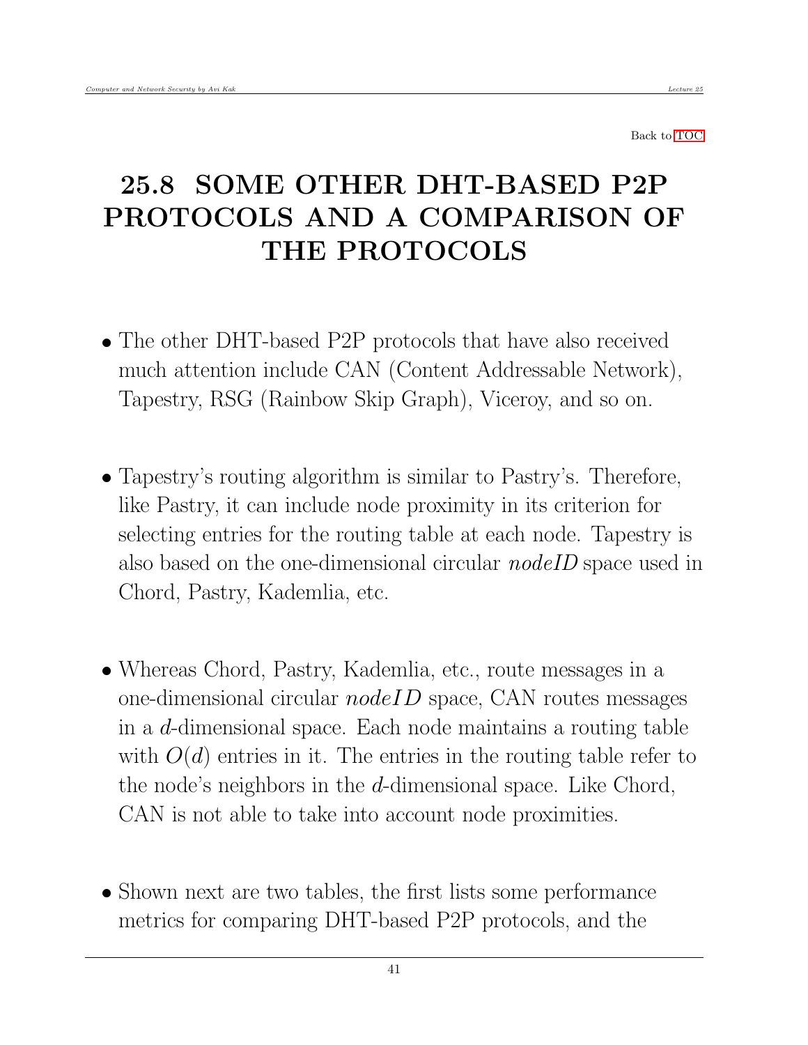Back to TOC

# 25.8 SOME OTHER DHT-BASED P2P PROTOCOLS AND A COMPARISON OF THE PROTOCOLS

- The other DHT-based P2P protocols that have also received much attention include CAN (Content Addressable Network), Tapestry, RSG (Rainbow Skip Graph), Viceroy, and so on.

- Tapestry's routing algorithm is similar to Pastry's. Therefore, like Pastry, it can include node proximity in its criterion for selecting entries for the routing table at each node. Tapestry is also based on the one-dimensional circular *nodeID* space used in Chord, Pastry, Kademlia, etc.

- Whereas Chord, Pastry, Kademlia, etc., route messages in a one-dimensional circular *nodeID* space, CAN routes messages in a $d$-dimensional space. Each node maintains a routing table with $O(d)$ entries in it. The entries in the routing table refer to the node's neighbors in the $d$-dimensional space. Like Chord, CAN is not able to take into account node proximities.

- Shown next are two tables, the first lists some performance metrics for comparing DHT-based P2P protocols, and the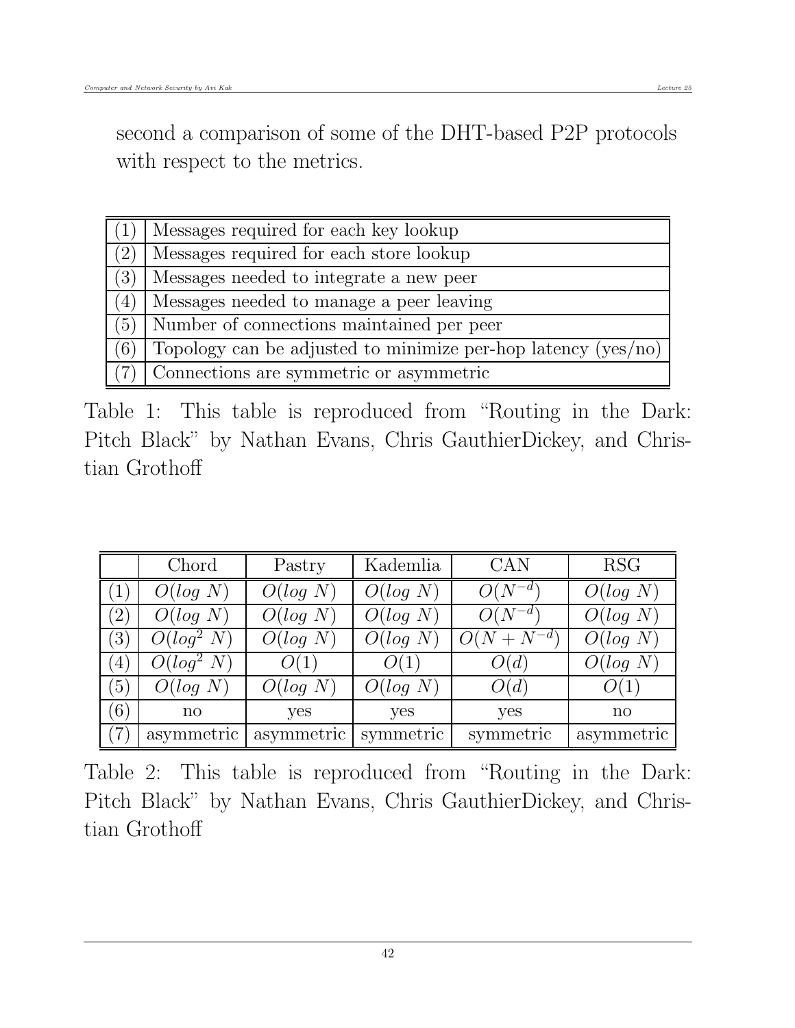second a comparison of some of the DHT-based P2P protocols with respect to the metrics.

| | |
|---|---|
| (1) | Messages required for each key lookup |
| (2) | Messages required for each store lookup |
| (3) | Messages needed to integrate a new peer |
| (4) | Messages needed to manage a peer leaving |
| (5) | Number of connections maintained per peer |
| (6) | Topology can be adjusted to minimize per-hop latency (yes/no) |
| (7) | Connections are symmetric or asymmetric |

Table 1: This table is reproduced from "Routing in the Dark: Pitch Black" by Nathan Evans, Chris GauthierDickey, and Christian Grothoff

| | Chord | Pastry | Kademlia | CAN | RSG |
|---|---|---|---|---|---|
| (1) | $O(log\ N)$ | $O(log\ N)$ | $O(log\ N)$ | $O(N^{-d})$ | $O(log\ N)$ |
| (2) | $O(log\ N)$ | $O(log\ N)$ | $O(log\ N)$ | $O(N^{-d})$ | $O(log\ N)$ |
| (3) | $O(log^2\ N)$ | $O(log\ N)$ | $O(log\ N)$ | $O(N + N^{-d})$ | $O(log\ N)$ |
| (4) | $O(log^2\ N)$ | $O(1)$ | $O(1)$ | $O(d)$ | $O(log\ N)$ |
| (5) | $O(log\ N)$ | $O(log\ N)$ | $O(log\ N)$ | $O(d)$ | $O(1)$ |
| (6) | no | yes | yes | yes | no |
| (7) | asymmetric | asymmetric | symmetric | symmetric | asymmetric |

Table 2: This table is reproduced from "Routing in the Dark: Pitch Black" by Nathan Evans, Chris GauthierDickey, and Christian Grothoff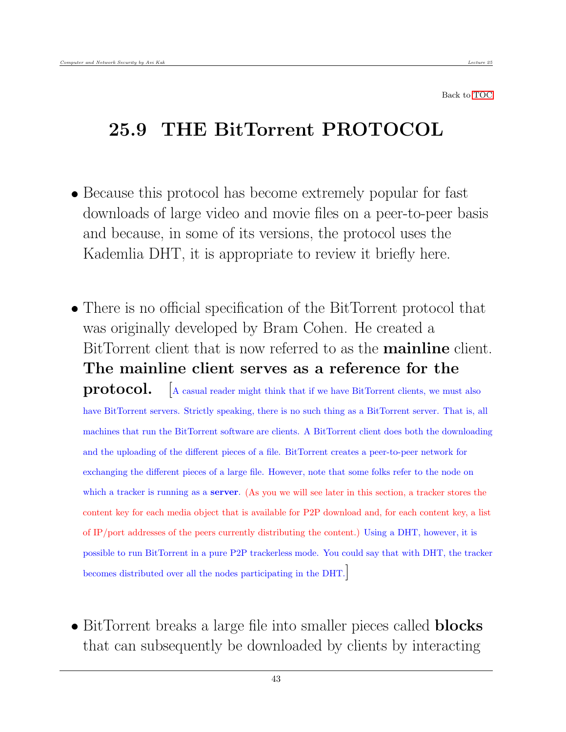Back to TOC

# 25.9 THE BitTorrent PROTOCOL

- Because this protocol has become extremely popular for fast downloads of large video and movie files on a peer-to-peer basis and because, in some of its versions, the protocol uses the Kademlia DHT, it is appropriate to review it briefly here.

- There is no official specification of the BitTorrent protocol that was originally developed by Bram Cohen. He created a BitTorrent client that is now referred to as the **mainline** client. **The mainline client serves as a reference for the protocol.** [A casual reader might think that if we have BitTorrent clients, we must also have BitTorrent servers. Strictly speaking, there is no such thing as a BitTorrent server. That is, all machines that run the BitTorrent software are clients. A BitTorrent client does both the downloading and the uploading of the different pieces of a file. BitTorrent creates a peer-to-peer network for exchanging the different pieces of a large file. However, note that some folks refer to the node on which a tracker is running as a **server**. (As you we will see later in this section, a tracker stores the content key for each media object that is available for P2P download and, for each content key, a list of IP/port addresses of the peers currently distributing the content.) Using a DHT, however, it is possible to run BitTorrent in a pure P2P trackerless mode. You could say that with DHT, the tracker becomes distributed over all the nodes participating in the DHT.]

- BitTorrent breaks a large file into smaller pieces called **blocks** that can subsequently be downloaded by clients by interacting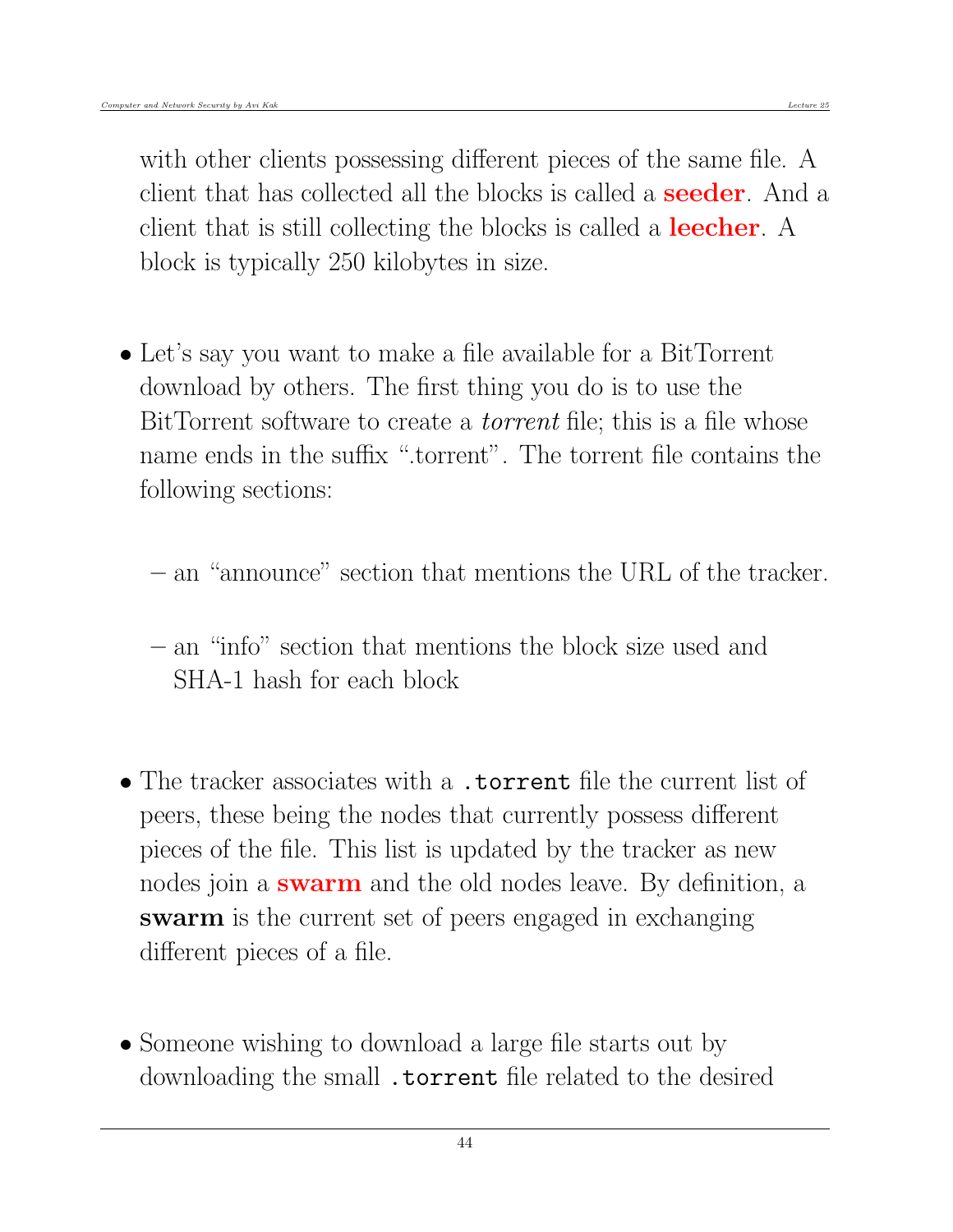with other clients possessing different pieces of the same file. A client that has collected all the blocks is called a **seeder**. And a client that is still collecting the blocks is called a **leecher**. A block is typically 250 kilobytes in size.

- Let's say you want to make a file available for a BitTorrent download by others. The first thing you do is to use the BitTorrent software to create a *torrent* file; this is a file whose name ends in the suffix ".torrent". The torrent file contains the following sections:

  - an "announce" section that mentions the URL of the tracker.

  - an "info" section that mentions the block size used and SHA-1 hash for each block

- The tracker associates with a `.torrent` file the current list of peers, these being the nodes that currently possess different pieces of the file. This list is updated by the tracker as new nodes join a **swarm** and the old nodes leave. By definition, a **swarm** is the current set of peers engaged in exchanging different pieces of a file.

- Someone wishing to download a large file starts out by downloading the small `.torrent` file related to the desired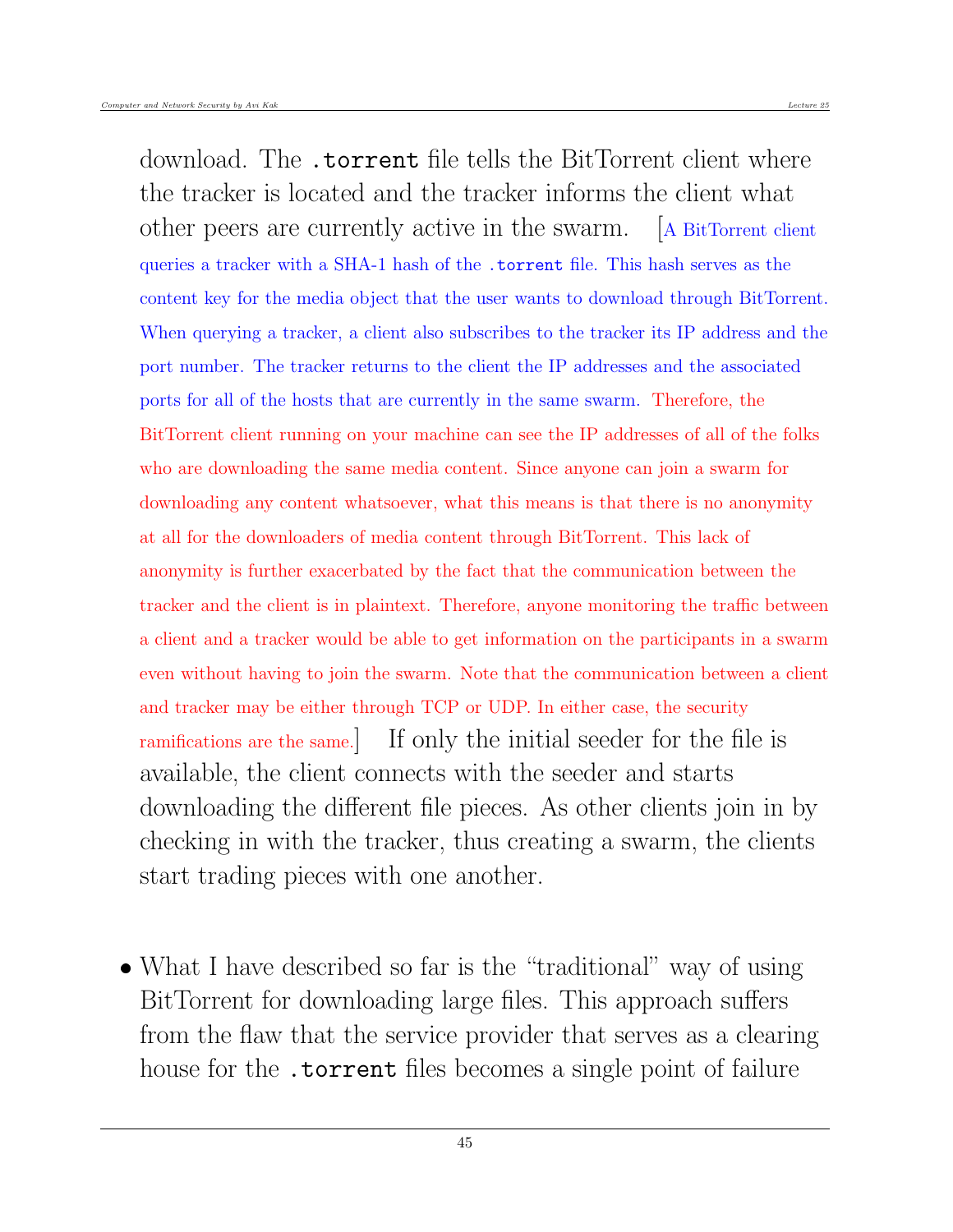download. The `.torrent` file tells the BitTorrent client where the tracker is located and the tracker informs the client what other peers are currently active in the swarm. [A BitTorrent client queries a tracker with a SHA-1 hash of the `.torrent` file. This hash serves as the content key for the media object that the user wants to download through BitTorrent. When querying a tracker, a client also subscribes to the tracker its IP address and the port number. The tracker returns to the client the IP addresses and the associated ports for all of the hosts that are currently in the same swarm. Therefore, the BitTorrent client running on your machine can see the IP addresses of all of the folks who are downloading the same media content. Since anyone can join a swarm for downloading any content whatsoever, what this means is that there is no anonymity at all for the downloaders of media content through BitTorrent. This lack of anonymity is further exacerbated by the fact that the communication between the tracker and the client is in plaintext. Therefore, anyone monitoring the traffic between a client and a tracker would be able to get information on the participants in a swarm even without having to join the swarm. Note that the communication between a client and tracker may be either through TCP or UDP. In either case, the security ramifications are the same.] If only the initial seeder for the file is available, the client connects with the seeder and starts downloading the different file pieces. As other clients join in by checking in with the tracker, thus creating a swarm, the clients start trading pieces with one another.

- What I have described so far is the "traditional" way of using BitTorrent for downloading large files. This approach suffers from the flaw that the service provider that serves as a clearing house for the `.torrent` files becomes a single point of failure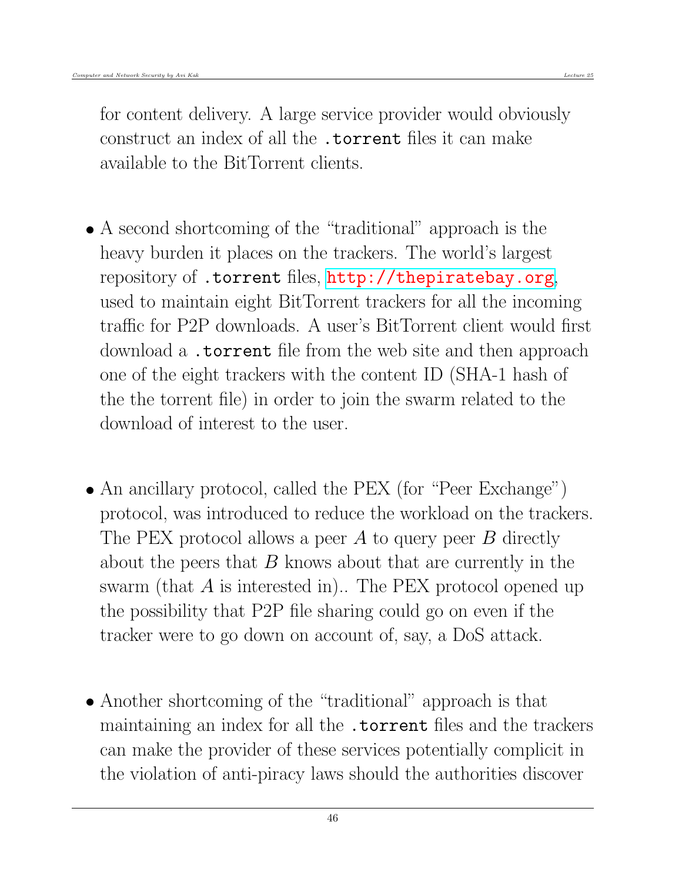for content delivery. A large service provider would obviously construct an index of all the `.torrent` files it can make available to the BitTorrent clients.

- A second shortcoming of the "traditional" approach is the heavy burden it places on the trackers. The world's largest repository of `.torrent` files, http://thepiratebay.org, used to maintain eight BitTorrent trackers for all the incoming traffic for P2P downloads. A user's BitTorrent client would first download a `.torrent` file from the web site and then approach one of the eight trackers with the content ID (SHA-1 hash of the the torrent file) in order to join the swarm related to the download of interest to the user.

- An ancillary protocol, called the PEX (for "Peer Exchange") protocol, was introduced to reduce the workload on the trackers. The PEX protocol allows a peer $A$ to query peer $B$ directly about the peers that $B$ knows about that are currently in the swarm (that $A$ is interested in).. The PEX protocol opened up the possibility that P2P file sharing could go on even if the tracker were to go down on account of, say, a DoS attack.

- Another shortcoming of the "traditional" approach is that maintaining an index for all the `.torrent` files and the trackers can make the provider of these services potentially complicit in the violation of anti-piracy laws should the authorities discover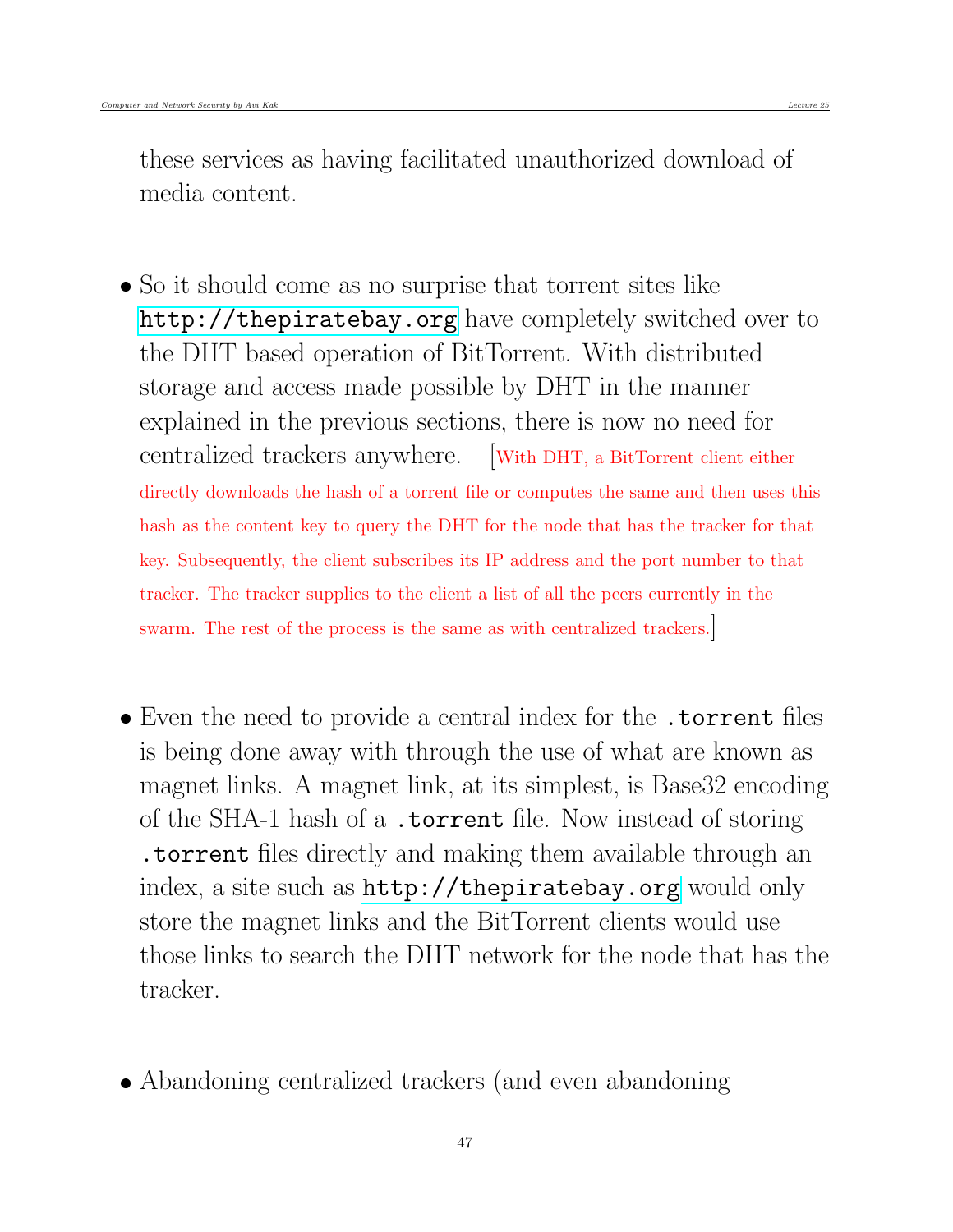these services as having facilitated unauthorized download of media content.

- So it should come as no surprise that torrent sites like http://thepiratebay.org have completely switched over to the DHT based operation of BitTorrent. With distributed storage and access made possible by DHT in the manner explained in the previous sections, there is now no need for centralized trackers anywhere. [With DHT, a BitTorrent client either directly downloads the hash of a torrent file or computes the same and then uses this hash as the content key to query the DHT for the node that has the tracker for that key. Subsequently, the client subscribes its IP address and the port number to that tracker. The tracker supplies to the client a list of all the peers currently in the swarm. The rest of the process is the same as with centralized trackers.]

- Even the need to provide a central index for the `.torrent` files is being done away with through the use of what are known as magnet links. A magnet link, at its simplest, is Base32 encoding of the SHA-1 hash of a `.torrent` file. Now instead of storing `.torrent` files directly and making them available through an index, a site such as http://thepiratebay.org would only store the magnet links and the BitTorrent clients would use those links to search the DHT network for the node that has the tracker.

- Abandoning centralized trackers (and even abandoning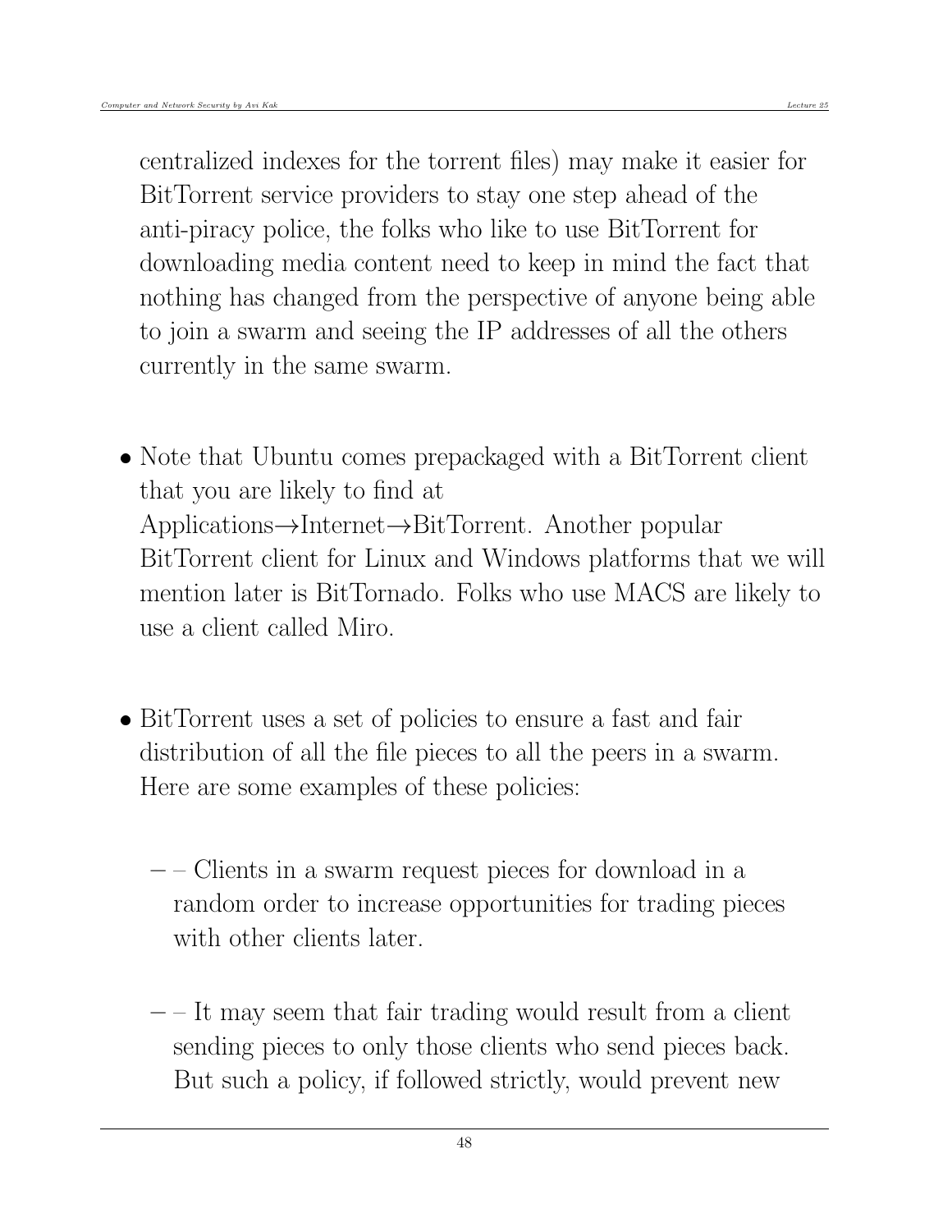centralized indexes for the torrent files) may make it easier for BitTorrent service providers to stay one step ahead of the anti-piracy police, the folks who like to use BitTorrent for downloading media content need to keep in mind the fact that nothing has changed from the perspective of anyone being able to join a swarm and seeing the IP addresses of all the others currently in the same swarm.

- Note that Ubuntu comes prepackaged with a BitTorrent client that you are likely to find at Applications→Internet→BitTorrent. Another popular BitTorrent client for Linux and Windows platforms that we will mention later is BitTornado. Folks who use MACS are likely to use a client called Miro.

- BitTorrent uses a set of policies to ensure a fast and fair distribution of all the file pieces to all the peers in a swarm. Here are some examples of these policies:

  – – Clients in a swarm request pieces for download in a random order to increase opportunities for trading pieces with other clients later.

  – – It may seem that fair trading would result from a client sending pieces to only those clients who send pieces back. But such a policy, if followed strictly, would prevent new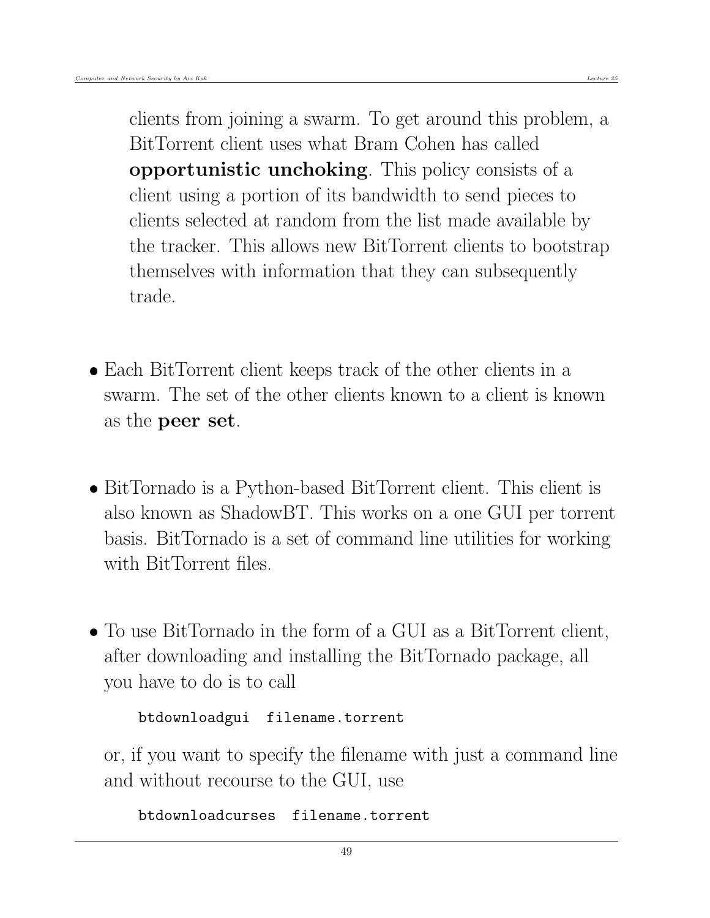clients from joining a swarm. To get around this problem, a BitTorrent client uses what Bram Cohen has called **opportunistic unchoking**. This policy consists of a client using a portion of its bandwidth to send pieces to clients selected at random from the list made available by the tracker. This allows new BitTorrent clients to bootstrap themselves with information that they can subsequently trade.

- Each BitTorrent client keeps track of the other clients in a swarm. The set of the other clients known to a client is known as the **peer set**.

- BitTornado is a Python-based BitTorrent client. This client is also known as ShadowBT. This works on a one GUI per torrent basis. BitTornado is a set of command line utilities for working with BitTorrent files.

- To use BitTornado in the form of a GUI as a BitTorrent client, after downloading and installing the BitTornado package, all you have to do is to call

  ```
  btdownloadgui  filename.torrent
  ```

  or, if you want to specify the filename with just a command line and without recourse to the GUI, use

  ```
  btdownloadcurses  filename.torrent
  ```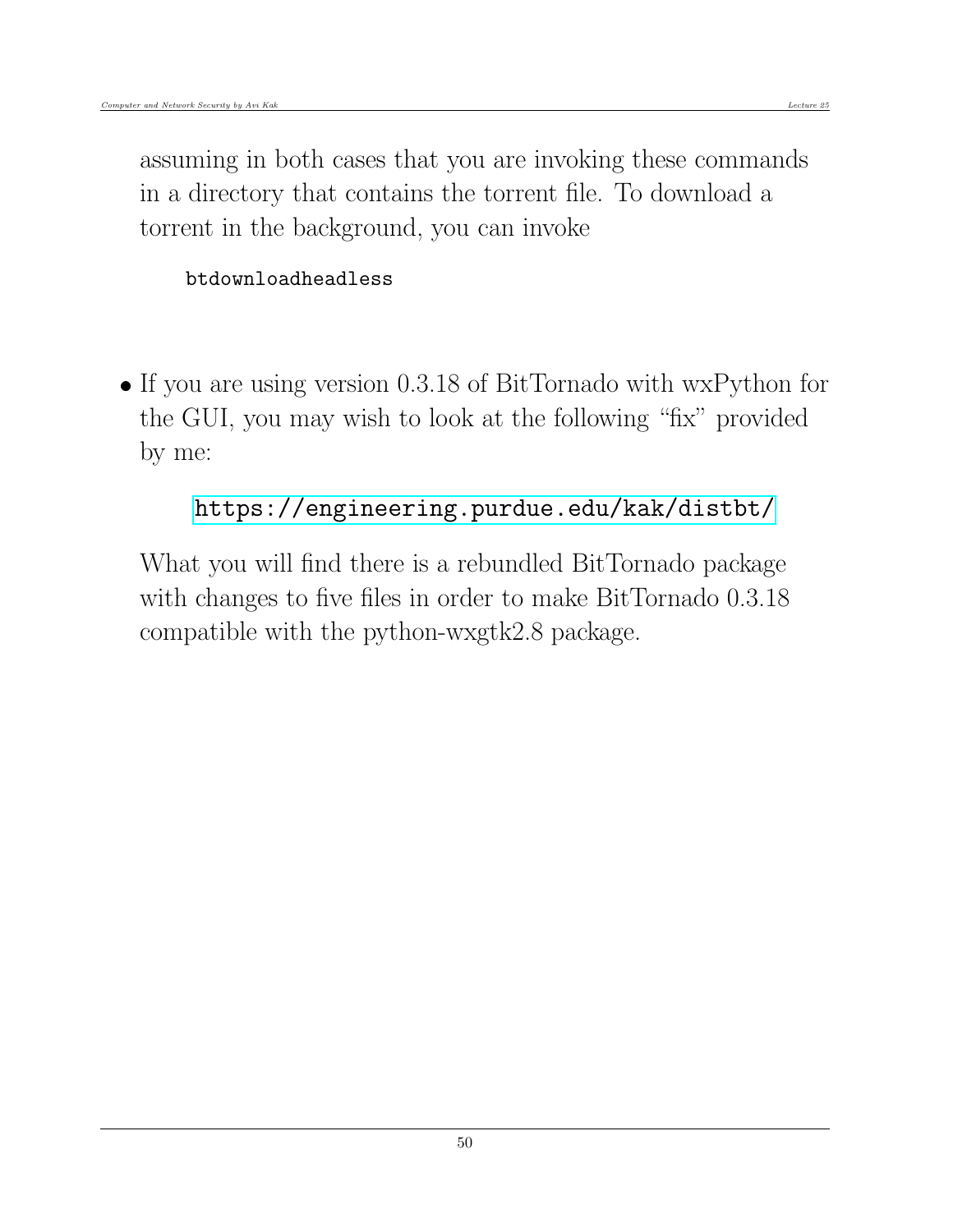assuming in both cases that you are invoking these commands in a directory that contains the torrent file. To download a torrent in the background, you can invoke

```
btdownloadheadless
```

- If you are using version 0.3.18 of BitTornado with wxPython for the GUI, you may wish to look at the following "fix" provided by me:

  https://engineering.purdue.edu/kak/distbt/

  What you will find there is a rebundled BitTornado package with changes to five files in order to make BitTornado 0.3.18 compatible with the python-wxgtk2.8 package.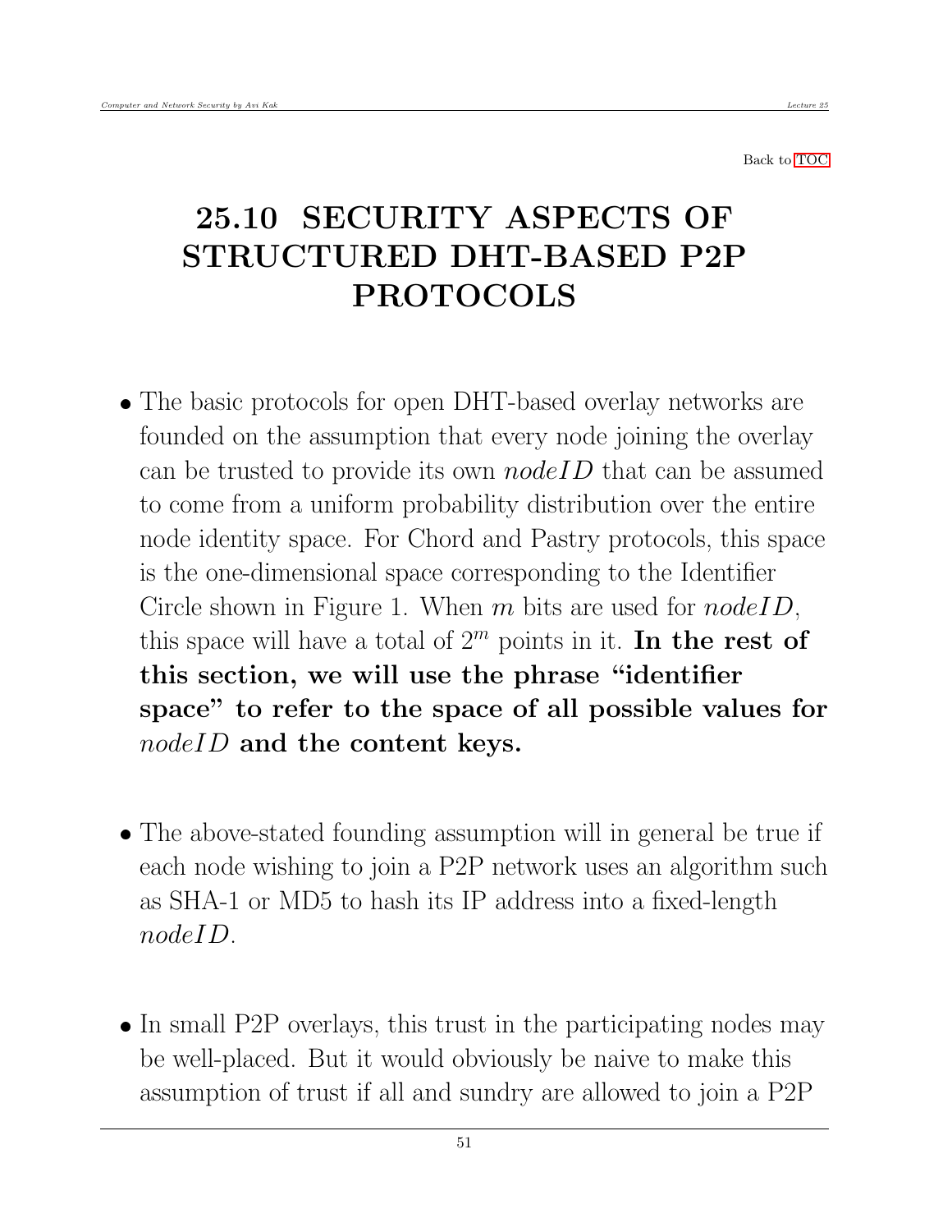Back to TOC

# 25.10 SECURITY ASPECTS OF STRUCTURED DHT-BASED P2P PROTOCOLS

- The basic protocols for open DHT-based overlay networks are founded on the assumption that every node joining the overlay can be trusted to provide its own *nodeID* that can be assumed to come from a uniform probability distribution over the entire node identity space. For Chord and Pastry protocols, this space is the one-dimensional space corresponding to the Identifier Circle shown in Figure 1. When $m$ bits are used for *nodeID*, this space will have a total of $2^m$ points in it. **In the rest of this section, we will use the phrase "identifier space" to refer to the space of all possible values for *nodeID* and the content keys.**

- The above-stated founding assumption will in general be true if each node wishing to join a P2P network uses an algorithm such as SHA-1 or MD5 to hash its IP address into a fixed-length *nodeID*.

- In small P2P overlays, this trust in the participating nodes may be well-placed. But it would obviously be naive to make this assumption of trust if all and sundry are allowed to join a P2P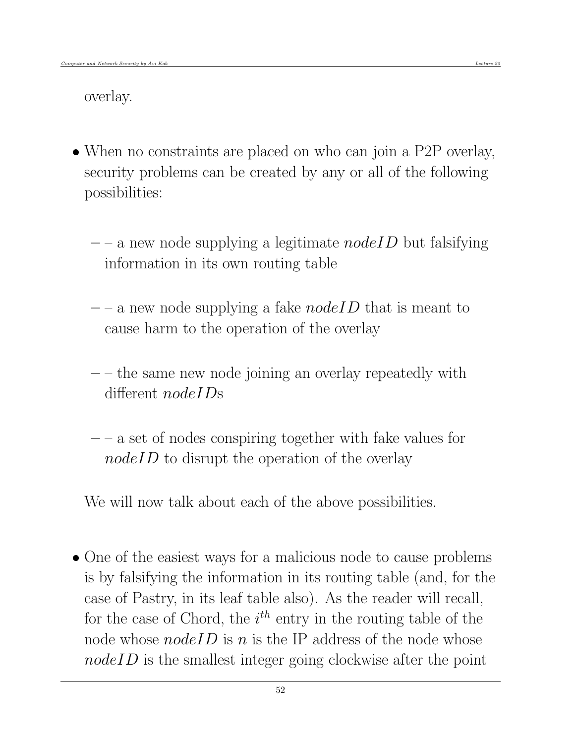overlay.

- When no constraints are placed on who can join a P2P overlay, security problems can be created by any or all of the following possibilities:

  – – a new node supplying a legitimate *nodeID* but falsifying information in its own routing table

  – – a new node supplying a fake *nodeID* that is meant to cause harm to the operation of the overlay

  – – the same new node joining an overlay repeatedly with different *nodeID*s

  – – a set of nodes conspiring together with fake values for *nodeID* to disrupt the operation of the overlay

  We will now talk about each of the above possibilities.

- One of the easiest ways for a malicious node to cause problems is by falsifying the information in its routing table (and, for the case of Pastry, in its leaf table also). As the reader will recall, for the case of Chord, the $i^{th}$ entry in the routing table of the node whose *nodeID* is $n$ is the IP address of the node whose *nodeID* is the smallest integer going clockwise after the point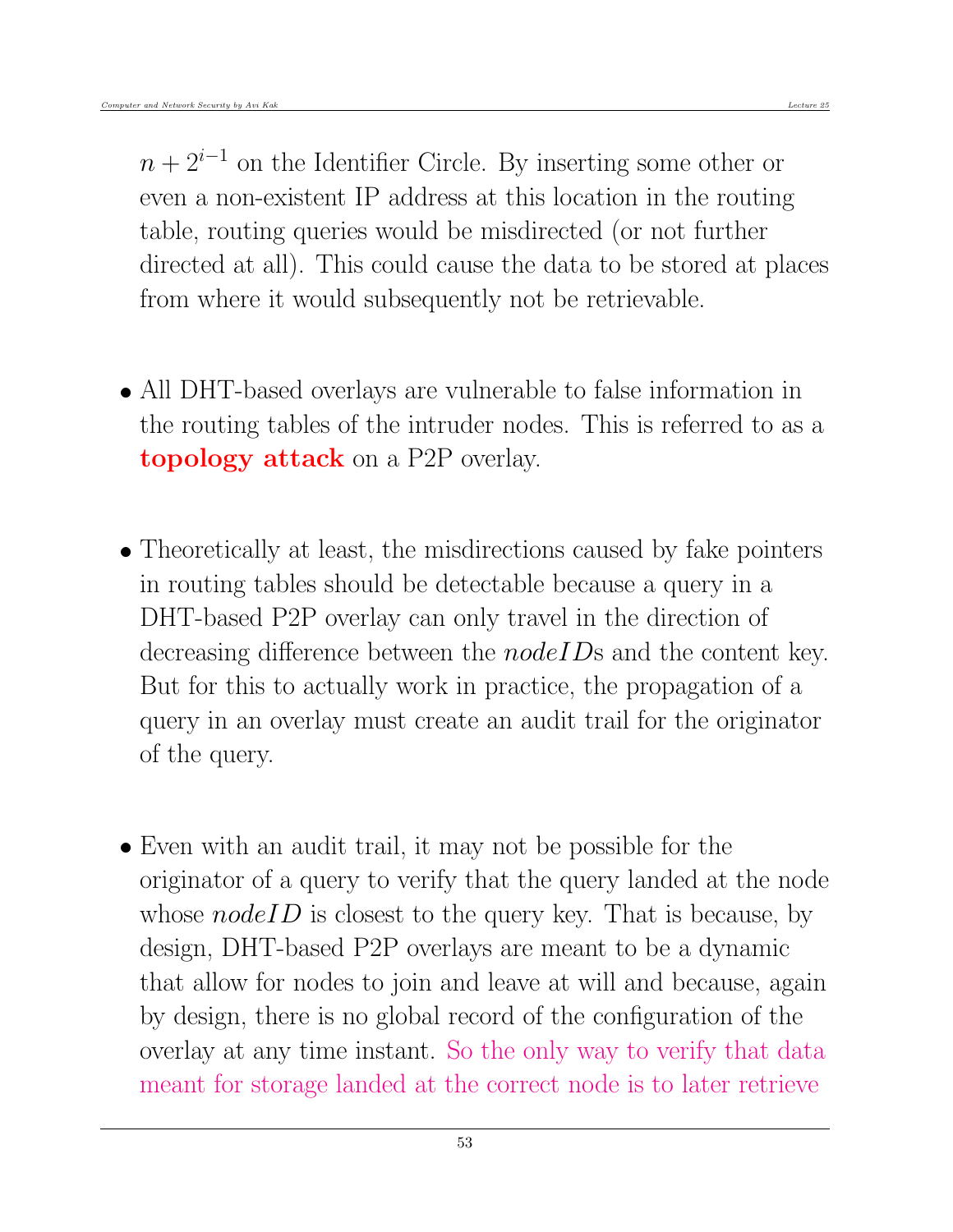$n + 2^{i-1}$ on the Identifier Circle. By inserting some other or even a non-existent IP address at this location in the routing table, routing queries would be misdirected (or not further directed at all). This could cause the data to be stored at places from where it would subsequently not be retrievable.

- All DHT-based overlays are vulnerable to false information in the routing tables of the intruder nodes. This is referred to as a **topology attack** on a P2P overlay.

- Theoretically at least, the misdirections caused by fake pointers in routing tables should be detectable because a query in a DHT-based P2P overlay can only travel in the direction of decreasing difference between the $nodeID$s and the content key. But for this to actually work in practice, the propagation of a query in an overlay must create an audit trail for the originator of the query.

- Even with an audit trail, it may not be possible for the originator of a query to verify that the query landed at the node whose $nodeID$ is closest to the query key. That is because, by design, DHT-based P2P overlays are meant to be a dynamic that allow for nodes to join and leave at will and because, again by design, there is no global record of the configuration of the overlay at any time instant. So the only way to verify that data meant for storage landed at the correct node is to later retrieve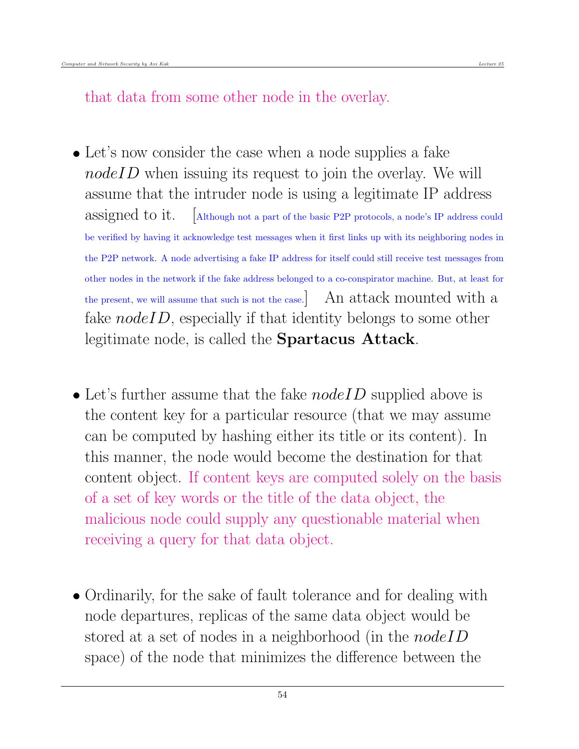that data from some other node in the overlay.

- Let's now consider the case when a node supplies a fake *nodeID* when issuing its request to join the overlay. We will assume that the intruder node is using a legitimate IP address assigned to it. [Although not a part of the basic P2P protocols, a node's IP address could be verified by having it acknowledge test messages when it first links up with its neighboring nodes in the P2P network. A node advertising a fake IP address for itself could still receive test messages from other nodes in the network if the fake address belonged to a co-conspirator machine. But, at least for the present, we will assume that such is not the case.] An attack mounted with a fake *nodeID*, especially if that identity belongs to some other legitimate node, is called the **Spartacus Attack**.

- Let's further assume that the fake *nodeID* supplied above is the content key for a particular resource (that we may assume can be computed by hashing either its title or its content). In this manner, the node would become the destination for that content object. If content keys are computed solely on the basis of a set of key words or the title of the data object, the malicious node could supply any questionable material when receiving a query for that data object.

- Ordinarily, for the sake of fault tolerance and for dealing with node departures, replicas of the same data object would be stored at a set of nodes in a neighborhood (in the *nodeID* space) of the node that minimizes the difference between the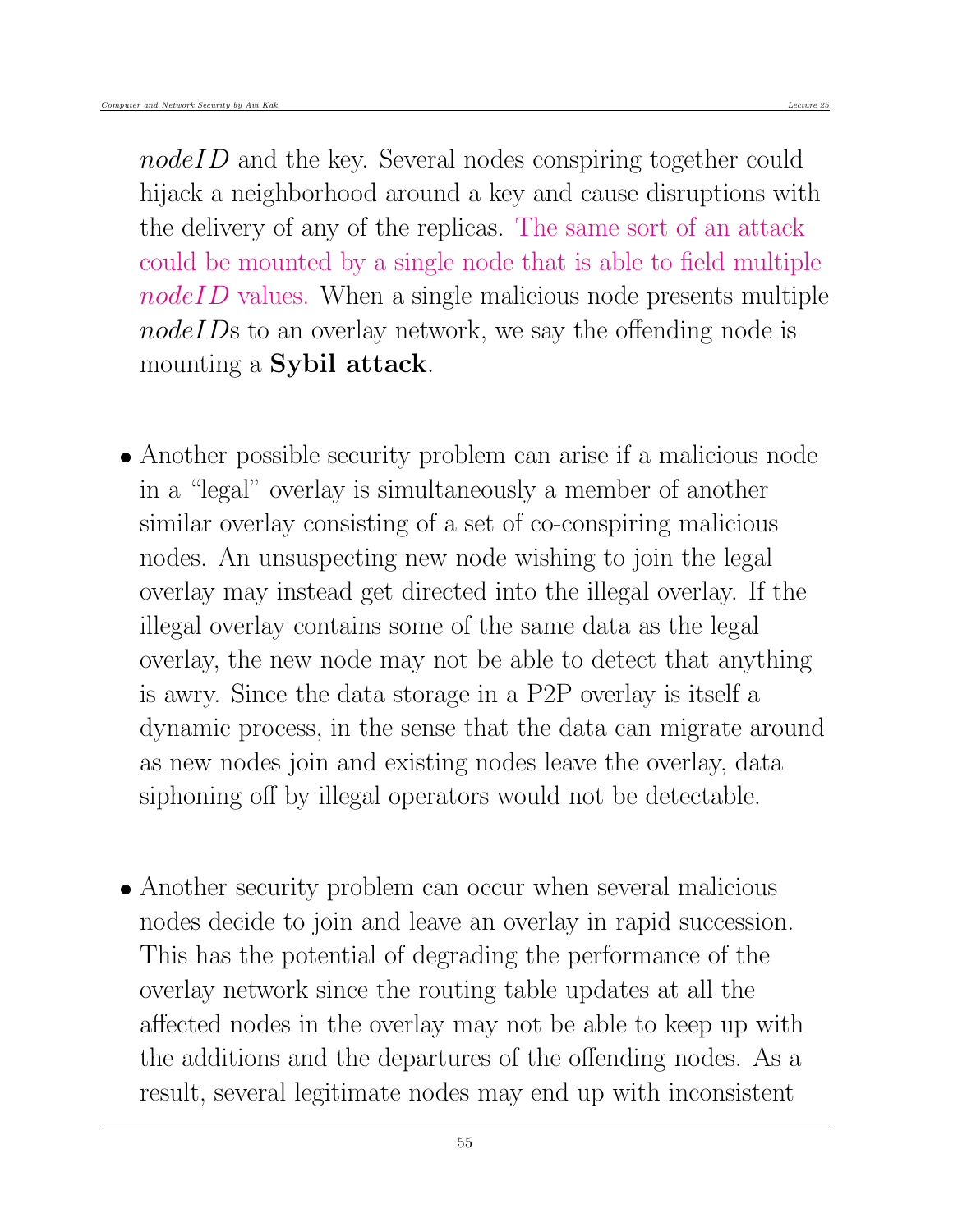*nodeID* and the key. Several nodes conspiring together could hijack a neighborhood around a key and cause disruptions with the delivery of any of the replicas. The same sort of an attack could be mounted by a single node that is able to field multiple *nodeID* values. When a single malicious node presents multiple *nodeID*s to an overlay network, we say the offending node is mounting a **Sybil attack**.

- Another possible security problem can arise if a malicious node in a "legal" overlay is simultaneously a member of another similar overlay consisting of a set of co-conspiring malicious nodes. An unsuspecting new node wishing to join the legal overlay may instead get directed into the illegal overlay. If the illegal overlay contains some of the same data as the legal overlay, the new node may not be able to detect that anything is awry. Since the data storage in a P2P overlay is itself a dynamic process, in the sense that the data can migrate around as new nodes join and existing nodes leave the overlay, data siphoning off by illegal operators would not be detectable.

- Another security problem can occur when several malicious nodes decide to join and leave an overlay in rapid succession. This has the potential of degrading the performance of the overlay network since the routing table updates at all the affected nodes in the overlay may not be able to keep up with the additions and the departures of the offending nodes. As a result, several legitimate nodes may end up with inconsistent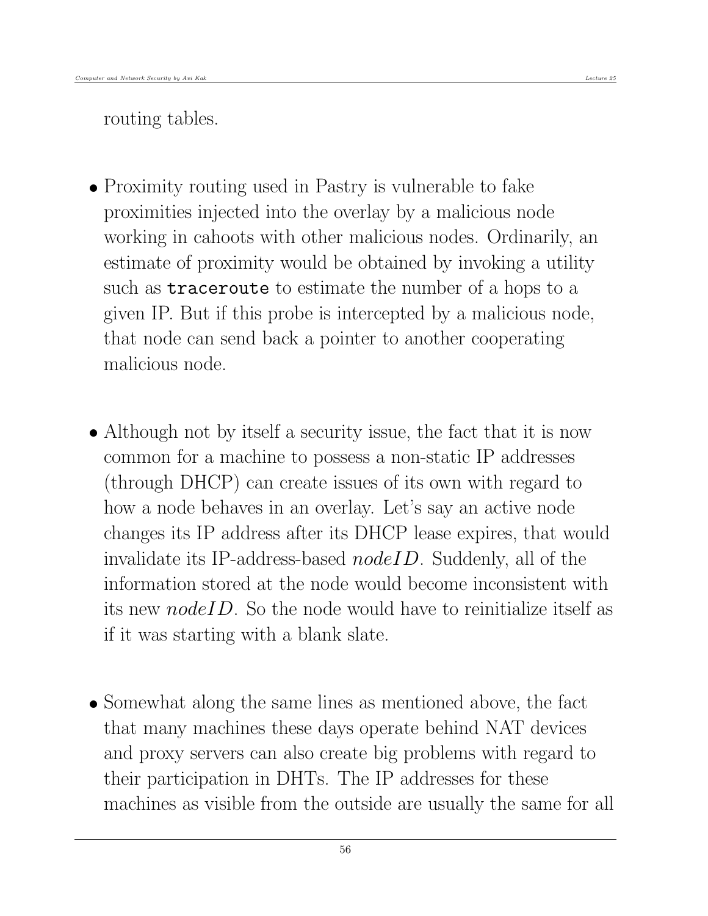routing tables.

- Proximity routing used in Pastry is vulnerable to fake proximities injected into the overlay by a malicious node working in cahoots with other malicious nodes. Ordinarily, an estimate of proximity would be obtained by invoking a utility such as `traceroute` to estimate the number of a hops to a given IP. But if this probe is intercepted by a malicious node, that node can send back a pointer to another cooperating malicious node.

- Although not by itself a security issue, the fact that it is now common for a machine to possess a non-static IP addresses (through DHCP) can create issues of its own with regard to how a node behaves in an overlay. Let's say an active node changes its IP address after its DHCP lease expires, that would invalidate its IP-address-based $nodeID$. Suddenly, all of the information stored at the node would become inconsistent with its new $nodeID$. So the node would have to reinitialize itself as if it was starting with a blank slate.

- Somewhat along the same lines as mentioned above, the fact that many machines these days operate behind NAT devices and proxy servers can also create big problems with regard to their participation in DHTs. The IP addresses for these machines as visible from the outside are usually the same for all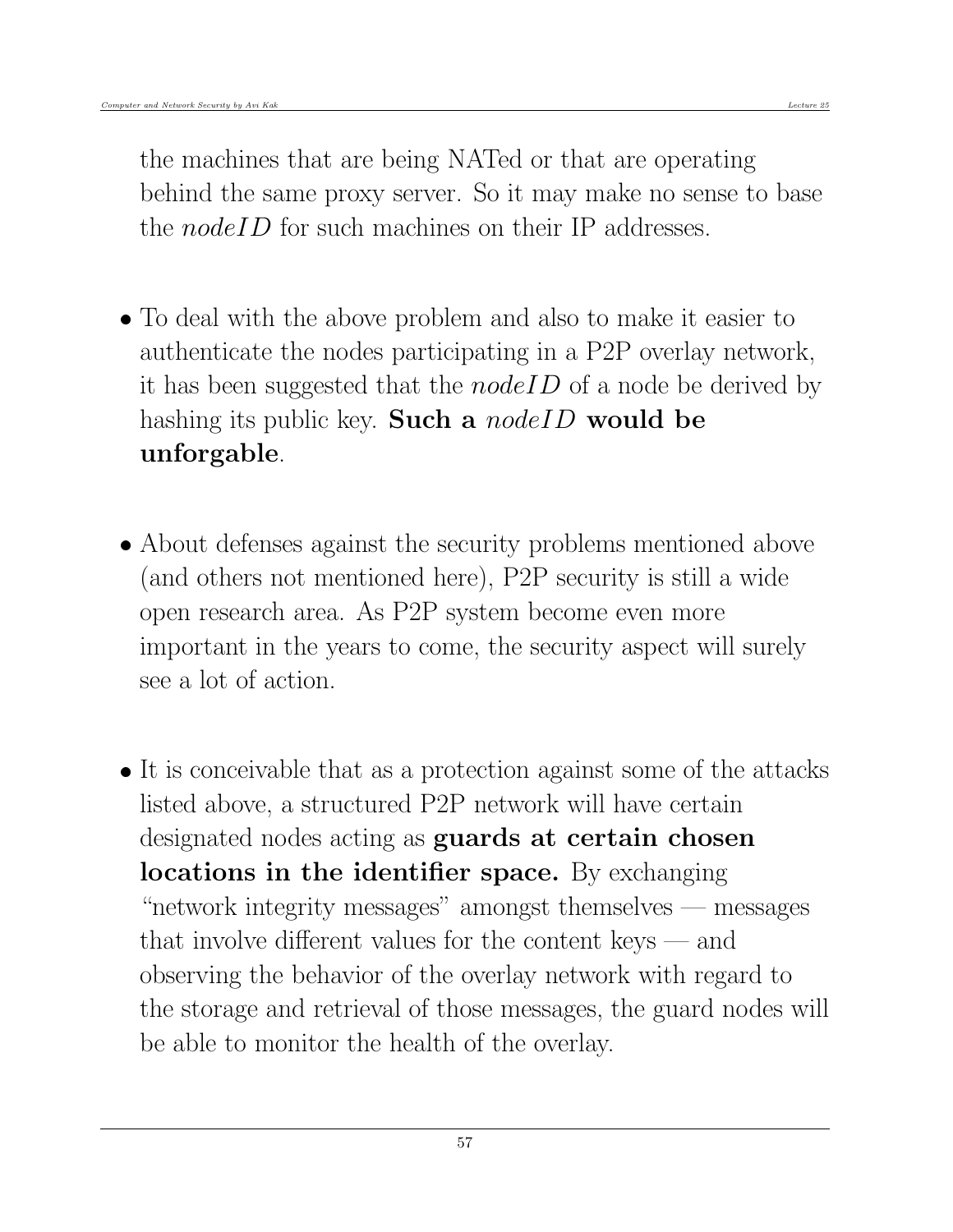the machines that are being NATed or that are operating behind the same proxy server. So it may make no sense to base the *nodeID* for such machines on their IP addresses.

- To deal with the above problem and also to make it easier to authenticate the nodes participating in a P2P overlay network, it has been suggested that the *nodeID* of a node be derived by hashing its public key. **Such a *nodeID* would be unforgable**.

- About defenses against the security problems mentioned above (and others not mentioned here), P2P security is still a wide open research area. As P2P system become even more important in the years to come, the security aspect will surely see a lot of action.

- It is conceivable that as a protection against some of the attacks listed above, a structured P2P network will have certain designated nodes acting as **guards at certain chosen locations in the identifier space.** By exchanging "network integrity messages" amongst themselves — messages that involve different values for the content keys — and observing the behavior of the overlay network with regard to the storage and retrieval of those messages, the guard nodes will be able to monitor the health of the overlay.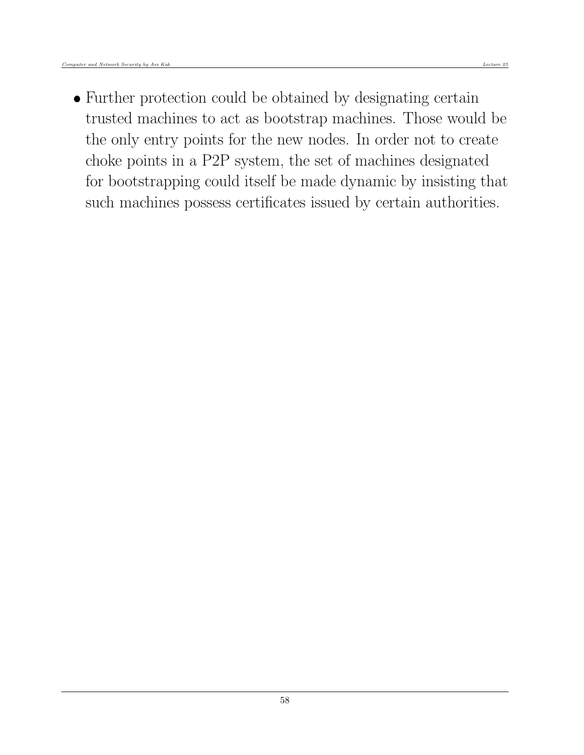- Further protection could be obtained by designating certain trusted machines to act as bootstrap machines. Those would be the only entry points for the new nodes. In order not to create choke points in a P2P system, the set of machines designated for bootstrapping could itself be made dynamic by insisting that such machines possess certificates issued by certain authorities.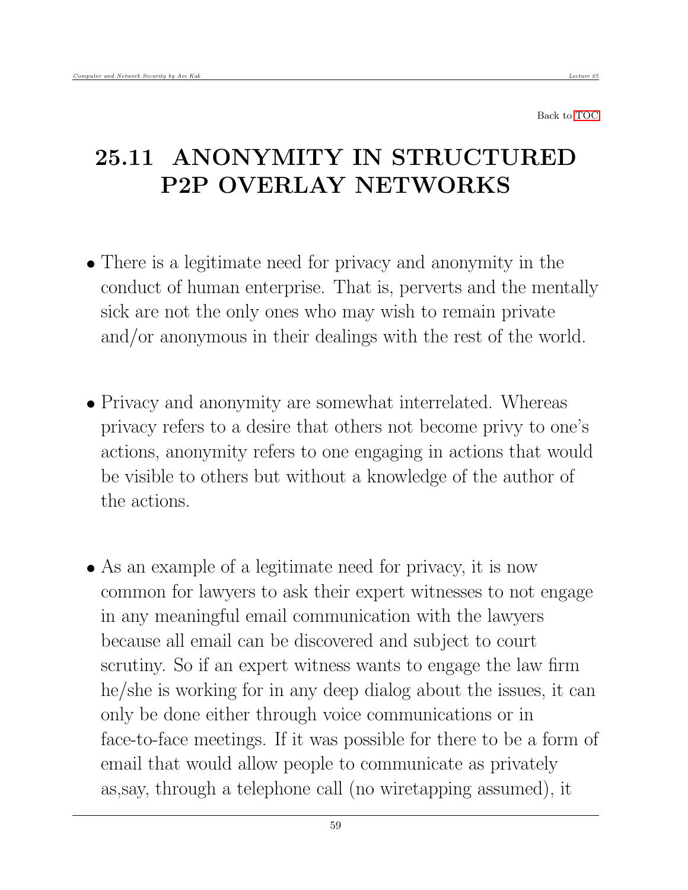Back to TOC

# 25.11 ANONYMITY IN STRUCTURED P2P OVERLAY NETWORKS

- There is a legitimate need for privacy and anonymity in the conduct of human enterprise. That is, perverts and the mentally sick are not the only ones who may wish to remain private and/or anonymous in their dealings with the rest of the world.

- Privacy and anonymity are somewhat interrelated. Whereas privacy refers to a desire that others not become privy to one's actions, anonymity refers to one engaging in actions that would be visible to others but without a knowledge of the author of the actions.

- As an example of a legitimate need for privacy, it is now common for lawyers to ask their expert witnesses to not engage in any meaningful email communication with the lawyers because all email can be discovered and subject to court scrutiny. So if an expert witness wants to engage the law firm he/she is working for in any deep dialog about the issues, it can only be done either through voice communications or in face-to-face meetings. If it was possible for there to be a form of email that would allow people to communicate as privately as,say, through a telephone call (no wiretapping assumed), it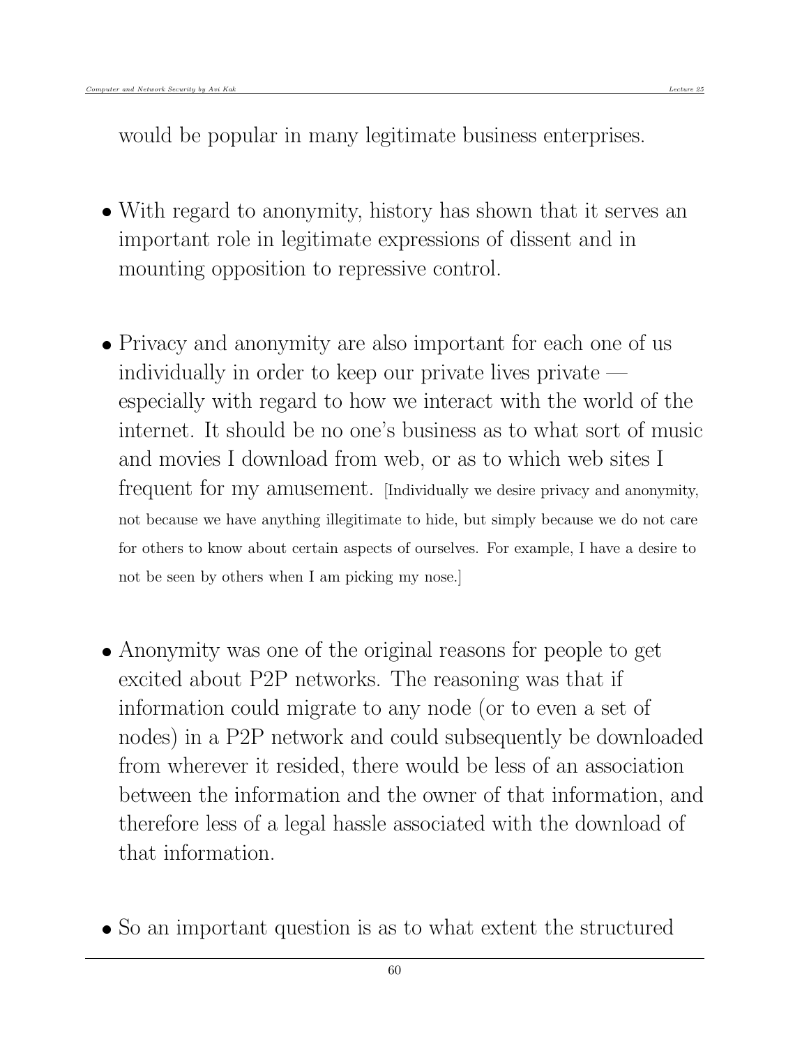would be popular in many legitimate business enterprises.

- With regard to anonymity, history has shown that it serves an important role in legitimate expressions of dissent and in mounting opposition to repressive control.

- Privacy and anonymity are also important for each one of us individually in order to keep our private lives private — especially with regard to how we interact with the world of the internet. It should be no one's business as to what sort of music and movies I download from web, or as to which web sites I frequent for my amusement. [Individually we desire privacy and anonymity, not because we have anything illegitimate to hide, but simply because we do not care for others to know about certain aspects of ourselves. For example, I have a desire to not be seen by others when I am picking my nose.]

- Anonymity was one of the original reasons for people to get excited about P2P networks. The reasoning was that if information could migrate to any node (or to even a set of nodes) in a P2P network and could subsequently be downloaded from wherever it resided, there would be less of an association between the information and the owner of that information, and therefore less of a legal hassle associated with the download of that information.

- So an important question is as to what extent the structured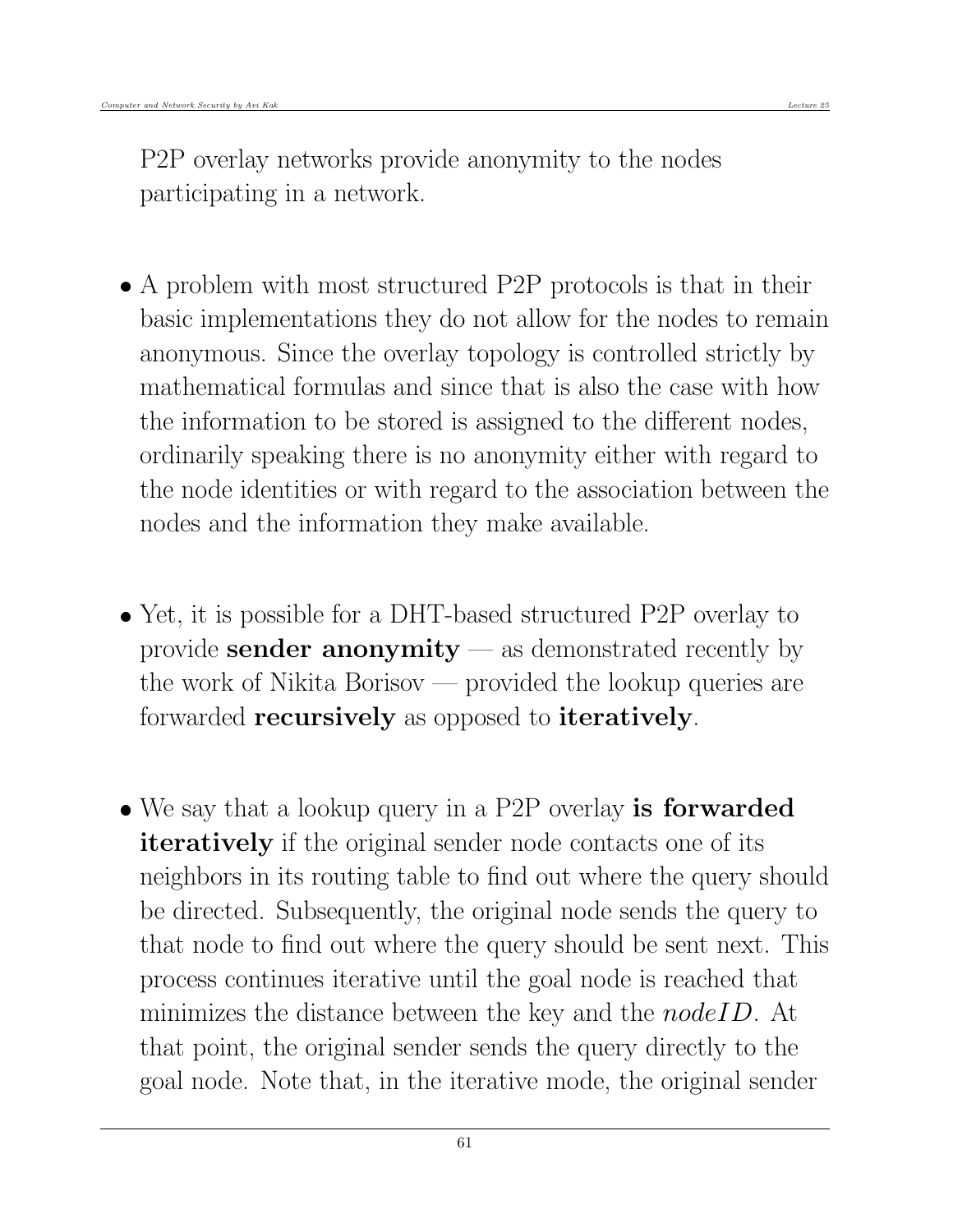P2P overlay networks provide anonymity to the nodes participating in a network.

- A problem with most structured P2P protocols is that in their basic implementations they do not allow for the nodes to remain anonymous. Since the overlay topology is controlled strictly by mathematical formulas and since that is also the case with how the information to be stored is assigned to the different nodes, ordinarily speaking there is no anonymity either with regard to the node identities or with regard to the association between the nodes and the information they make available.

- Yet, it is possible for a DHT-based structured P2P overlay to provide **sender anonymity** — as demonstrated recently by the work of Nikita Borisov — provided the lookup queries are forwarded **recursively** as opposed to **iteratively**.

- We say that a lookup query in a P2P overlay **is forwarded iteratively** if the original sender node contacts one of its neighbors in its routing table to find out where the query should be directed. Subsequently, the original node sends the query to that node to find out where the query should be sent next. This process continues iterative until the goal node is reached that minimizes the distance between the key and the $nodeID$. At that point, the original sender sends the query directly to the goal node. Note that, in the iterative mode, the original sender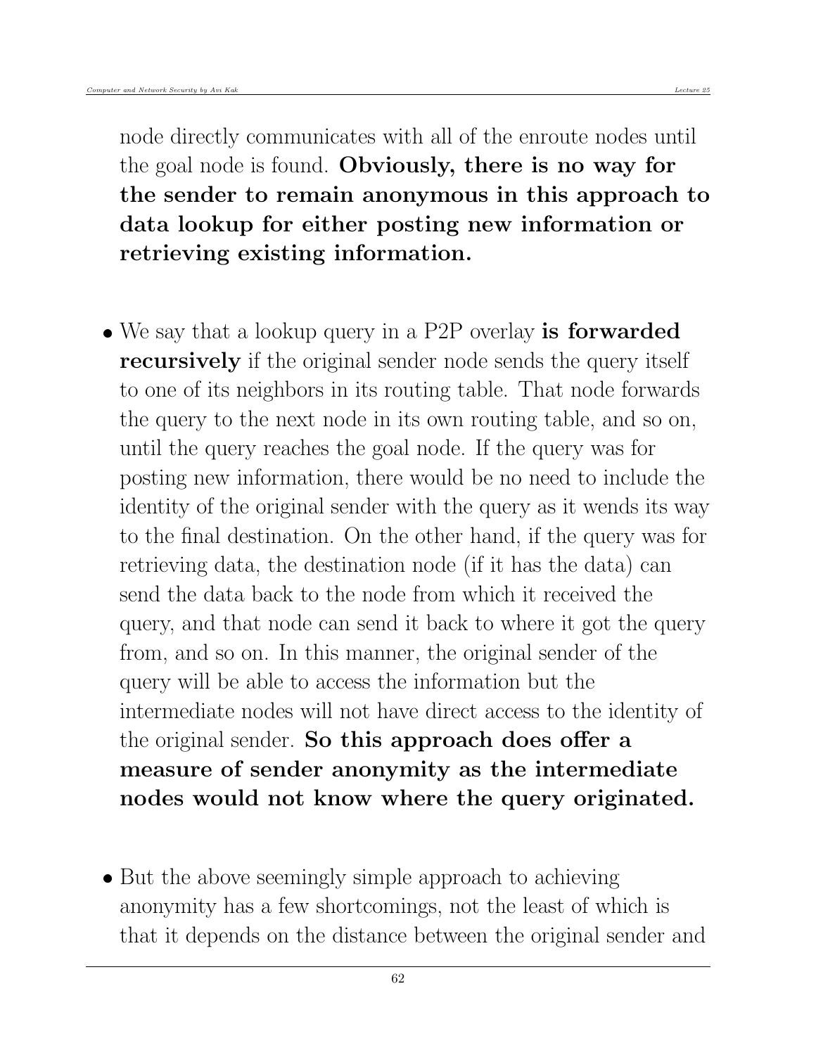node directly communicates with all of the enroute nodes until the goal node is found. **Obviously, there is no way for the sender to remain anonymous in this approach to data lookup for either posting new information or retrieving existing information.**

- We say that a lookup query in a P2P overlay **is forwarded recursively** if the original sender node sends the query itself to one of its neighbors in its routing table. That node forwards the query to the next node in its own routing table, and so on, until the query reaches the goal node. If the query was for posting new information, there would be no need to include the identity of the original sender with the query as it wends its way to the final destination. On the other hand, if the query was for retrieving data, the destination node (if it has the data) can send the data back to the node from which it received the query, and that node can send it back to where it got the query from, and so on. In this manner, the original sender of the query will be able to access the information but the intermediate nodes will not have direct access to the identity of the original sender. **So this approach does offer a measure of sender anonymity as the intermediate nodes would not know where the query originated.**

- But the above seemingly simple approach to achieving anonymity has a few shortcomings, not the least of which is that it depends on the distance between the original sender and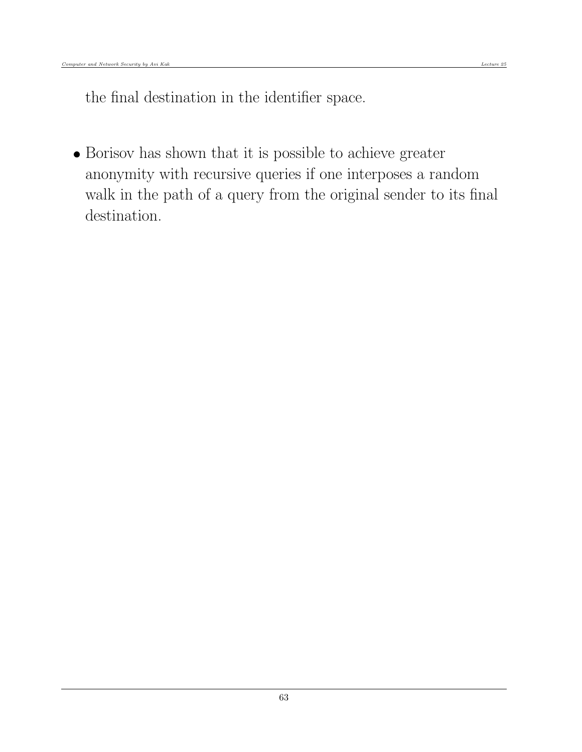the final destination in the identifier space.

- Borisov has shown that it is possible to achieve greater anonymity with recursive queries if one interposes a random walk in the path of a query from the original sender to its final destination.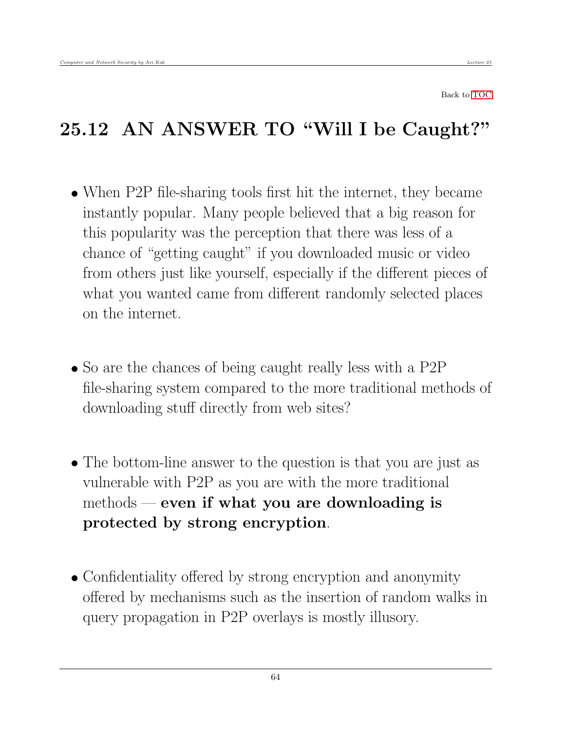Back to TOC

## 25.12 AN ANSWER TO "Will I be Caught?"

- When P2P file-sharing tools first hit the internet, they became instantly popular. Many people believed that a big reason for this popularity was the perception that there was less of a chance of "getting caught" if you downloaded music or video from others just like yourself, especially if the different pieces of what you wanted came from different randomly selected places on the internet.

- So are the chances of being caught really less with a P2P file-sharing system compared to the more traditional methods of downloading stuff directly from web sites?

- The bottom-line answer to the question is that you are just as vulnerable with P2P as you are with the more traditional methods — **even if what you are downloading is protected by strong encryption**.

- Confidentiality offered by strong encryption and anonymity offered by mechanisms such as the insertion of random walks in query propagation in P2P overlays is mostly illusory.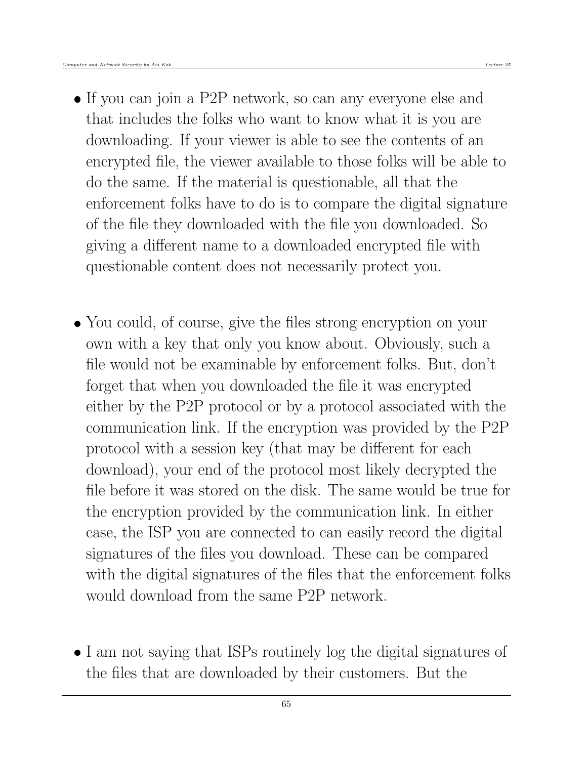- If you can join a P2P network, so can any everyone else and that includes the folks who want to know what it is you are downloading. If your viewer is able to see the contents of an encrypted file, the viewer available to those folks will be able to do the same. If the material is questionable, all that the enforcement folks have to do is to compare the digital signature of the file they downloaded with the file you downloaded. So giving a different name to a downloaded encrypted file with questionable content does not necessarily protect you.

- You could, of course, give the files strong encryption on your own with a key that only you know about. Obviously, such a file would not be examinable by enforcement folks. But, don't forget that when you downloaded the file it was encrypted either by the P2P protocol or by a protocol associated with the communication link. If the encryption was provided by the P2P protocol with a session key (that may be different for each download), your end of the protocol most likely decrypted the file before it was stored on the disk. The same would be true for the encryption provided by the communication link. In either case, the ISP you are connected to can easily record the digital signatures of the files you download. These can be compared with the digital signatures of the files that the enforcement folks would download from the same P2P network.

- I am not saying that ISPs routinely log the digital signatures of the files that are downloaded by their customers. But the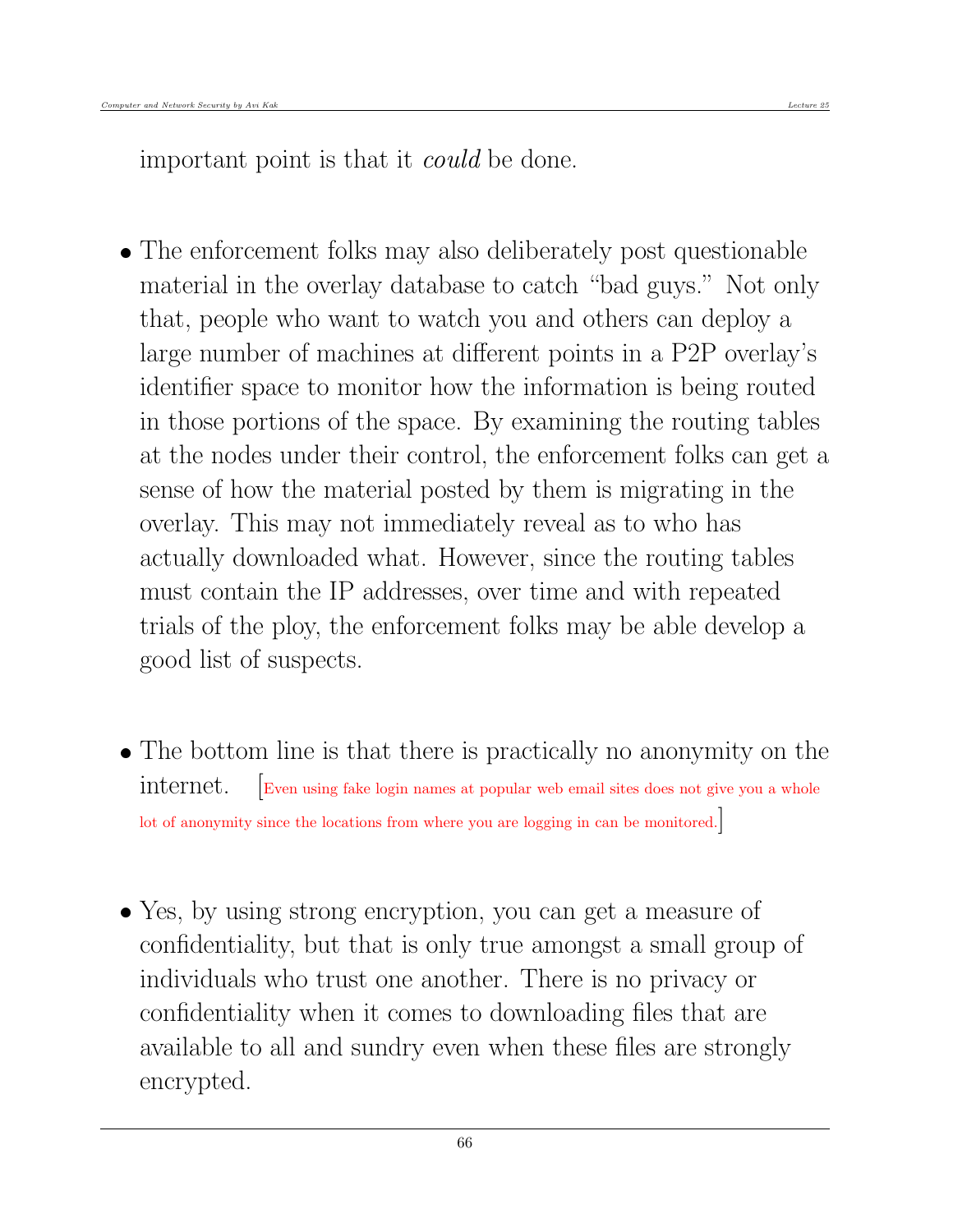important point is that it *could* be done.

- The enforcement folks may also deliberately post questionable material in the overlay database to catch "bad guys." Not only that, people who want to watch you and others can deploy a large number of machines at different points in a P2P overlay's identifier space to monitor how the information is being routed in those portions of the space. By examining the routing tables at the nodes under their control, the enforcement folks can get a sense of how the material posted by them is migrating in the overlay. This may not immediately reveal as to who has actually downloaded what. However, since the routing tables must contain the IP addresses, over time and with repeated trials of the ploy, the enforcement folks may be able develop a good list of suspects.

- The bottom line is that there is practically no anonymity on the internet. [Even using fake login names at popular web email sites does not give you a whole lot of anonymity since the locations from where you are logging in can be monitored.]

- Yes, by using strong encryption, you can get a measure of confidentiality, but that is only true amongst a small group of individuals who trust one another. There is no privacy or confidentiality when it comes to downloading files that are available to all and sundry even when these files are strongly encrypted.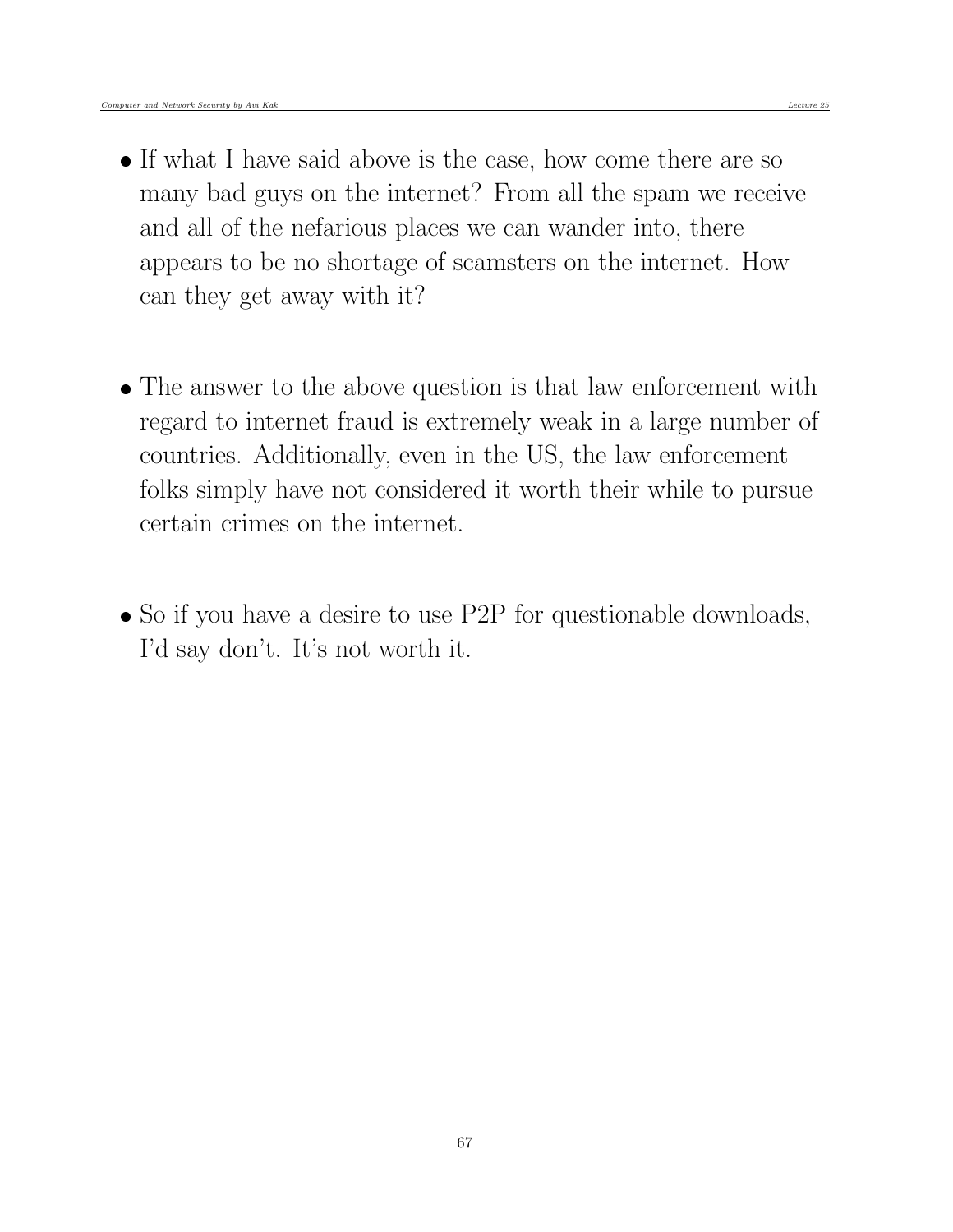- If what I have said above is the case, how come there are so many bad guys on the internet? From all the spam we receive and all of the nefarious places we can wander into, there appears to be no shortage of scamsters on the internet. How can they get away with it?

- The answer to the above question is that law enforcement with regard to internet fraud is extremely weak in a large number of countries. Additionally, even in the US, the law enforcement folks simply have not considered it worth their while to pursue certain crimes on the internet.

- So if you have a desire to use P2P for questionable downloads, I'd say don't. It's not worth it.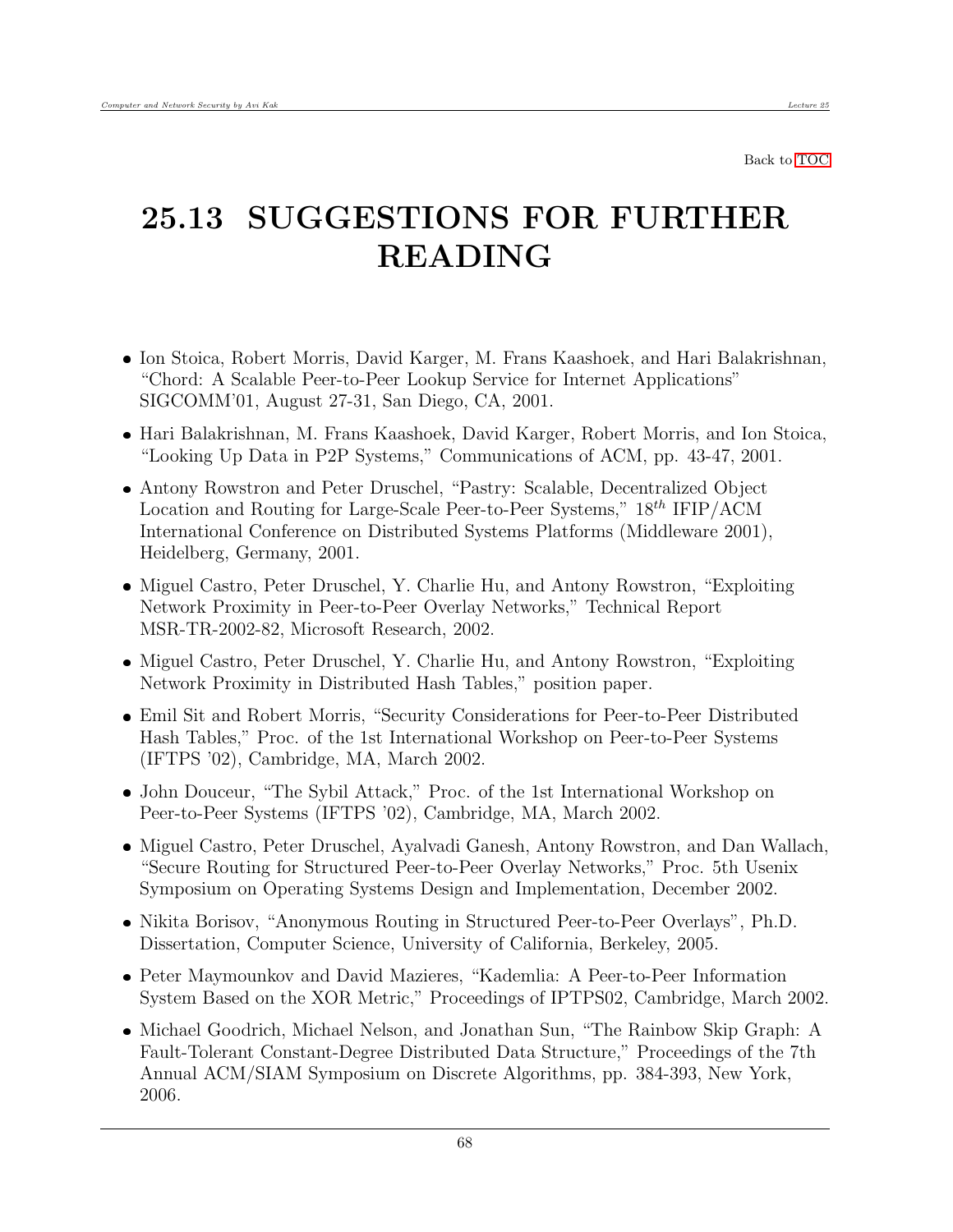Back to TOC

# 25.13 SUGGESTIONS FOR FURTHER READING

- Ion Stoica, Robert Morris, David Karger, M. Frans Kaashoek, and Hari Balakrishnan, "Chord: A Scalable Peer-to-Peer Lookup Service for Internet Applications" SIGCOMM'01, August 27-31, San Diego, CA, 2001.
- Hari Balakrishnan, M. Frans Kaashoek, David Karger, Robert Morris, and Ion Stoica, "Looking Up Data in P2P Systems," Communications of ACM, pp. 43-47, 2001.
- Antony Rowstron and Peter Druschel, "Pastry: Scalable, Decentralized Object Location and Routing for Large-Scale Peer-to-Peer Systems," $18^{th}$ IFIP/ACM International Conference on Distributed Systems Platforms (Middleware 2001), Heidelberg, Germany, 2001.
- Miguel Castro, Peter Druschel, Y. Charlie Hu, and Antony Rowstron, "Exploiting Network Proximity in Peer-to-Peer Overlay Networks," Technical Report MSR-TR-2002-82, Microsoft Research, 2002.
- Miguel Castro, Peter Druschel, Y. Charlie Hu, and Antony Rowstron, "Exploiting Network Proximity in Distributed Hash Tables," position paper.
- Emil Sit and Robert Morris, "Security Considerations for Peer-to-Peer Distributed Hash Tables," Proc. of the 1st International Workshop on Peer-to-Peer Systems (IFTPS '02), Cambridge, MA, March 2002.
- John Douceur, "The Sybil Attack," Proc. of the 1st International Workshop on Peer-to-Peer Systems (IFTPS '02), Cambridge, MA, March 2002.
- Miguel Castro, Peter Druschel, Ayalvadi Ganesh, Antony Rowstron, and Dan Wallach, "Secure Routing for Structured Peer-to-Peer Overlay Networks," Proc. 5th Usenix Symposium on Operating Systems Design and Implementation, December 2002.
- Nikita Borisov, "Anonymous Routing in Structured Peer-to-Peer Overlays", Ph.D. Dissertation, Computer Science, University of California, Berkeley, 2005.
- Peter Maymounkov and David Mazieres, "Kademlia: A Peer-to-Peer Information System Based on the XOR Metric," Proceedings of IPTPS02, Cambridge, March 2002.
- Michael Goodrich, Michael Nelson, and Jonathan Sun, "The Rainbow Skip Graph: A Fault-Tolerant Constant-Degree Distributed Data Structure," Proceedings of the 7th Annual ACM/SIAM Symposium on Discrete Algorithms, pp. 384-393, New York, 2006.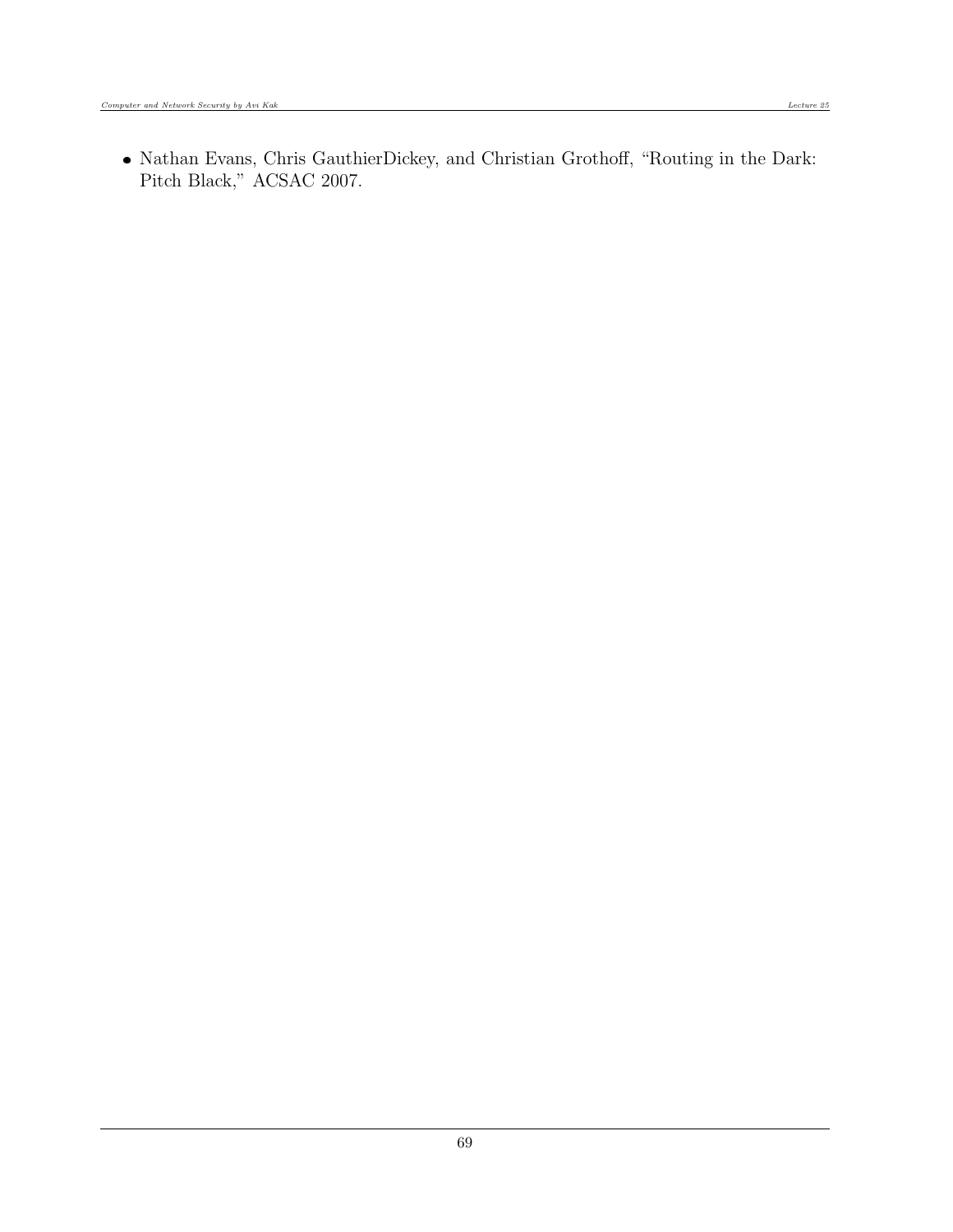- Nathan Evans, Chris GauthierDickey, and Christian Grothoff, “Routing in the Dark: Pitch Black,” ACSAC 2007.